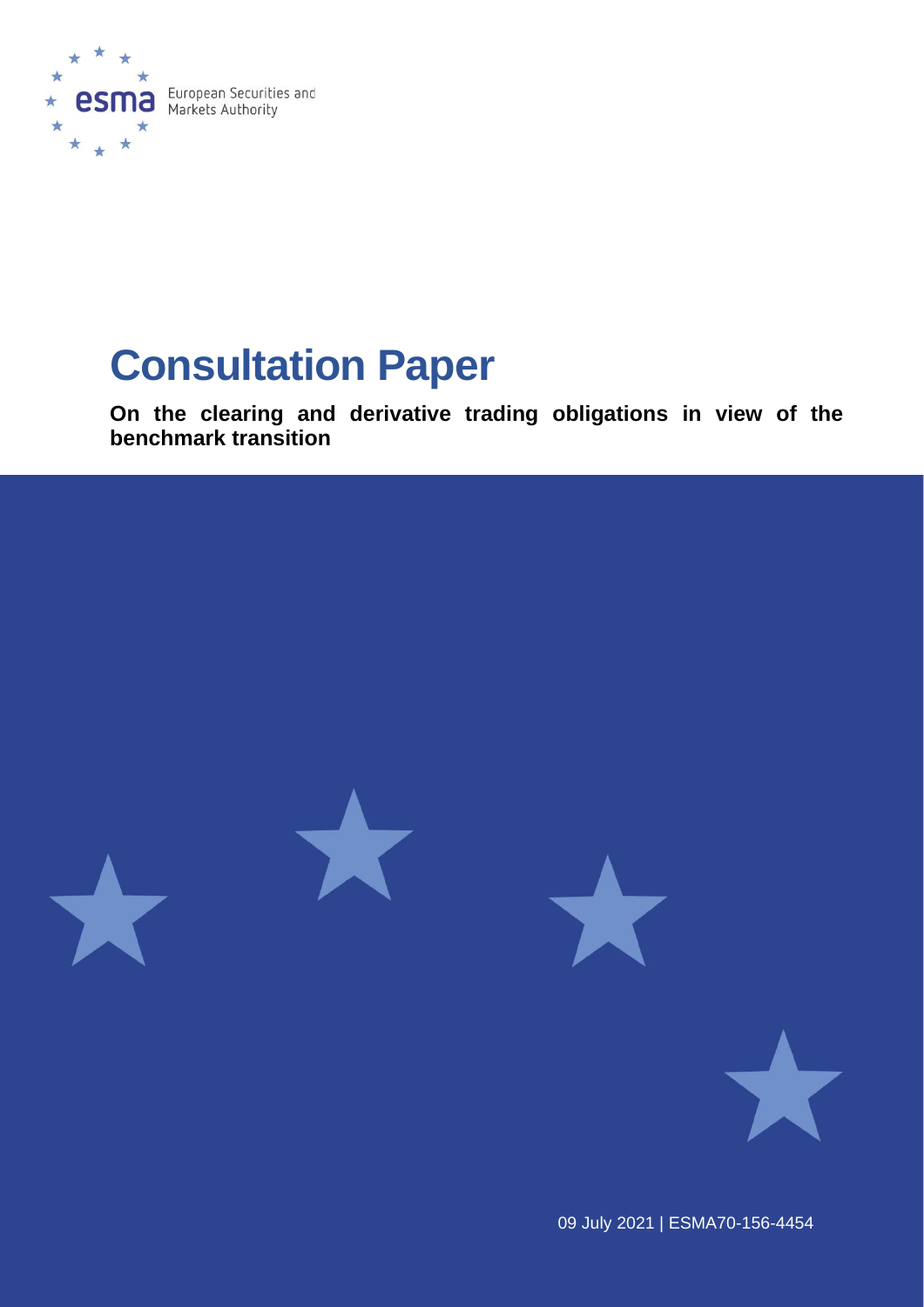European Securities and Markets Authority

# Consultation Paper

**On the clearing and derivative trading obligations in view of the benchmark transition**

09 July 2021 | ESMA70-156-4454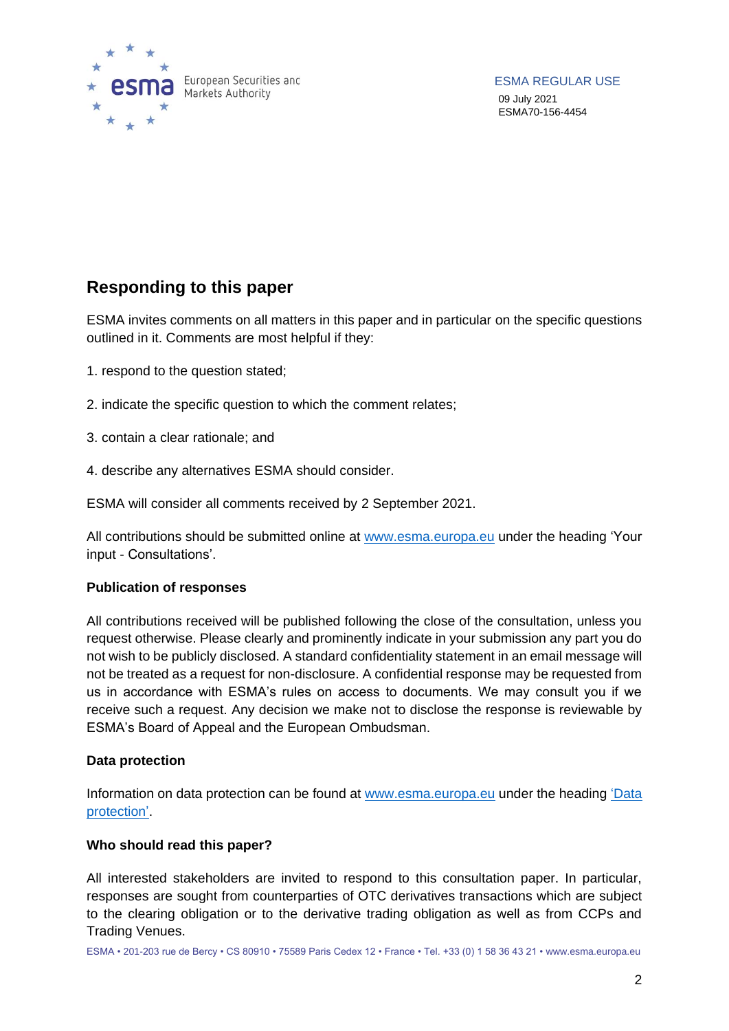## Responding to this paper

ESMA invites comments on all matters in this paper and in particular on the specific questions outlined in it. Comments are most helpful if they:

1. respond to the question stated;

2. indicate the specific question to which the comment relates;

3. contain a clear rationale; and

4. describe any alternatives ESMA should consider.

ESMA will consider all comments received by 2 September 2021.

All contributions should be submitted online at www.esma.europa.eu under the heading 'Your input - Consultations'.

### Publication of responses

All contributions received will be published following the close of the consultation, unless you request otherwise. Please clearly and prominently indicate in your submission any part you do not wish to be publicly disclosed. A standard confidentiality statement in an email message will not be treated as a request for non-disclosure. A confidential response may be requested from us in accordance with ESMA's rules on access to documents. We may consult you if we receive such a request. Any decision we make not to disclose the response is reviewable by ESMA's Board of Appeal and the European Ombudsman.

### Data protection

Information on data protection can be found at www.esma.europa.eu under the heading 'Data protection'.

### Who should read this paper?

All interested stakeholders are invited to respond to this consultation paper. In particular, responses are sought from counterparties of OTC derivatives transactions which are subject to the clearing obligation or to the derivative trading obligation as well as from CCPs and Trading Venues.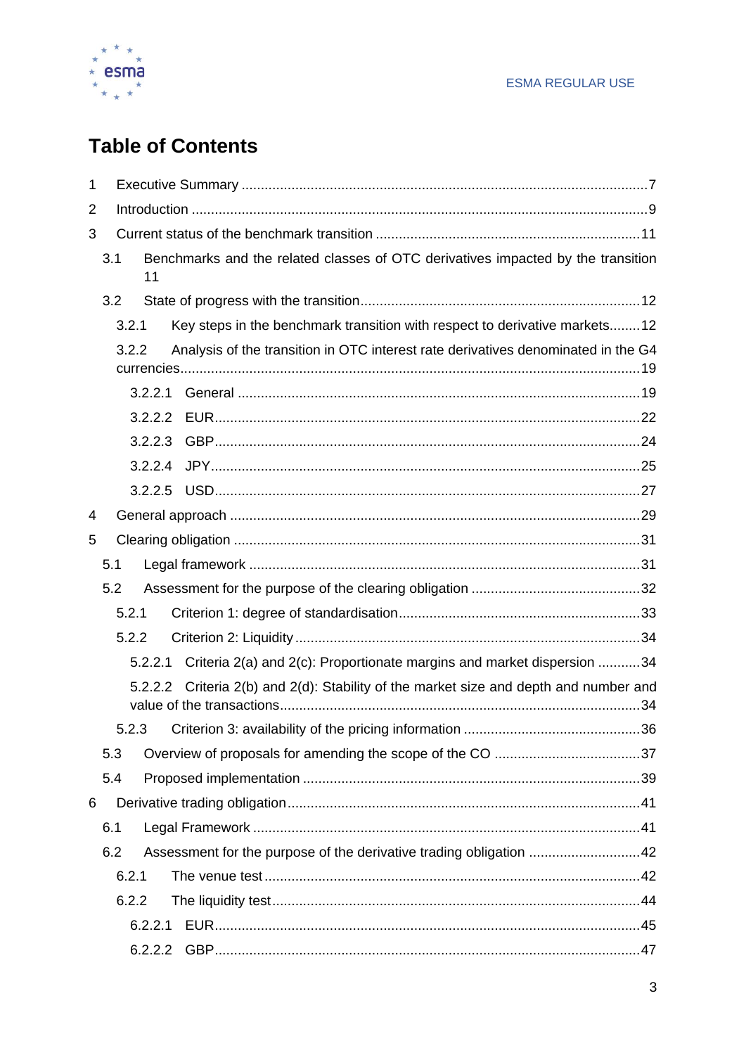# Table of Contents

1 Executive Summary ........................................................................................................7

2 Introduction .....................................................................................................................9

3 Current status of the benchmark transition ....................................................................11

 3.1 Benchmarks and the related classes of OTC derivatives impacted by the transition 11

 3.2 State of progress with the transition........................................................................12

  3.2.1 Key steps in the benchmark transition with respect to derivative markets........12

  3.2.2 Analysis of the transition in OTC interest rate derivatives denominated in the G4 currencies.......................................................................................................................19

   3.2.2.1 General ........................................................................................................19

   3.2.2.2 EUR.............................................................................................................22

   3.2.2.3 GBP.............................................................................................................24

   3.2.2.4 JPY..............................................................................................................25

   3.2.2.5 USD.............................................................................................................27

4 General approach .........................................................................................................29

5 Clearing obligation ........................................................................................................31

 5.1 Legal framework ....................................................................................................31

 5.2 Assessment for the purpose of the clearing obligation ............................................32

  5.2.1 Criterion 1: degree of standardisation..............................................................33

  5.2.2 Criterion 2: Liquidity .........................................................................................34

   5.2.2.1 Criteria 2(a) and 2(c): Proportionate margins and market dispersion ...........34

   5.2.2.2 Criteria 2(b) and 2(d): Stability of the market size and depth and number and value of the transactions.............................................................................................34

  5.2.3 Criterion 3: availability of the pricing information .............................................36

 5.3 Overview of proposals for amending the scope of the CO ......................................37

 5.4 Proposed implementation .......................................................................................39

6 Derivative trading obligation...........................................................................................41

 6.1 Legal Framework ....................................................................................................41

 6.2 Assessment for the purpose of the derivative trading obligation .............................42

  6.2.1 The venue test .................................................................................................42

  6.2.2 The liquidity test...............................................................................................44

   6.2.2.1 EUR.............................................................................................................45

   6.2.2.2 GBP.............................................................................................................47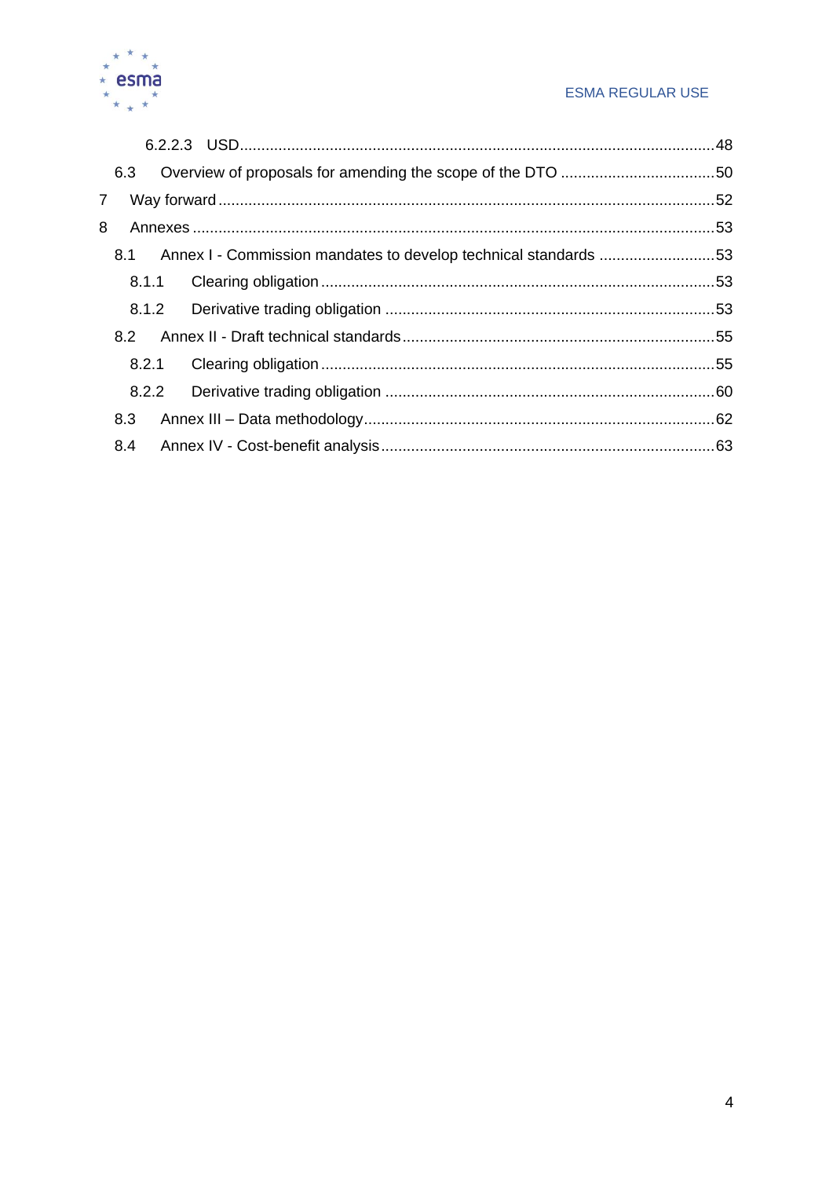6.2.2.3 USD ....................................................................................................... 48

6.3 Overview of proposals for amending the scope of the DTO .................................... 50

7 Way forward ..................................................................................................................... 52

8 Annexes ............................................................................................................................ 53

8.1 Annex I - Commission mandates to develop technical standards ........................... 53

8.1.1 Clearing obligation ........................................................................................... 53

8.1.2 Derivative trading obligation ............................................................................ 53

8.2 Annex II - Draft technical standards ......................................................................... 55

8.2.1 Clearing obligation ........................................................................................... 55

8.2.2 Derivative trading obligation ............................................................................ 60

8.3 Annex III – Data methodology .................................................................................. 62

8.4 Annex IV - Cost-benefit analysis .............................................................................. 63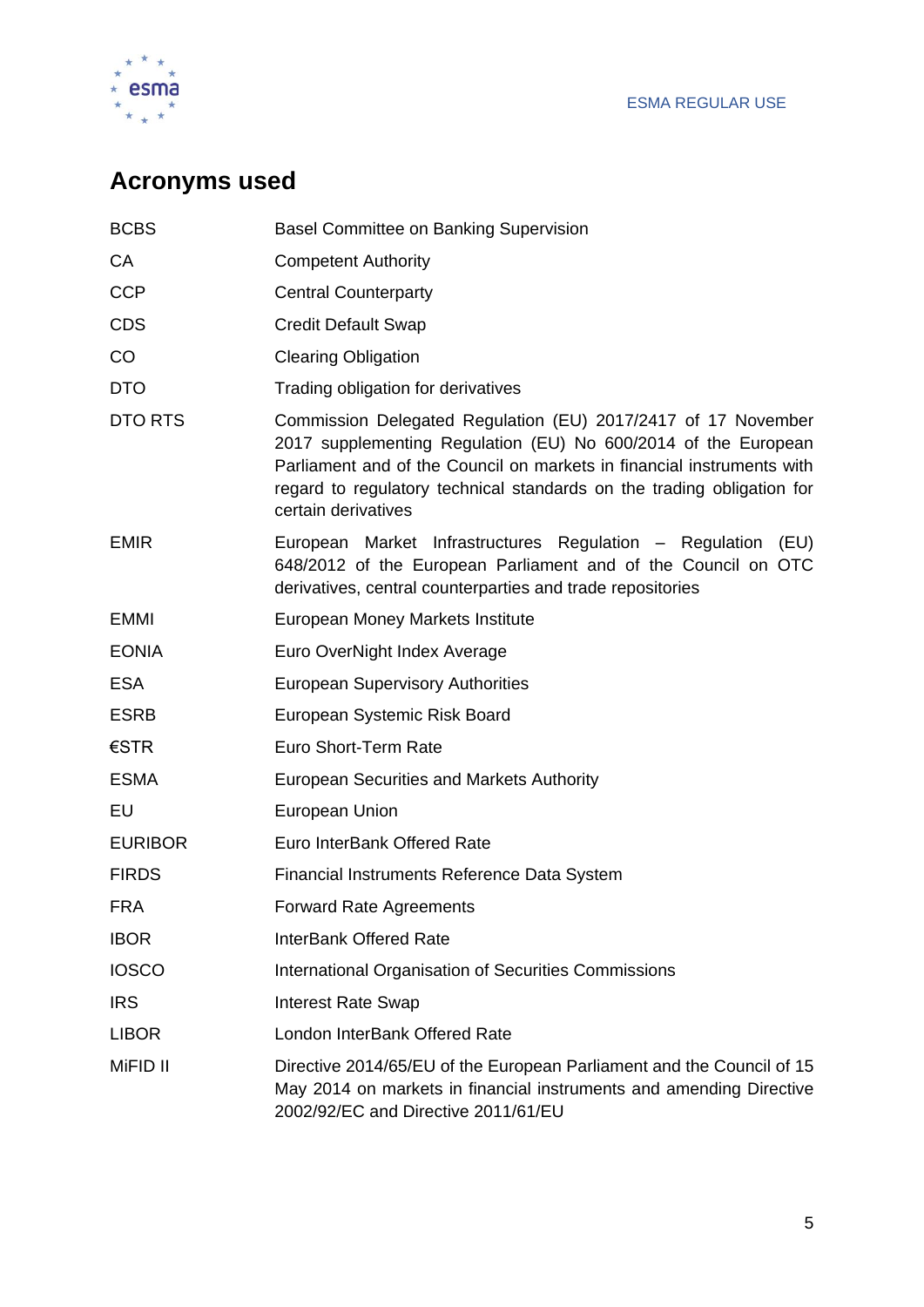## Acronyms used

| | |
|---|---|
| BCBS | Basel Committee on Banking Supervision |
| CA | Competent Authority |
| CCP | Central Counterparty |
| CDS | Credit Default Swap |
| CO | Clearing Obligation |
| DTO | Trading obligation for derivatives |
| DTO RTS | Commission Delegated Regulation (EU) 2017/2417 of 17 November 2017 supplementing Regulation (EU) No 600/2014 of the European Parliament and of the Council on markets in financial instruments with regard to regulatory technical standards on the trading obligation for certain derivatives |
| EMIR | European Market Infrastructures Regulation – Regulation (EU) 648/2012 of the European Parliament and of the Council on OTC derivatives, central counterparties and trade repositories |
| EMMI | European Money Markets Institute |
| EONIA | Euro OverNight Index Average |
| ESA | European Supervisory Authorities |
| ESRB | European Systemic Risk Board |
| €STR | Euro Short-Term Rate |
| ESMA | European Securities and Markets Authority |
| EU | European Union |
| EURIBOR | Euro InterBank Offered Rate |
| FIRDS | Financial Instruments Reference Data System |
| FRA | Forward Rate Agreements |
| IBOR | InterBank Offered Rate |
| IOSCO | International Organisation of Securities Commissions |
| IRS | Interest Rate Swap |
| LIBOR | London InterBank Offered Rate |
| MiFID II | Directive 2014/65/EU of the European Parliament and the Council of 15 May 2014 on markets in financial instruments and amending Directive 2002/92/EC and Directive 2011/61/EU |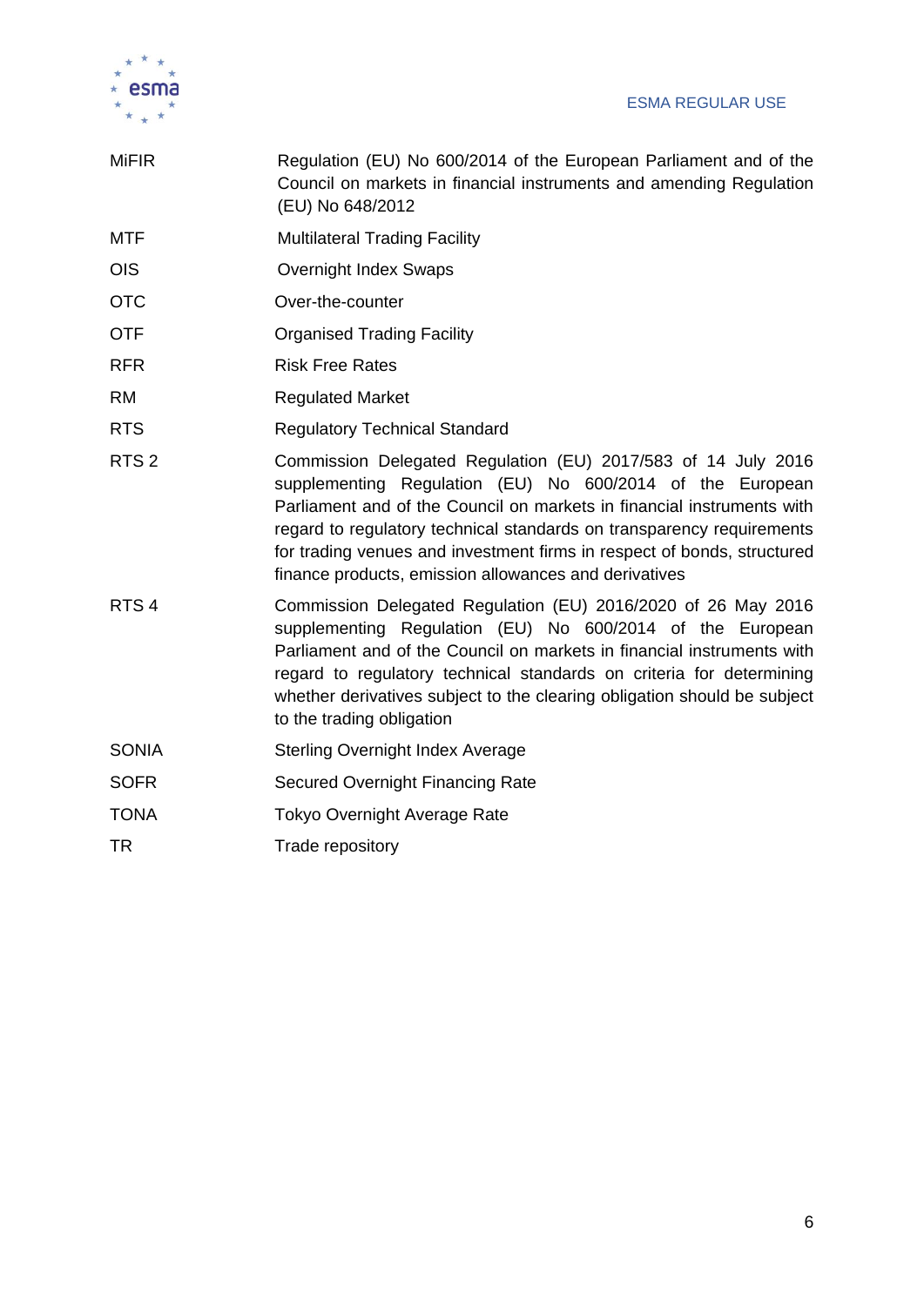| | |
|---|---|
| MiFIR | Regulation (EU) No 600/2014 of the European Parliament and of the Council on markets in financial instruments and amending Regulation (EU) No 648/2012 |
| MTF | Multilateral Trading Facility |
| OIS | Overnight Index Swaps |
| OTC | Over-the-counter |
| OTF | Organised Trading Facility |
| RFR | Risk Free Rates |
| RM | Regulated Market |
| RTS | Regulatory Technical Standard |
| RTS 2 | Commission Delegated Regulation (EU) 2017/583 of 14 July 2016 supplementing Regulation (EU) No 600/2014 of the European Parliament and of the Council on markets in financial instruments with regard to regulatory technical standards on transparency requirements for trading venues and investment firms in respect of bonds, structured finance products, emission allowances and derivatives |
| RTS 4 | Commission Delegated Regulation (EU) 2016/2020 of 26 May 2016 supplementing Regulation (EU) No 600/2014 of the European Parliament and of the Council on markets in financial instruments with regard to regulatory technical standards on criteria for determining whether derivatives subject to the clearing obligation should be subject to the trading obligation |
| SONIA | Sterling Overnight Index Average |
| SOFR | Secured Overnight Financing Rate |
| TONA | Tokyo Overnight Average Rate |
| TR | Trade repository |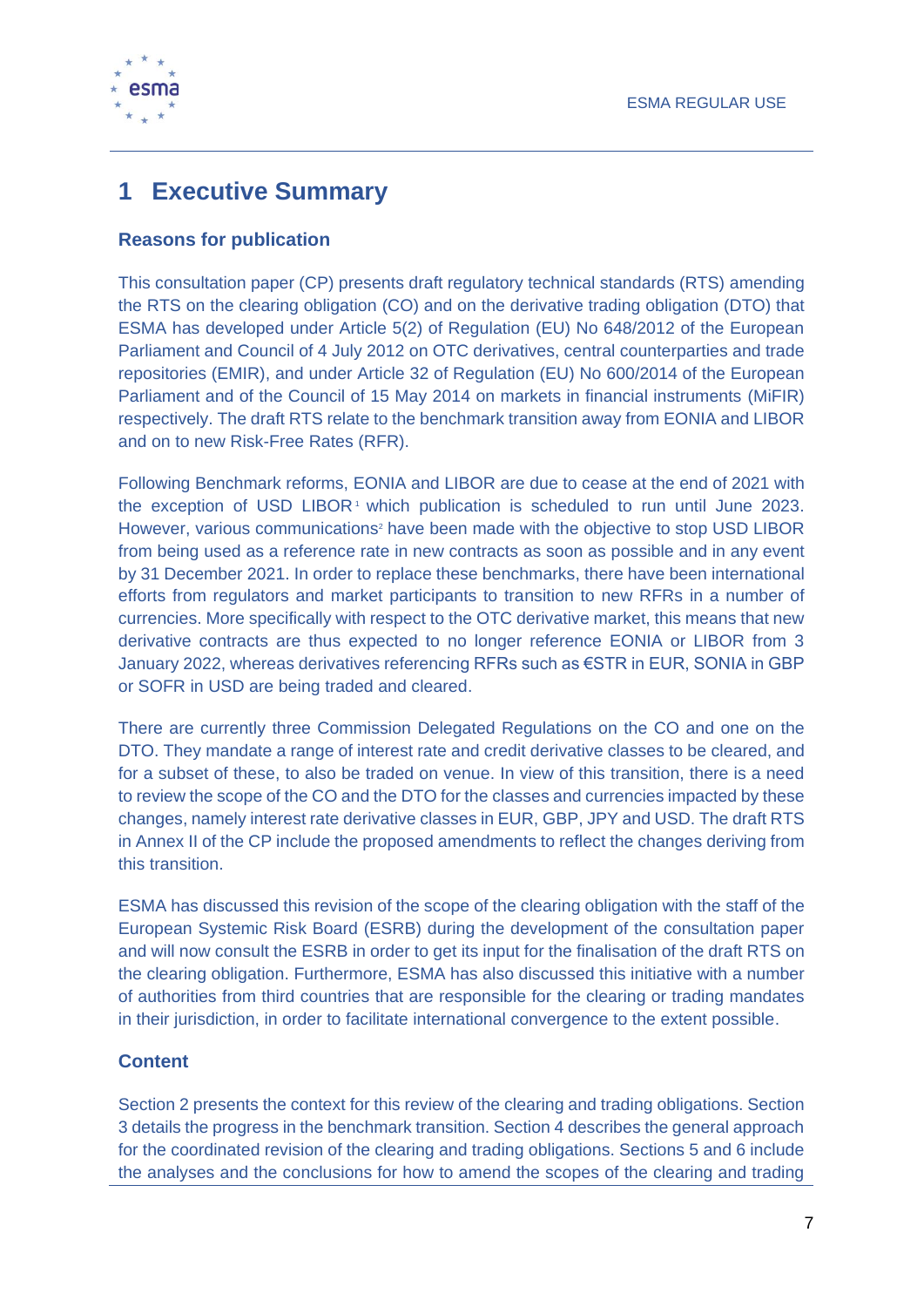# 1 Executive Summary

### Reasons for publication

This consultation paper (CP) presents draft regulatory technical standards (RTS) amending the RTS on the clearing obligation (CO) and on the derivative trading obligation (DTO) that ESMA has developed under Article 5(2) of Regulation (EU) No 648/2012 of the European Parliament and Council of 4 July 2012 on OTC derivatives, central counterparties and trade repositories (EMIR), and under Article 32 of Regulation (EU) No 600/2014 of the European Parliament and of the Council of 15 May 2014 on markets in financial instruments (MiFIR) respectively. The draft RTS relate to the benchmark transition away from EONIA and LIBOR and on to new Risk-Free Rates (RFR).

Following Benchmark reforms, EONIA and LIBOR are due to cease at the end of 2021 with the exception of USD LIBOR[1] which publication is scheduled to run until June 2023. However, various communications[2] have been made with the objective to stop USD LIBOR from being used as a reference rate in new contracts as soon as possible and in any event by 31 December 2021. In order to replace these benchmarks, there have been international efforts from regulators and market participants to transition to new RFRs in a number of currencies. More specifically with respect to the OTC derivative market, this means that new derivative contracts are thus expected to no longer reference EONIA or LIBOR from 3 January 2022, whereas derivatives referencing RFRs such as €STR in EUR, SONIA in GBP or SOFR in USD are being traded and cleared.

There are currently three Commission Delegated Regulations on the CO and one on the DTO. They mandate a range of interest rate and credit derivative classes to be cleared, and for a subset of these, to also be traded on venue. In view of this transition, there is a need to review the scope of the CO and the DTO for the classes and currencies impacted by these changes, namely interest rate derivative classes in EUR, GBP, JPY and USD. The draft RTS in Annex II of the CP include the proposed amendments to reflect the changes deriving from this transition.

ESMA has discussed this revision of the scope of the clearing obligation with the staff of the European Systemic Risk Board (ESRB) during the development of the consultation paper and will now consult the ESRB in order to get its input for the finalisation of the draft RTS on the clearing obligation. Furthermore, ESMA has also discussed this initiative with a number of authorities from third countries that are responsible for the clearing or trading mandates in their jurisdiction, in order to facilitate international convergence to the extent possible.

### Content

Section 2 presents the context for this review of the clearing and trading obligations. Section 3 details the progress in the benchmark transition. Section 4 describes the general approach for the coordinated revision of the clearing and trading obligations. Sections 5 and 6 include the analyses and the conclusions for how to amend the scopes of the clearing and trading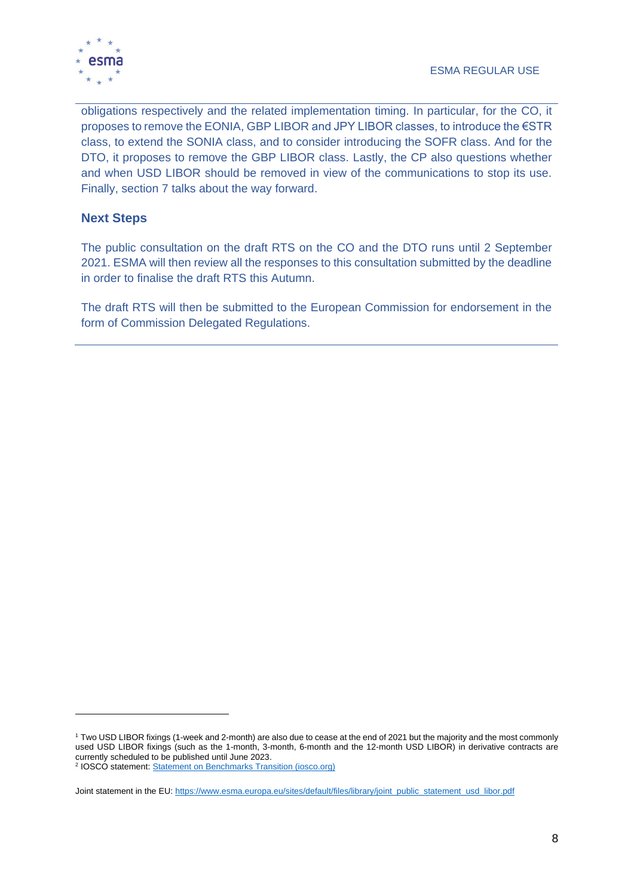obligations respectively and the related implementation timing. In particular, for the CO, it proposes to remove the EONIA, GBP LIBOR and JPY LIBOR classes, to introduce the €STR class, to extend the SONIA class, and to consider introducing the SOFR class. And for the DTO, it proposes to remove the GBP LIBOR class. Lastly, the CP also questions whether and when USD LIBOR should be removed in view of the communications to stop its use. Finally, section 7 talks about the way forward.

## Next Steps

The public consultation on the draft RTS on the CO and the DTO runs until 2 September 2021. ESMA will then review all the responses to this consultation submitted by the deadline in order to finalise the draft RTS this Autumn.

The draft RTS will then be submitted to the European Commission for endorsement in the form of Commission Delegated Regulations.

---

[1] Two USD LIBOR fixings (1-week and 2-month) are also due to cease at the end of 2021 but the majority and the most commonly used USD LIBOR fixings (such as the 1-month, 3-month, 6-month and the 12-month USD LIBOR) in derivative contracts are currently scheduled to be published until June 2023.

[2] IOSCO statement: [Statement on Benchmarks Transition (iosco.org)](iosco.org)

Joint statement in the EU: https://www.esma.europa.eu/sites/default/files/library/joint_public_statement_usd_libor.pdf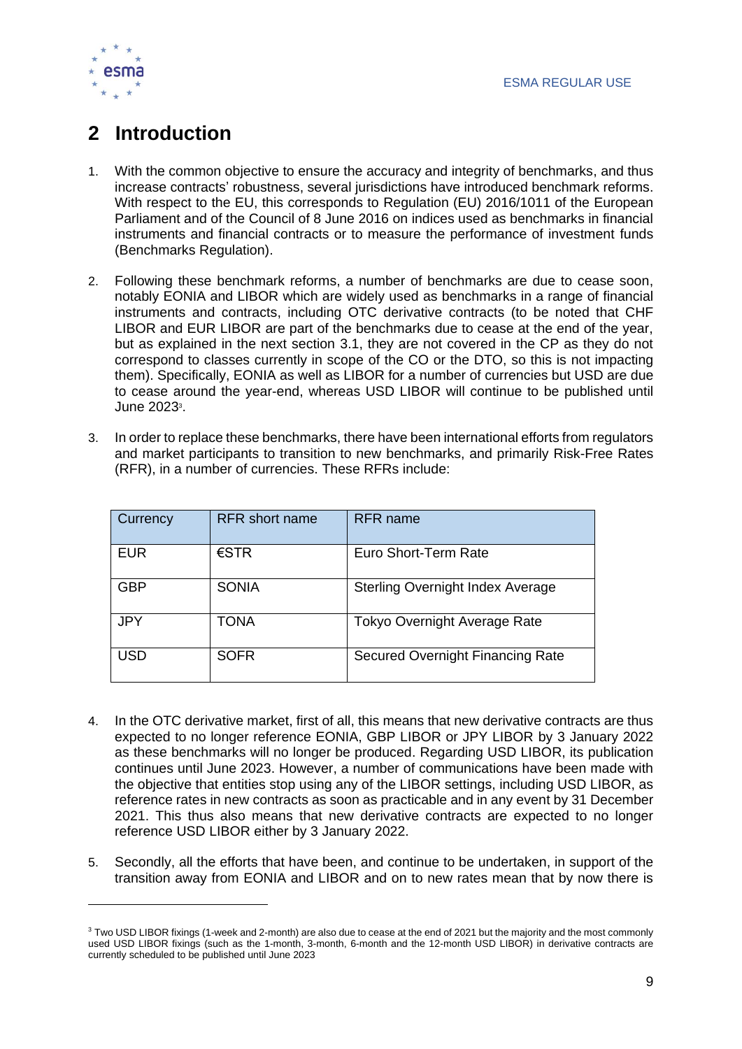# 2 Introduction

1. With the common objective to ensure the accuracy and integrity of benchmarks, and thus increase contracts' robustness, several jurisdictions have introduced benchmark reforms. With respect to the EU, this corresponds to Regulation (EU) 2016/1011 of the European Parliament and of the Council of 8 June 2016 on indices used as benchmarks in financial instruments and financial contracts or to measure the performance of investment funds (Benchmarks Regulation).

2. Following these benchmark reforms, a number of benchmarks are due to cease soon, notably EONIA and LIBOR which are widely used as benchmarks in a range of financial instruments and contracts, including OTC derivative contracts (to be noted that CHF LIBOR and EUR LIBOR are part of the benchmarks due to cease at the end of the year, but as explained in the next section 3.1, they are not covered in the CP as they do not correspond to classes currently in scope of the CO or the DTO, so this is not impacting them). Specifically, EONIA as well as LIBOR for a number of currencies but USD are due to cease around the year-end, whereas USD LIBOR will continue to be published until June 2023[3].

3. In order to replace these benchmarks, there have been international efforts from regulators and market participants to transition to new benchmarks, and primarily Risk-Free Rates (RFR), in a number of currencies. These RFRs include:

| Currency | RFR short name | RFR name |
|---|---|---|
| EUR | €STR | Euro Short-Term Rate |
| GBP | SONIA | Sterling Overnight Index Average |
| JPY | TONA | Tokyo Overnight Average Rate |
| USD | SOFR | Secured Overnight Financing Rate |

4. In the OTC derivative market, first of all, this means that new derivative contracts are thus expected to no longer reference EONIA, GBP LIBOR or JPY LIBOR by 3 January 2022 as these benchmarks will no longer be produced. Regarding USD LIBOR, its publication continues until June 2023. However, a number of communications have been made with the objective that entities stop using any of the LIBOR settings, including USD LIBOR, as reference rates in new contracts as soon as practicable and in any event by 31 December 2021. This thus also means that new derivative contracts are expected to no longer reference USD LIBOR either by 3 January 2022.

5. Secondly, all the efforts that have been, and continue to be undertaken, in support of the transition away from EONIA and LIBOR and on to new rates mean that by now there is

[3] Two USD LIBOR fixings (1-week and 2-month) are also due to cease at the end of 2021 but the majority and the most commonly used USD LIBOR fixings (such as the 1-month, 3-month, 6-month and the 12-month USD LIBOR) in derivative contracts are currently scheduled to be published until June 2023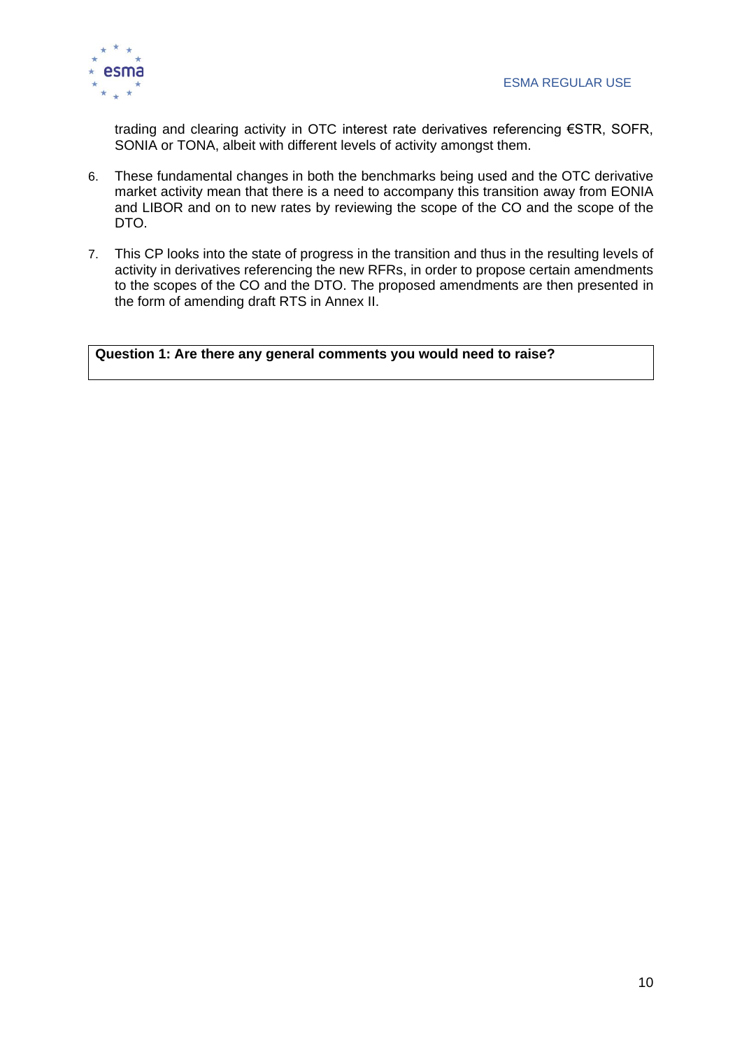trading and clearing activity in OTC interest rate derivatives referencing €STR, SOFR, SONIA or TONA, albeit with different levels of activity amongst them.

6. These fundamental changes in both the benchmarks being used and the OTC derivative market activity mean that there is a need to accompany this transition away from EONIA and LIBOR and on to new rates by reviewing the scope of the CO and the scope of the DTO.

7. This CP looks into the state of progress in the transition and thus in the resulting levels of activity in derivatives referencing the new RFRs, in order to propose certain amendments to the scopes of the CO and the DTO. The proposed amendments are then presented in the form of amending draft RTS in Annex II.

| **Question 1: Are there any general comments you would need to raise?** |
|---|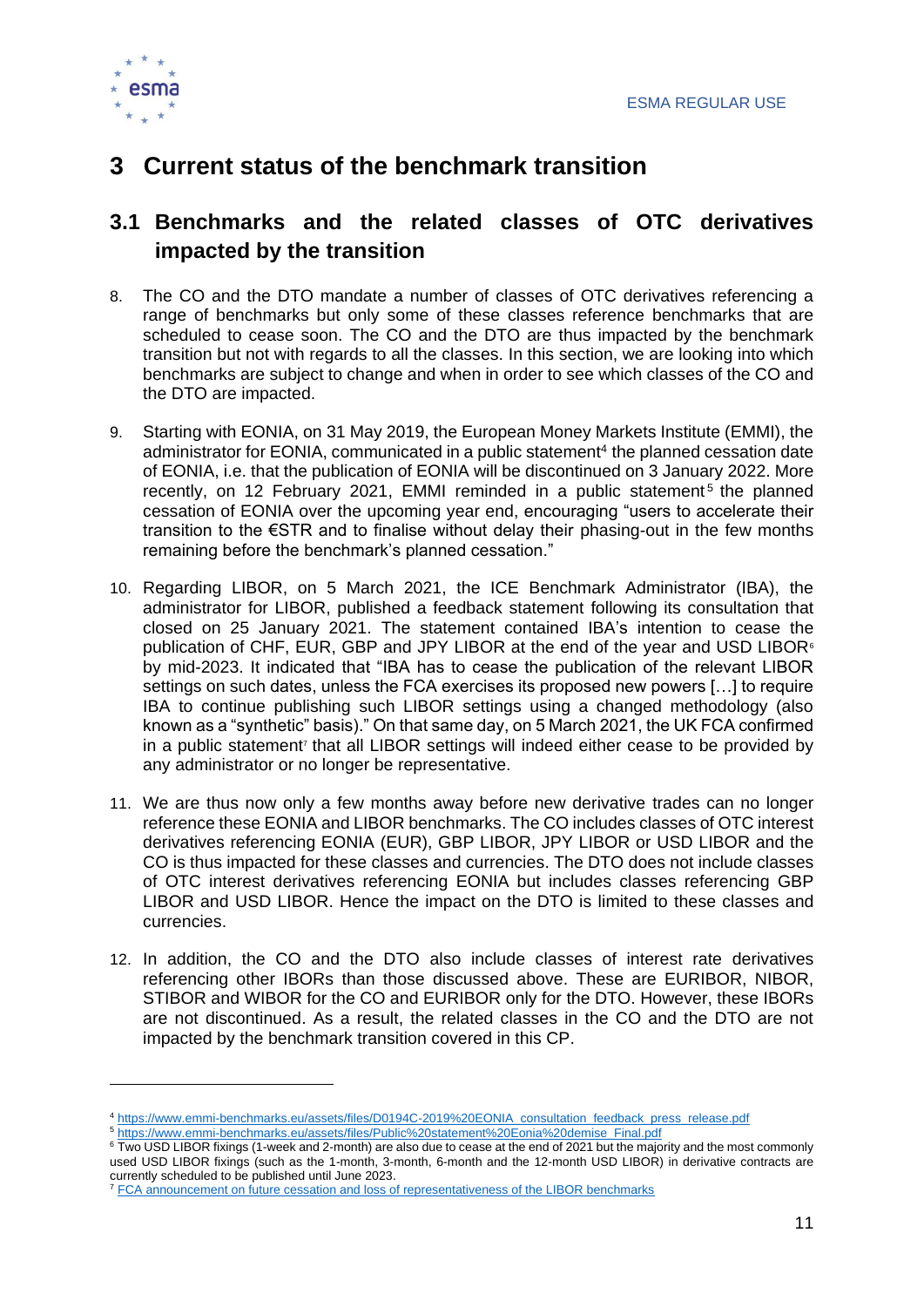# 3 Current status of the benchmark transition

## 3.1 Benchmarks and the related classes of OTC derivatives impacted by the transition

8. The CO and the DTO mandate a number of classes of OTC derivatives referencing a range of benchmarks but only some of these classes reference benchmarks that are scheduled to cease soon. The CO and the DTO are thus impacted by the benchmark transition but not with regards to all the classes. In this section, we are looking into which benchmarks are subject to change and when in order to see which classes of the CO and the DTO are impacted.

9. Starting with EONIA, on 31 May 2019, the European Money Markets Institute (EMMI), the administrator for EONIA, communicated in a public statement[4] the planned cessation date of EONIA, i.e. that the publication of EONIA will be discontinued on 3 January 2022. More recently, on 12 February 2021, EMMI reminded in a public statement[5] the planned cessation of EONIA over the upcoming year end, encouraging "users to accelerate their transition to the €STR and to finalise without delay their phasing-out in the few months remaining before the benchmark's planned cessation."

10. Regarding LIBOR, on 5 March 2021, the ICE Benchmark Administrator (IBA), the administrator for LIBOR, published a feedback statement following its consultation that closed on 25 January 2021. The statement contained IBA's intention to cease the publication of CHF, EUR, GBP and JPY LIBOR at the end of the year and USD LIBOR[6] by mid-2023. It indicated that "IBA has to cease the publication of the relevant LIBOR settings on such dates, unless the FCA exercises its proposed new powers […] to require IBA to continue publishing such LIBOR settings using a changed methodology (also known as a "synthetic" basis)." On that same day, on 5 March 2021, the UK FCA confirmed in a public statement[7] that all LIBOR settings will indeed either cease to be provided by any administrator or no longer be representative.

11. We are thus now only a few months away before new derivative trades can no longer reference these EONIA and LIBOR benchmarks. The CO includes classes of OTC interest derivatives referencing EONIA (EUR), GBP LIBOR, JPY LIBOR or USD LIBOR and the CO is thus impacted for these classes and currencies. The DTO does not include classes of OTC interest derivatives referencing EONIA but includes classes referencing GBP LIBOR and USD LIBOR. Hence the impact on the DTO is limited to these classes and currencies.

12. In addition, the CO and the DTO also include classes of interest rate derivatives referencing other IBORs than those discussed above. These are EURIBOR, NIBOR, STIBOR and WIBOR for the CO and EURIBOR only for the DTO. However, these IBORs are not discontinued. As a result, the related classes in the CO and the DTO are not impacted by the benchmark transition covered in this CP.

---

[4] https://www.emmi-benchmarks.eu/assets/files/D0194C-2019%20EONIA_consultation_feedback_press_release.pdf

[5] https://www.emmi-benchmarks.eu/assets/files/Public%20statement%20Eonia%20demise_Final.pdf

[6] Two USD LIBOR fixings (1-week and 2-month) are also due to cease at the end of 2021 but the majority and the most commonly used USD LIBOR fixings (such as the 1-month, 3-month, 6-month and the 12-month USD LIBOR) in derivative contracts are currently scheduled to be published until June 2023.

[7] FCA announcement on future cessation and loss of representativeness of the LIBOR benchmarks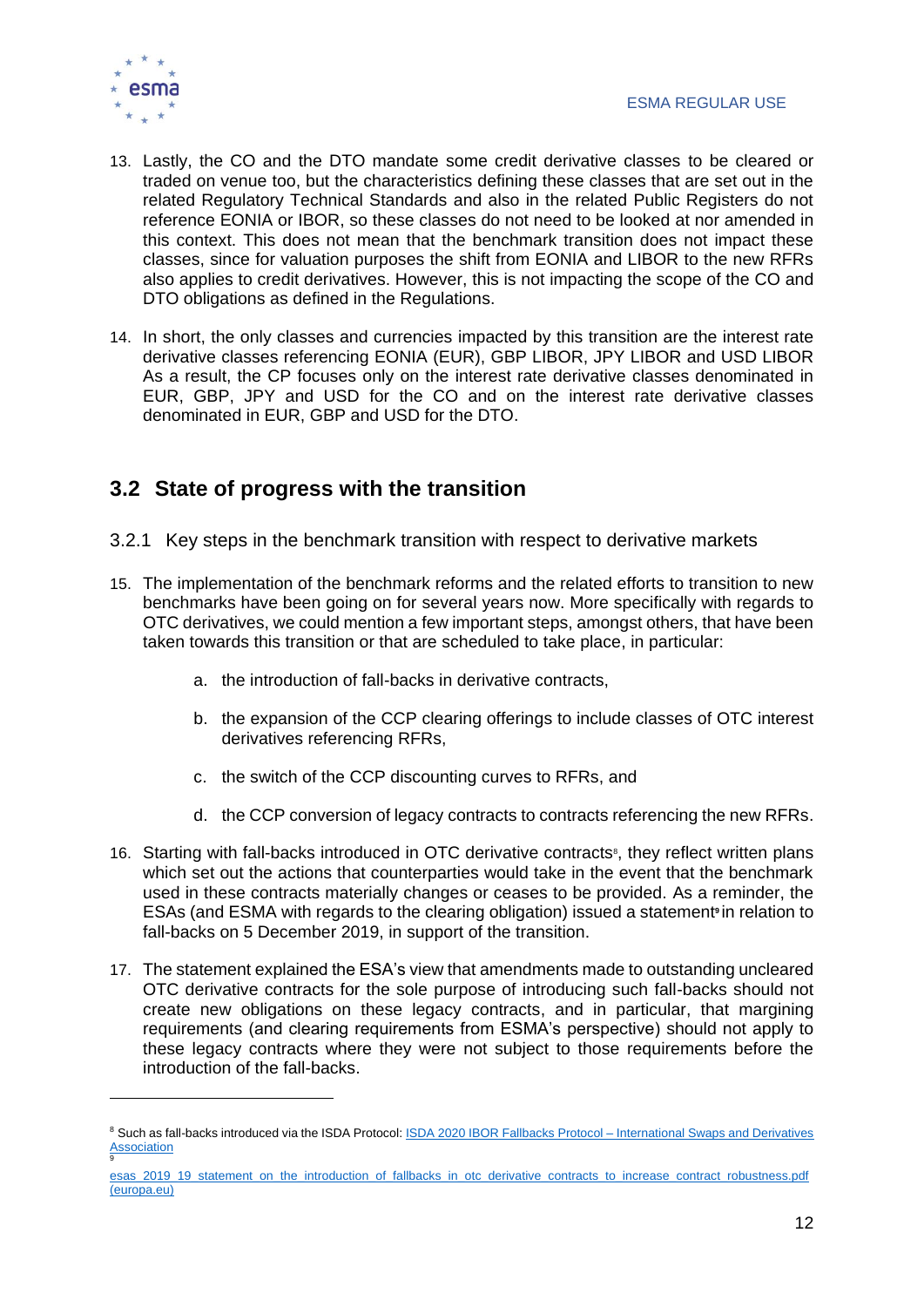13. Lastly, the CO and the DTO mandate some credit derivative classes to be cleared or traded on venue too, but the characteristics defining these classes that are set out in the related Regulatory Technical Standards and also in the related Public Registers do not reference EONIA or IBOR, so these classes do not need to be looked at nor amended in this context. This does not mean that the benchmark transition does not impact these classes, since for valuation purposes the shift from EONIA and LIBOR to the new RFRs also applies to credit derivatives. However, this is not impacting the scope of the CO and DTO obligations as defined in the Regulations.

14. In short, the only classes and currencies impacted by this transition are the interest rate derivative classes referencing EONIA (EUR), GBP LIBOR, JPY LIBOR and USD LIBOR As a result, the CP focuses only on the interest rate derivative classes denominated in EUR, GBP, JPY and USD for the CO and on the interest rate derivative classes denominated in EUR, GBP and USD for the DTO.

## 3.2 State of progress with the transition

### 3.2.1 Key steps in the benchmark transition with respect to derivative markets

15. The implementation of the benchmark reforms and the related efforts to transition to new benchmarks have been going on for several years now. More specifically with regards to OTC derivatives, we could mention a few important steps, amongst others, that have been taken towards this transition or that are scheduled to take place, in particular:

    a. the introduction of fall-backs in derivative contracts,

    b. the expansion of the CCP clearing offerings to include classes of OTC interest derivatives referencing RFRs,

    c. the switch of the CCP discounting curves to RFRs, and

    d. the CCP conversion of legacy contracts to contracts referencing the new RFRs.

16. Starting with fall-backs introduced in OTC derivative contracts[8], they reflect written plans which set out the actions that counterparties would take in the event that the benchmark used in these contracts materially changes or ceases to be provided. As a reminder, the ESAs (and ESMA with regards to the clearing obligation) issued a statement[9] in relation to fall-backs on 5 December 2019, in support of the transition.

17. The statement explained the ESA's view that amendments made to outstanding uncleared OTC derivative contracts for the sole purpose of introducing such fall-backs should not create new obligations on these legacy contracts, and in particular, that margining requirements (and clearing requirements from ESMA's perspective) should not apply to these legacy contracts where they were not subject to those requirements before the introduction of the fall-backs.

---

[8] Such as fall-backs introduced via the ISDA Protocol: [ISDA 2020 IBOR Fallbacks Protocol – International Swaps and Derivatives Association]

[9] [esas 2019 19 statement on the introduction of fallbacks in otc derivative contracts to increase contract robustness.pdf (europa.eu)]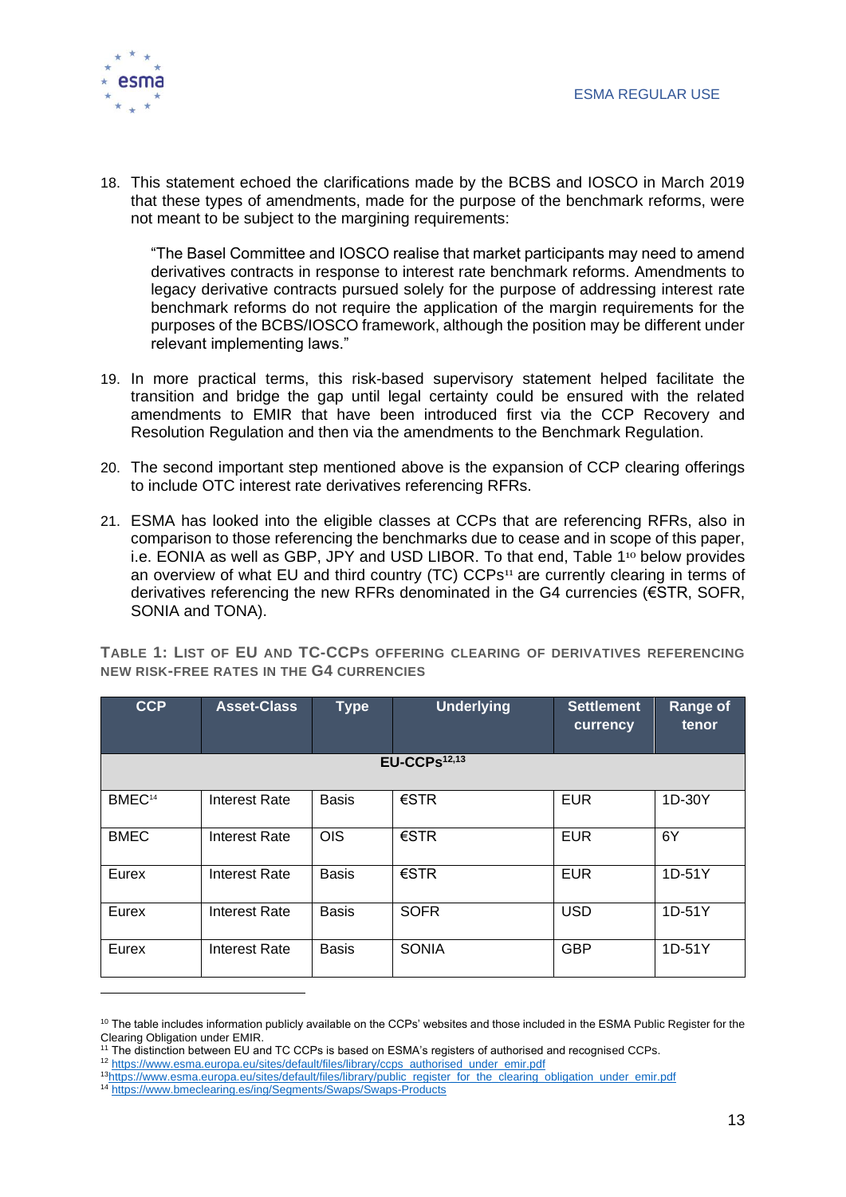18. This statement echoed the clarifications made by the BCBS and IOSCO in March 2019 that these types of amendments, made for the purpose of the benchmark reforms, were not meant to be subject to the margining requirements:

    "The Basel Committee and IOSCO realise that market participants may need to amend derivatives contracts in response to interest rate benchmark reforms. Amendments to legacy derivative contracts pursued solely for the purpose of addressing interest rate benchmark reforms do not require the application of the margin requirements for the purposes of the BCBS/IOSCO framework, although the position may be different under relevant implementing laws."

19. In more practical terms, this risk-based supervisory statement helped facilitate the transition and bridge the gap until legal certainty could be ensured with the related amendments to EMIR that have been introduced first via the CCP Recovery and Resolution Regulation and then via the amendments to the Benchmark Regulation.

20. The second important step mentioned above is the expansion of CCP clearing offerings to include OTC interest rate derivatives referencing RFRs.

21. ESMA has looked into the eligible classes at CCPs that are referencing RFRs, also in comparison to those referencing the benchmarks due to cease and in scope of this paper, i.e. EONIA as well as GBP, JPY and USD LIBOR. To that end, Table 1[10] below provides an overview of what EU and third country (TC) CCPs[11] are currently clearing in terms of derivatives referencing the new RFRs denominated in the G4 currencies (€STR, SOFR, SONIA and TONA).

**TABLE 1: LIST OF EU AND TC-CCPS OFFERING CLEARING OF DERIVATIVES REFERENCING NEW RISK-FREE RATES IN THE G4 CURRENCIES**

| CCP | Asset-Class | Type | Underlying | Settlement currency | Range of tenor |
|---|---|---|---|---|---|
| **EU-CCPs[12,13]** | | | | | |
| BMEC[14] | Interest Rate | Basis | €STR | EUR | 1D-30Y |
| BMEC | Interest Rate | OIS | €STR | EUR | 6Y |
| Eurex | Interest Rate | Basis | €STR | EUR | 1D-51Y |
| Eurex | Interest Rate | Basis | SOFR | USD | 1D-51Y |
| Eurex | Interest Rate | Basis | SONIA | GBP | 1D-51Y |

[10] The table includes information publicly available on the CCPs' websites and those included in the ESMA Public Register for the Clearing Obligation under EMIR.

[11] The distinction between EU and TC CCPs is based on ESMA's registers of authorised and recognised CCPs.

[12] https://www.esma.europa.eu/sites/default/files/library/ccps_authorised_under_emir.pdf

[13] https://www.esma.europa.eu/sites/default/files/library/public_register_for_the_clearing_obligation_under_emir.pdf

[14] https://www.bmeclearing.es/ing/Segments/Swaps/Swaps-Products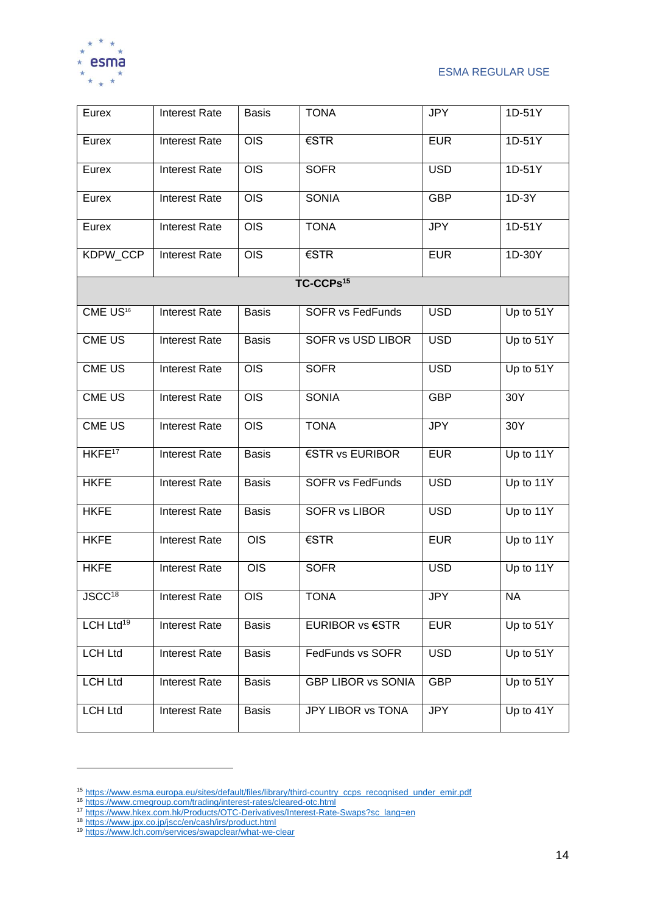| Eurex | Interest Rate | Basis | TONA | JPY | 1D-51Y |
|---|---|---|---|---|---|
| Eurex | Interest Rate | OIS | €STR | EUR | 1D-51Y |
| Eurex | Interest Rate | OIS | SOFR | USD | 1D-51Y |
| Eurex | Interest Rate | OIS | SONIA | GBP | 1D-3Y |
| Eurex | Interest Rate | OIS | TONA | JPY | 1D-51Y |
| KDPW_CCP | Interest Rate | OIS | €STR | EUR | 1D-30Y |
| **TC-CCPs[15]** | | | | | |
| CME US[16] | Interest Rate | Basis | SOFR vs FedFunds | USD | Up to 51Y |
| CME US | Interest Rate | Basis | SOFR vs USD LIBOR | USD | Up to 51Y |
| CME US | Interest Rate | OIS | SOFR | USD | Up to 51Y |
| CME US | Interest Rate | OIS | SONIA | GBP | 30Y |
| CME US | Interest Rate | OIS | TONA | JPY | 30Y |
| HKFE[17] | Interest Rate | Basis | €STR vs EURIBOR | EUR | Up to 11Y |
| HKFE | Interest Rate | Basis | SOFR vs FedFunds | USD | Up to 11Y |
| HKFE | Interest Rate | Basis | SOFR vs LIBOR | USD | Up to 11Y |
| HKFE | Interest Rate | OIS | €STR | EUR | Up to 11Y |
| HKFE | Interest Rate | OIS | SOFR | USD | Up to 11Y |
| JSCC[18] | Interest Rate | OIS | TONA | JPY | NA |
| LCH Ltd[19] | Interest Rate | Basis | EURIBOR vs €STR | EUR | Up to 51Y |
| LCH Ltd | Interest Rate | Basis | FedFunds vs SOFR | USD | Up to 51Y |
| LCH Ltd | Interest Rate | Basis | GBP LIBOR vs SONIA | GBP | Up to 51Y |
| LCH Ltd | Interest Rate | Basis | JPY LIBOR vs TONA | JPY | Up to 41Y |

[15] https://www.esma.europa.eu/sites/default/files/library/third-country_ccps_recognised_under_emir.pdf
[16] https://www.cmegroup.com/trading/interest-rates/cleared-otc.html
[17] https://www.hkex.com.hk/Products/OTC-Derivatives/Interest-Rate-Swaps?sc_lang=en
[18] https://www.jpx.co.jp/jscc/en/cash/irs/product.html
[19] https://www.lch.com/services/swapclear/what-we-clear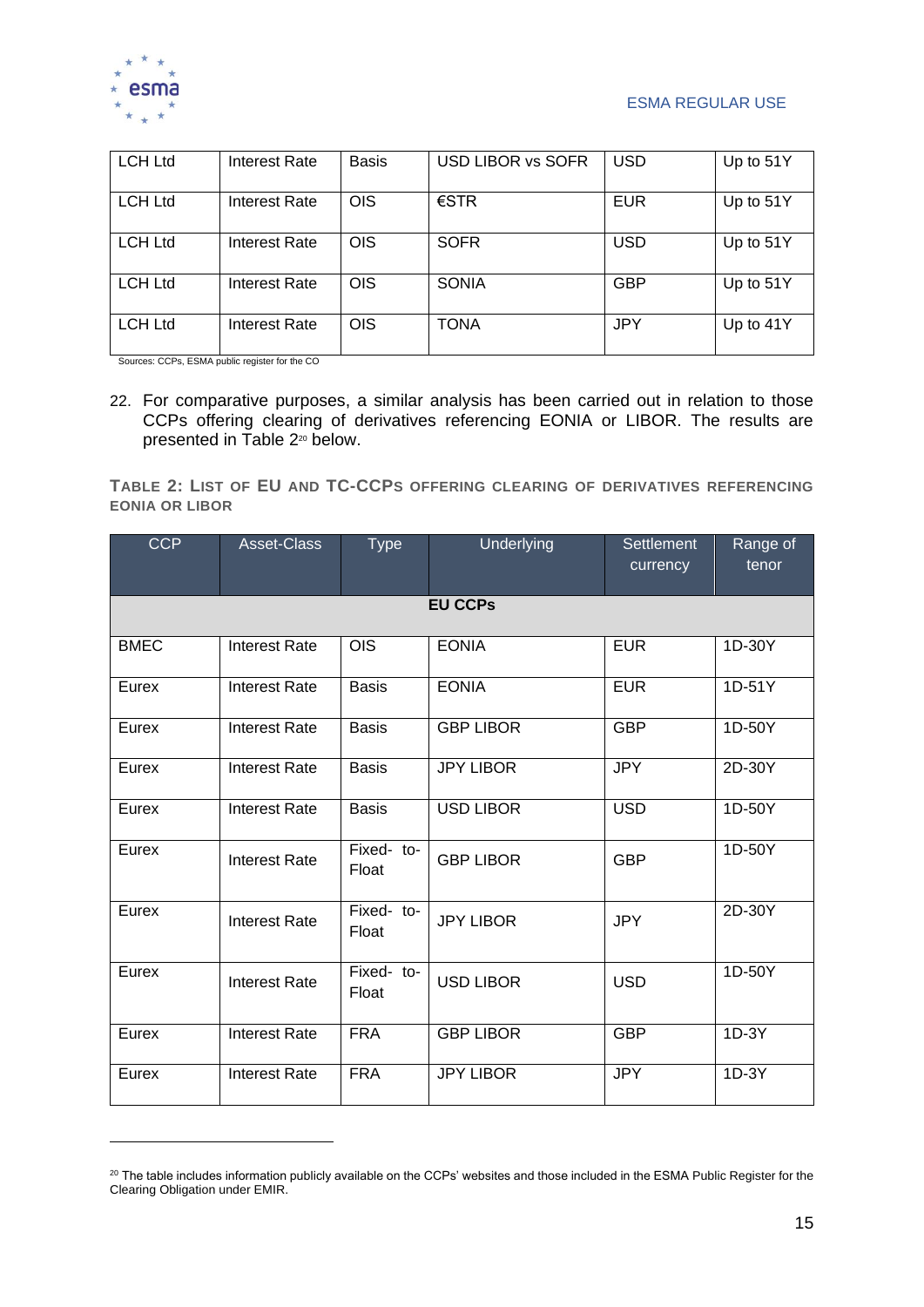| LCH Ltd | Interest Rate | Basis | USD LIBOR vs SOFR | USD | Up to 51Y |
|---|---|---|---|---|---|
| LCH Ltd | Interest Rate | OIS | €STR | EUR | Up to 51Y |
| LCH Ltd | Interest Rate | OIS | SOFR | USD | Up to 51Y |
| LCH Ltd | Interest Rate | OIS | SONIA | GBP | Up to 51Y |
| LCH Ltd | Interest Rate | OIS | TONA | JPY | Up to 41Y |

Sources: CCPs, ESMA public register for the CO

22. For comparative purposes, a similar analysis has been carried out in relation to those CCPs offering clearing of derivatives referencing EONIA or LIBOR. The results are presented in Table 2[20] below.

**TABLE 2: LIST OF EU AND TC-CCPS OFFERING CLEARING OF DERIVATIVES REFERENCING EONIA OR LIBOR**

| CCP | Asset-Class | Type | Underlying | Settlement currency | Range of tenor |
|---|---|---|---|---|---|
| | | | **EU CCPs** | | |
| BMEC | Interest Rate | OIS | EONIA | EUR | 1D-30Y |
| Eurex | Interest Rate | Basis | EONIA | EUR | 1D-51Y |
| Eurex | Interest Rate | Basis | GBP LIBOR | GBP | 1D-50Y |
| Eurex | Interest Rate | Basis | JPY LIBOR | JPY | 2D-30Y |
| Eurex | Interest Rate | Basis | USD LIBOR | USD | 1D-50Y |
| Eurex | Interest Rate | Fixed- to-Float | GBP LIBOR | GBP | 1D-50Y |
| Eurex | Interest Rate | Fixed- to-Float | JPY LIBOR | JPY | 2D-30Y |
| Eurex | Interest Rate | Fixed- to-Float | USD LIBOR | USD | 1D-50Y |
| Eurex | Interest Rate | FRA | GBP LIBOR | GBP | 1D-3Y |
| Eurex | Interest Rate | FRA | JPY LIBOR | JPY | 1D-3Y |

[20] The table includes information publicly available on the CCPs' websites and those included in the ESMA Public Register for the Clearing Obligation under EMIR.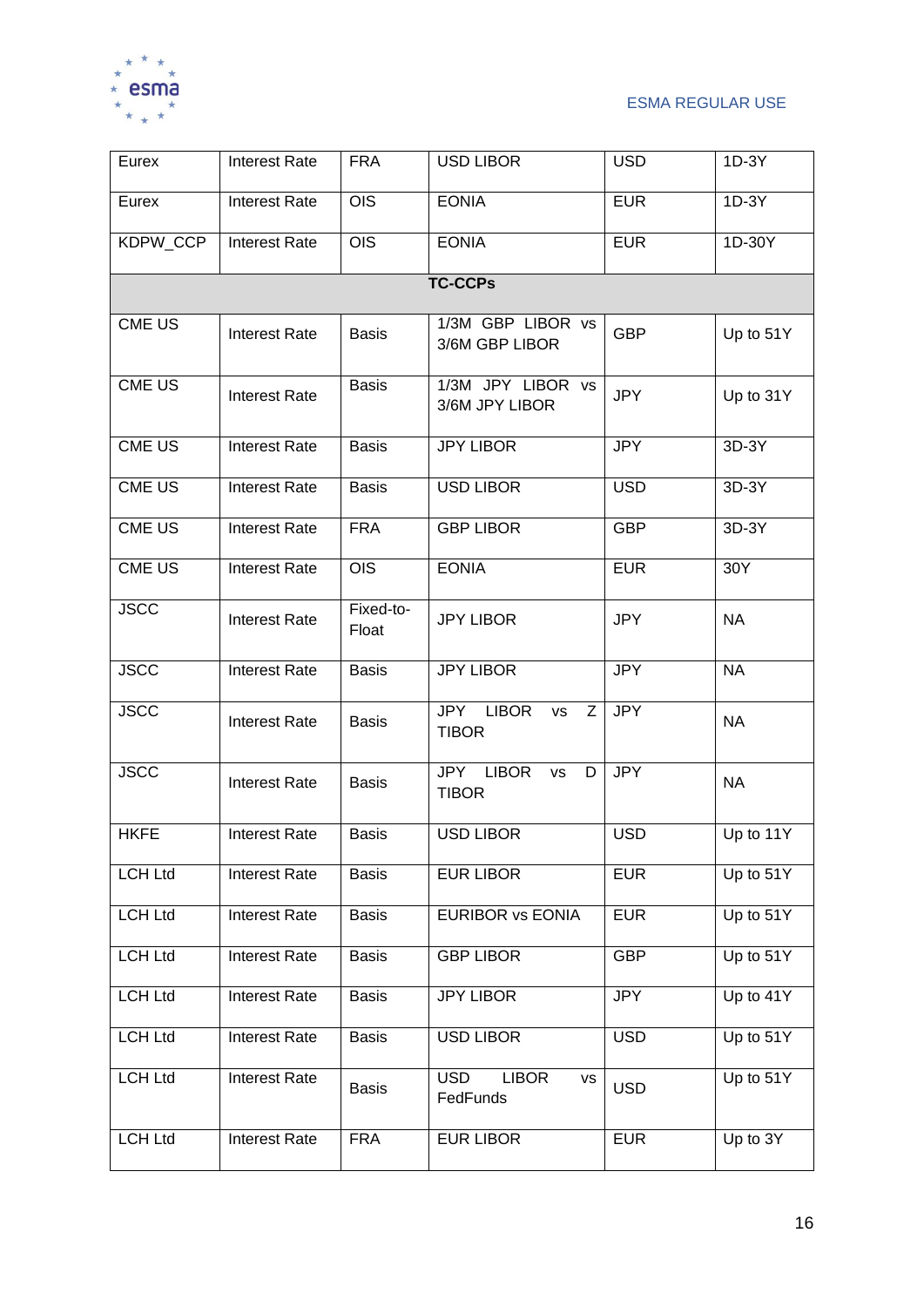| Eurex | Interest Rate | FRA | USD LIBOR | USD | 1D-3Y |
|---|---|---|---|---|---|
| Eurex | Interest Rate | OIS | EONIA | EUR | 1D-3Y |
| KDPW_CCP | Interest Rate | OIS | EONIA | EUR | 1D-30Y |
| | | | **TC-CCPs** | | |
| CME US | Interest Rate | Basis | 1/3M GBP LIBOR vs 3/6M GBP LIBOR | GBP | Up to 51Y |
| CME US | Interest Rate | Basis | 1/3M JPY LIBOR vs 3/6M JPY LIBOR | JPY | Up to 31Y |
| CME US | Interest Rate | Basis | JPY LIBOR | JPY | 3D-3Y |
| CME US | Interest Rate | Basis | USD LIBOR | USD | 3D-3Y |
| CME US | Interest Rate | FRA | GBP LIBOR | GBP | 3D-3Y |
| CME US | Interest Rate | OIS | EONIA | EUR | 30Y |
| JSCC | Interest Rate | Fixed-to-Float | JPY LIBOR | JPY | NA |
| JSCC | Interest Rate | Basis | JPY LIBOR | JPY | NA |
| JSCC | Interest Rate | Basis | JPY LIBOR vs Z TIBOR | JPY | NA |
| JSCC | Interest Rate | Basis | JPY LIBOR vs D TIBOR | JPY | NA |
| HKFE | Interest Rate | Basis | USD LIBOR | USD | Up to 11Y |
| LCH Ltd | Interest Rate | Basis | EUR LIBOR | EUR | Up to 51Y |
| LCH Ltd | Interest Rate | Basis | EURIBOR vs EONIA | EUR | Up to 51Y |
| LCH Ltd | Interest Rate | Basis | GBP LIBOR | GBP | Up to 51Y |
| LCH Ltd | Interest Rate | Basis | JPY LIBOR | JPY | Up to 41Y |
| LCH Ltd | Interest Rate | Basis | USD LIBOR | USD | Up to 51Y |
| LCH Ltd | Interest Rate | Basis | USD LIBOR vs FedFunds | USD | Up to 51Y |
| LCH Ltd | Interest Rate | FRA | EUR LIBOR | EUR | Up to 3Y |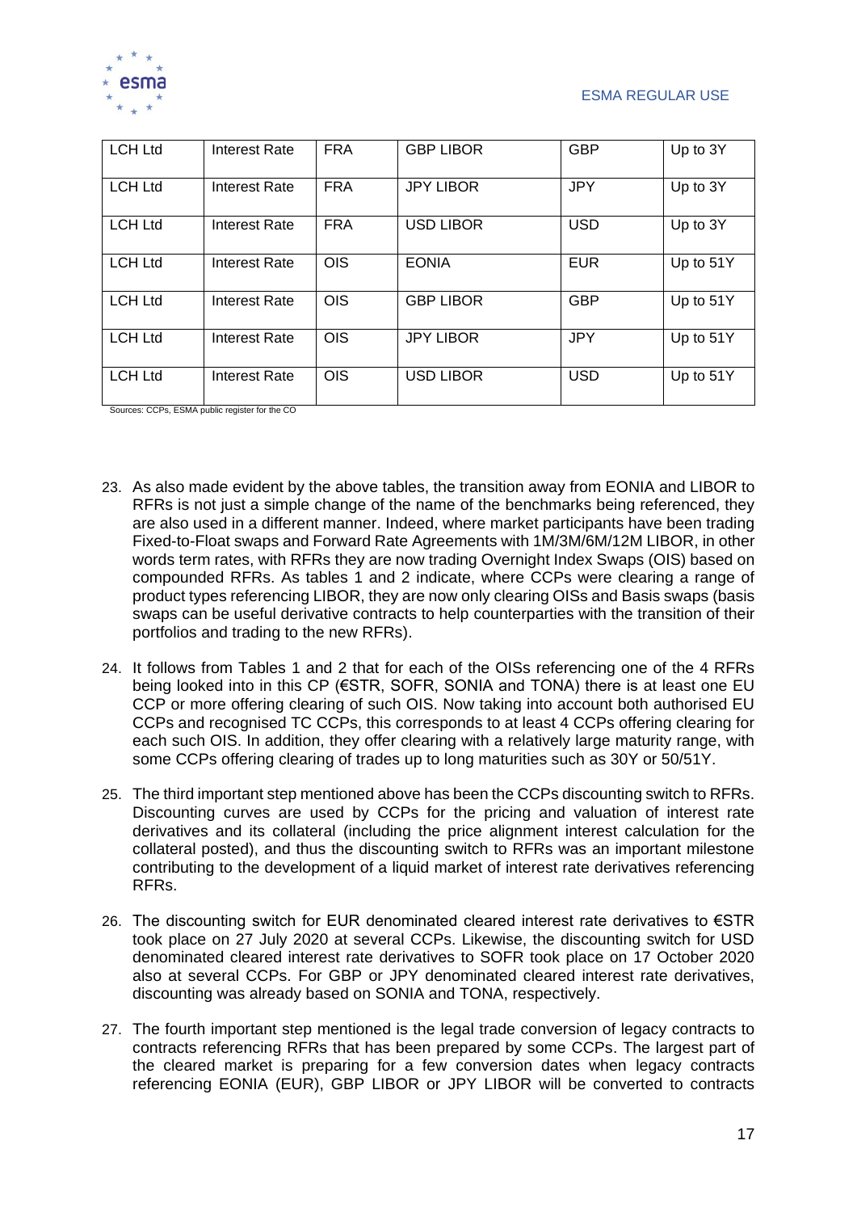| LCH Ltd | Interest Rate | FRA | GBP LIBOR | GBP | Up to 3Y |
|---|---|---|---|---|---|
| LCH Ltd | Interest Rate | FRA | JPY LIBOR | JPY | Up to 3Y |
| LCH Ltd | Interest Rate | FRA | USD LIBOR | USD | Up to 3Y |
| LCH Ltd | Interest Rate | OIS | EONIA | EUR | Up to 51Y |
| LCH Ltd | Interest Rate | OIS | GBP LIBOR | GBP | Up to 51Y |
| LCH Ltd | Interest Rate | OIS | JPY LIBOR | JPY | Up to 51Y |
| LCH Ltd | Interest Rate | OIS | USD LIBOR | USD | Up to 51Y |

Sources: CCPs, ESMA public register for the CO

23. As also made evident by the above tables, the transition away from EONIA and LIBOR to RFRs is not just a simple change of the name of the benchmarks being referenced, they are also used in a different manner. Indeed, where market participants have been trading Fixed-to-Float swaps and Forward Rate Agreements with 1M/3M/6M/12M LIBOR, in other words term rates, with RFRs they are now trading Overnight Index Swaps (OIS) based on compounded RFRs. As tables 1 and 2 indicate, where CCPs were clearing a range of product types referencing LIBOR, they are now only clearing OISs and Basis swaps (basis swaps can be useful derivative contracts to help counterparties with the transition of their portfolios and trading to the new RFRs).

24. It follows from Tables 1 and 2 that for each of the OISs referencing one of the 4 RFRs being looked into in this CP (€STR, SOFR, SONIA and TONA) there is at least one EU CCP or more offering clearing of such OIS. Now taking into account both authorised EU CCPs and recognised TC CCPs, this corresponds to at least 4 CCPs offering clearing for each such OIS. In addition, they offer clearing with a relatively large maturity range, with some CCPs offering clearing of trades up to long maturities such as 30Y or 50/51Y.

25. The third important step mentioned above has been the CCPs discounting switch to RFRs. Discounting curves are used by CCPs for the pricing and valuation of interest rate derivatives and its collateral (including the price alignment interest calculation for the collateral posted), and thus the discounting switch to RFRs was an important milestone contributing to the development of a liquid market of interest rate derivatives referencing RFRs.

26. The discounting switch for EUR denominated cleared interest rate derivatives to €STR took place on 27 July 2020 at several CCPs. Likewise, the discounting switch for USD denominated cleared interest rate derivatives to SOFR took place on 17 October 2020 also at several CCPs. For GBP or JPY denominated cleared interest rate derivatives, discounting was already based on SONIA and TONA, respectively.

27. The fourth important step mentioned is the legal trade conversion of legacy contracts to contracts referencing RFRs that has been prepared by some CCPs. The largest part of the cleared market is preparing for a few conversion dates when legacy contracts referencing EONIA (EUR), GBP LIBOR or JPY LIBOR will be converted to contracts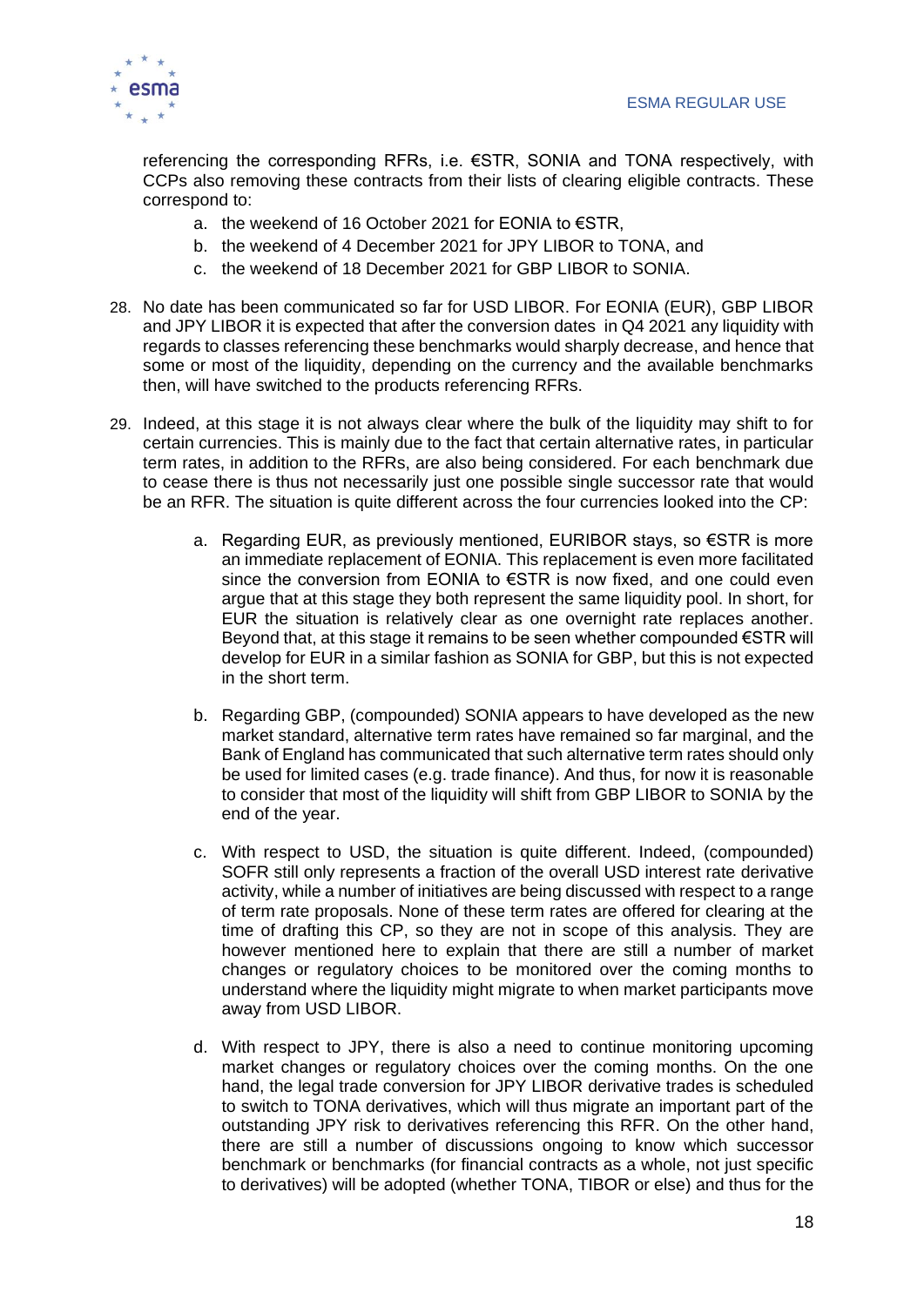referencing the corresponding RFRs, i.e. €STR, SONIA and TONA respectively, with CCPs also removing these contracts from their lists of clearing eligible contracts. These correspond to:

a. the weekend of 16 October 2021 for EONIA to €STR,
b. the weekend of 4 December 2021 for JPY LIBOR to TONA, and
c. the weekend of 18 December 2021 for GBP LIBOR to SONIA.

28. No date has been communicated so far for USD LIBOR. For EONIA (EUR), GBP LIBOR and JPY LIBOR it is expected that after the conversion dates in Q4 2021 any liquidity with regards to classes referencing these benchmarks would sharply decrease, and hence that some or most of the liquidity, depending on the currency and the available benchmarks then, will have switched to the products referencing RFRs.

29. Indeed, at this stage it is not always clear where the bulk of the liquidity may shift to for certain currencies. This is mainly due to the fact that certain alternative rates, in particular term rates, in addition to the RFRs, are also being considered. For each benchmark due to cease there is thus not necessarily just one possible single successor rate that would be an RFR. The situation is quite different across the four currencies looked into the CP:

a. Regarding EUR, as previously mentioned, EURIBOR stays, so €STR is more an immediate replacement of EONIA. This replacement is even more facilitated since the conversion from EONIA to €STR is now fixed, and one could even argue that at this stage they both represent the same liquidity pool. In short, for EUR the situation is relatively clear as one overnight rate replaces another. Beyond that, at this stage it remains to be seen whether compounded €STR will develop for EUR in a similar fashion as SONIA for GBP, but this is not expected in the short term.

b. Regarding GBP, (compounded) SONIA appears to have developed as the new market standard, alternative term rates have remained so far marginal, and the Bank of England has communicated that such alternative term rates should only be used for limited cases (e.g. trade finance). And thus, for now it is reasonable to consider that most of the liquidity will shift from GBP LIBOR to SONIA by the end of the year.

c. With respect to USD, the situation is quite different. Indeed, (compounded) SOFR still only represents a fraction of the overall USD interest rate derivative activity, while a number of initiatives are being discussed with respect to a range of term rate proposals. None of these term rates are offered for clearing at the time of drafting this CP, so they are not in scope of this analysis. They are however mentioned here to explain that there are still a number of market changes or regulatory choices to be monitored over the coming months to understand where the liquidity might migrate to when market participants move away from USD LIBOR.

d. With respect to JPY, there is also a need to continue monitoring upcoming market changes or regulatory choices over the coming months. On the one hand, the legal trade conversion for JPY LIBOR derivative trades is scheduled to switch to TONA derivatives, which will thus migrate an important part of the outstanding JPY risk to derivatives referencing this RFR. On the other hand, there are still a number of discussions ongoing to know which successor benchmark or benchmarks (for financial contracts as a whole, not just specific to derivatives) will be adopted (whether TONA, TIBOR or else) and thus for the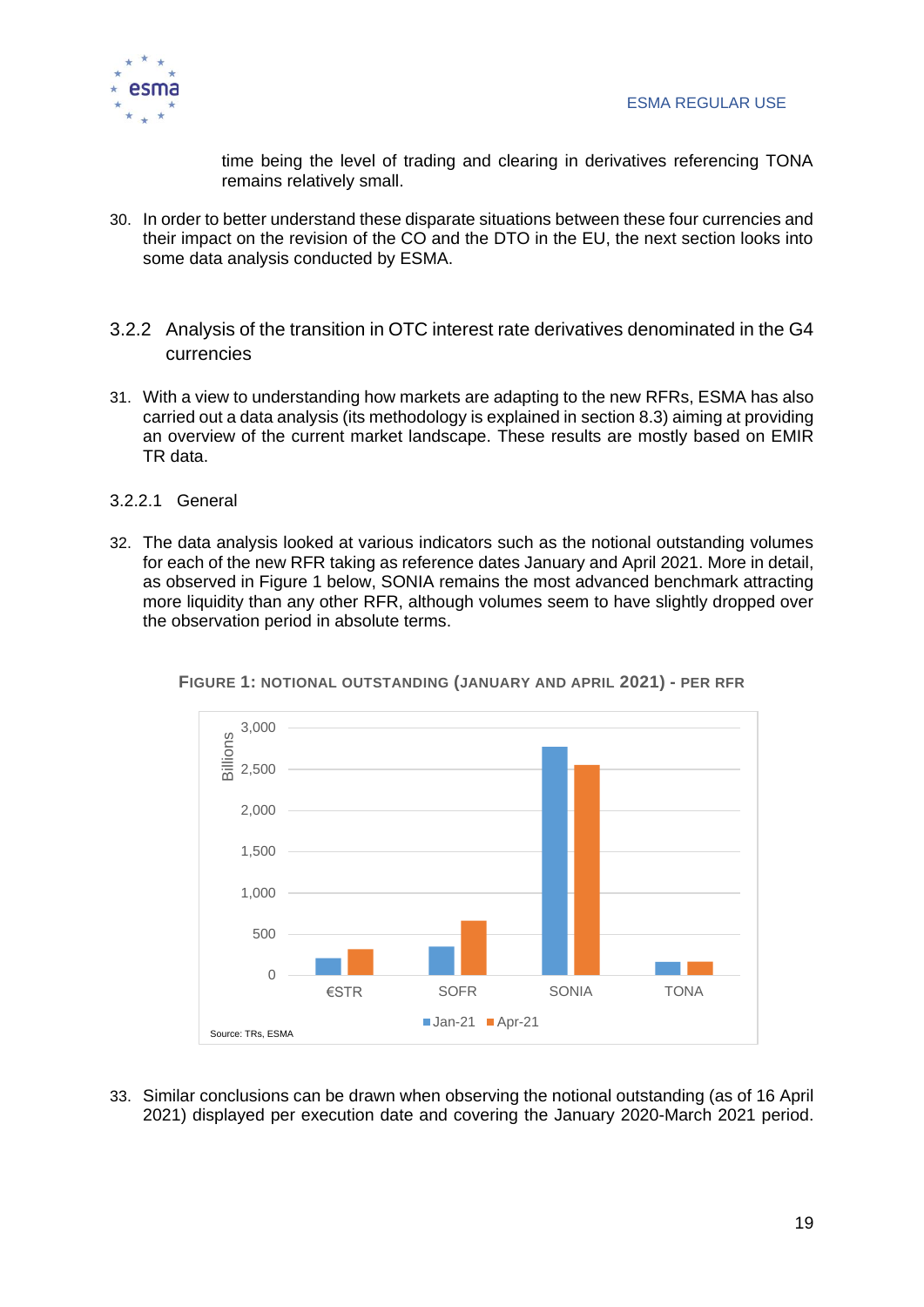time being the level of trading and clearing in derivatives referencing TONA remains relatively small.

30. In order to better understand these disparate situations between these four currencies and their impact on the revision of the CO and the DTO in the EU, the next section looks into some data analysis conducted by ESMA.

### 3.2.2 Analysis of the transition in OTC interest rate derivatives denominated in the G4 currencies

31. With a view to understanding how markets are adapting to the new RFRs, ESMA has also carried out a data analysis (its methodology is explained in section 8.3) aiming at providing an overview of the current market landscape. These results are mostly based on EMIR TR data.

#### 3.2.2.1 General

32. The data analysis looked at various indicators such as the notional outstanding volumes for each of the new RFR taking as reference dates January and April 2021. More in detail, as observed in Figure 1 below, SONIA remains the most advanced benchmark attracting more liquidity than any other RFR, although volumes seem to have slightly dropped over the observation period in absolute terms.

**FIGURE 1: NOTIONAL OUTSTANDING (JANUARY AND APRIL 2021) - PER RFR**

Source: TRs, ESMA

33. Similar conclusions can be drawn when observing the notional outstanding (as of 16 April 2021) displayed per execution date and covering the January 2020-March 2021 period.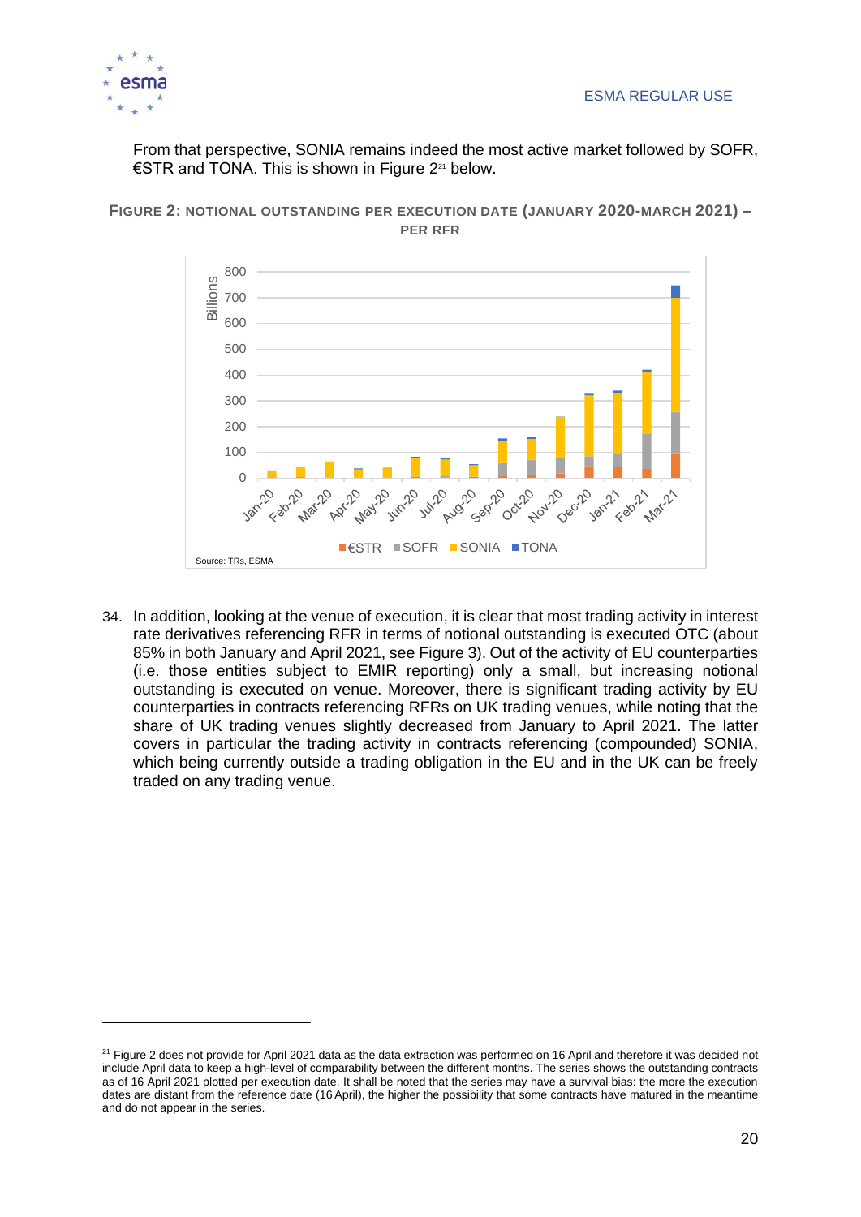From that perspective, SONIA remains indeed the most active market followed by SOFR, €STR and TONA. This is shown in Figure 2[21] below.

**FIGURE 2: NOTIONAL OUTSTANDING PER EXECUTION DATE (JANUARY 2020-MARCH 2021) – PER RFR**

Source: TRs, ESMA

34. In addition, looking at the venue of execution, it is clear that most trading activity in interest rate derivatives referencing RFR in terms of notional outstanding is executed OTC (about 85% in both January and April 2021, see Figure 3). Out of the activity of EU counterparties (i.e. those entities subject to EMIR reporting) only a small, but increasing notional outstanding is executed on venue. Moreover, there is significant trading activity by EU counterparties in contracts referencing RFRs on UK trading venues, while noting that the share of UK trading venues slightly decreased from January to April 2021. The latter covers in particular the trading activity in contracts referencing (compounded) SONIA, which being currently outside a trading obligation in the EU and in the UK can be freely traded on any trading venue.

[21] Figure 2 does not provide for April 2021 data as the data extraction was performed on 16 April and therefore it was decided not include April data to keep a high-level of comparability between the different months. The series shows the outstanding contracts as of 16 April 2021 plotted per execution date. It shall be noted that the series may have a survival bias: the more the execution dates are distant from the reference date (16 April), the higher the possibility that some contracts have matured in the meantime and do not appear in the series.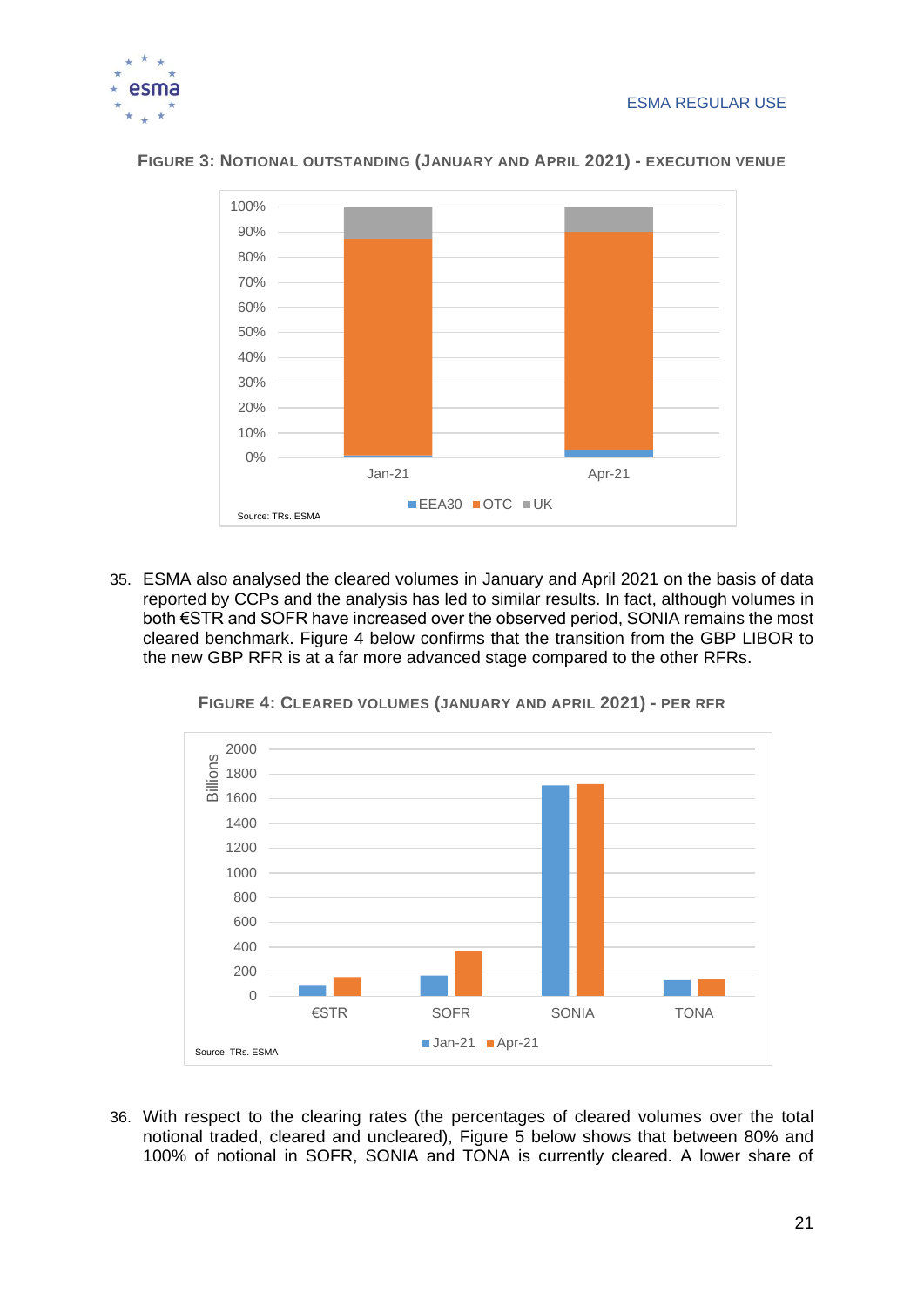**FIGURE 3: NOTIONAL OUTSTANDING (JANUARY AND APRIL 2021) - EXECUTION VENUE**

Source: TRs. ESMA

35. ESMA also analysed the cleared volumes in January and April 2021 on the basis of data reported by CCPs and the analysis has led to similar results. In fact, although volumes in both €STR and SOFR have increased over the observed period, SONIA remains the most cleared benchmark. Figure 4 below confirms that the transition from the GBP LIBOR to the new GBP RFR is at a far more advanced stage compared to the other RFRs.

**FIGURE 4: CLEARED VOLUMES (JANUARY AND APRIL 2021) - PER RFR**

Source: TRs. ESMA

36. With respect to the clearing rates (the percentages of cleared volumes over the total notional traded, cleared and uncleared), Figure 5 below shows that between 80% and 100% of notional in SOFR, SONIA and TONA is currently cleared. A lower share of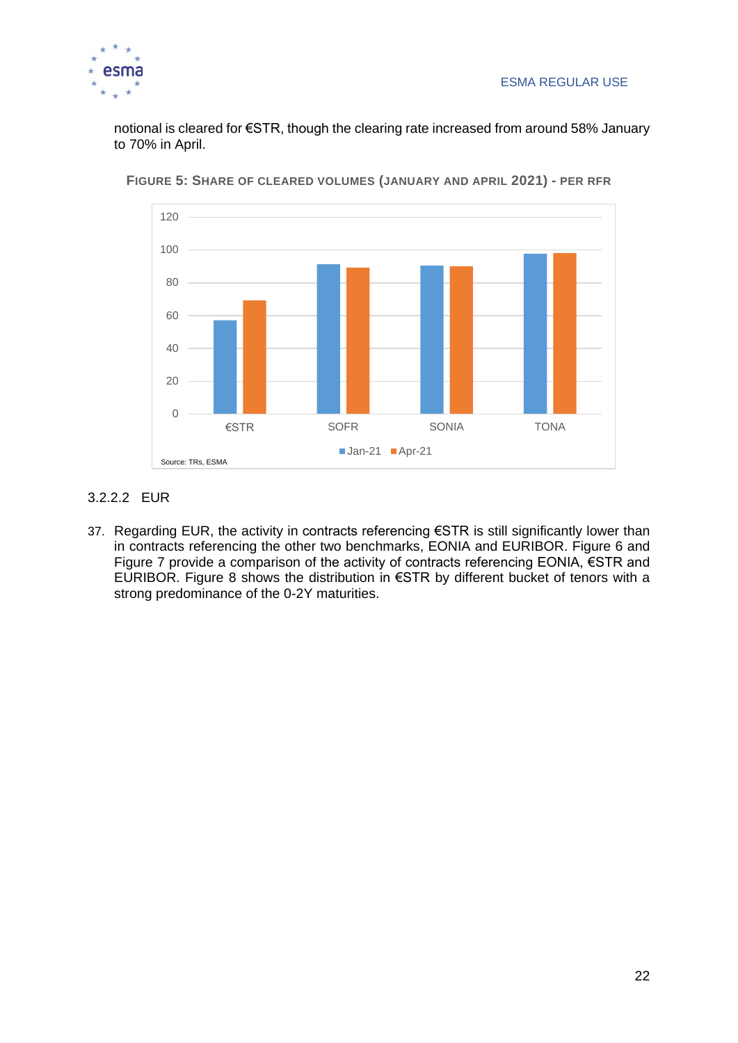notional is cleared for €STR, though the clearing rate increased from around 58% January to 70% in April.

**FIGURE 5: SHARE OF CLEARED VOLUMES (JANUARY AND APRIL 2021) - PER RFR**

Source: TRs, ESMA

#### 3.2.2.2 EUR

37. Regarding EUR, the activity in contracts referencing €STR is still significantly lower than in contracts referencing the other two benchmarks, EONIA and EURIBOR. Figure 6 and Figure 7 provide a comparison of the activity of contracts referencing EONIA, €STR and EURIBOR. Figure 8 shows the distribution in €STR by different bucket of tenors with a strong predominance of the 0-2Y maturities.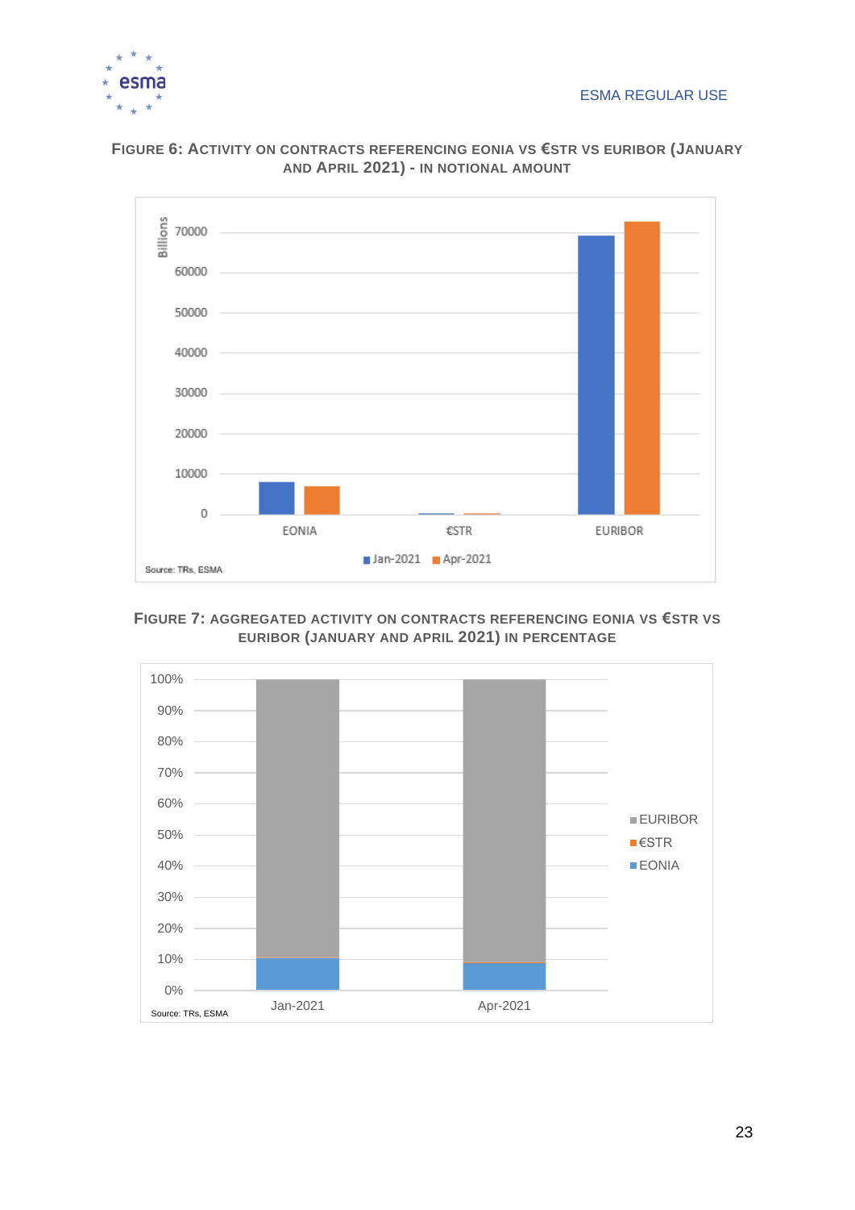**Figure 6: Activity on contracts referencing EONIA vs €STR vs EURIBOR (January and April 2021) - in notional amount**

**Figure 7: Aggregated activity on contracts referencing EONIA vs €STR vs EURIBOR (January and April 2021) in percentage**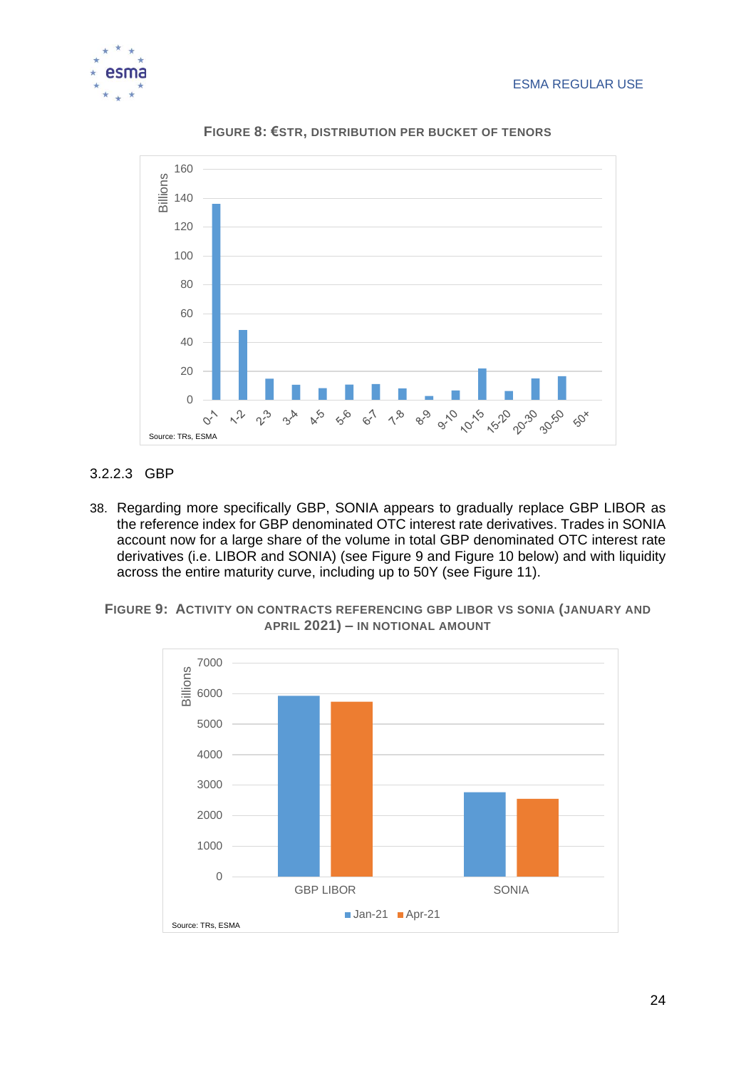**Figure 8: €STR, distribution per bucket of tenors**

Source: TRs, ESMA

#### 3.2.2.3 GBP

38. Regarding more specifically GBP, SONIA appears to gradually replace GBP LIBOR as the reference index for GBP denominated OTC interest rate derivatives. Trades in SONIA account now for a large share of the volume in total GBP denominated OTC interest rate derivatives (i.e. LIBOR and SONIA) (see Figure 9 and Figure 10 below) and with liquidity across the entire maturity curve, including up to 50Y (see Figure 11).

**Figure 9: Activity on contracts referencing GBP LIBOR vs SONIA (January and April 2021) – in notional amount**

Source: TRs, ESMA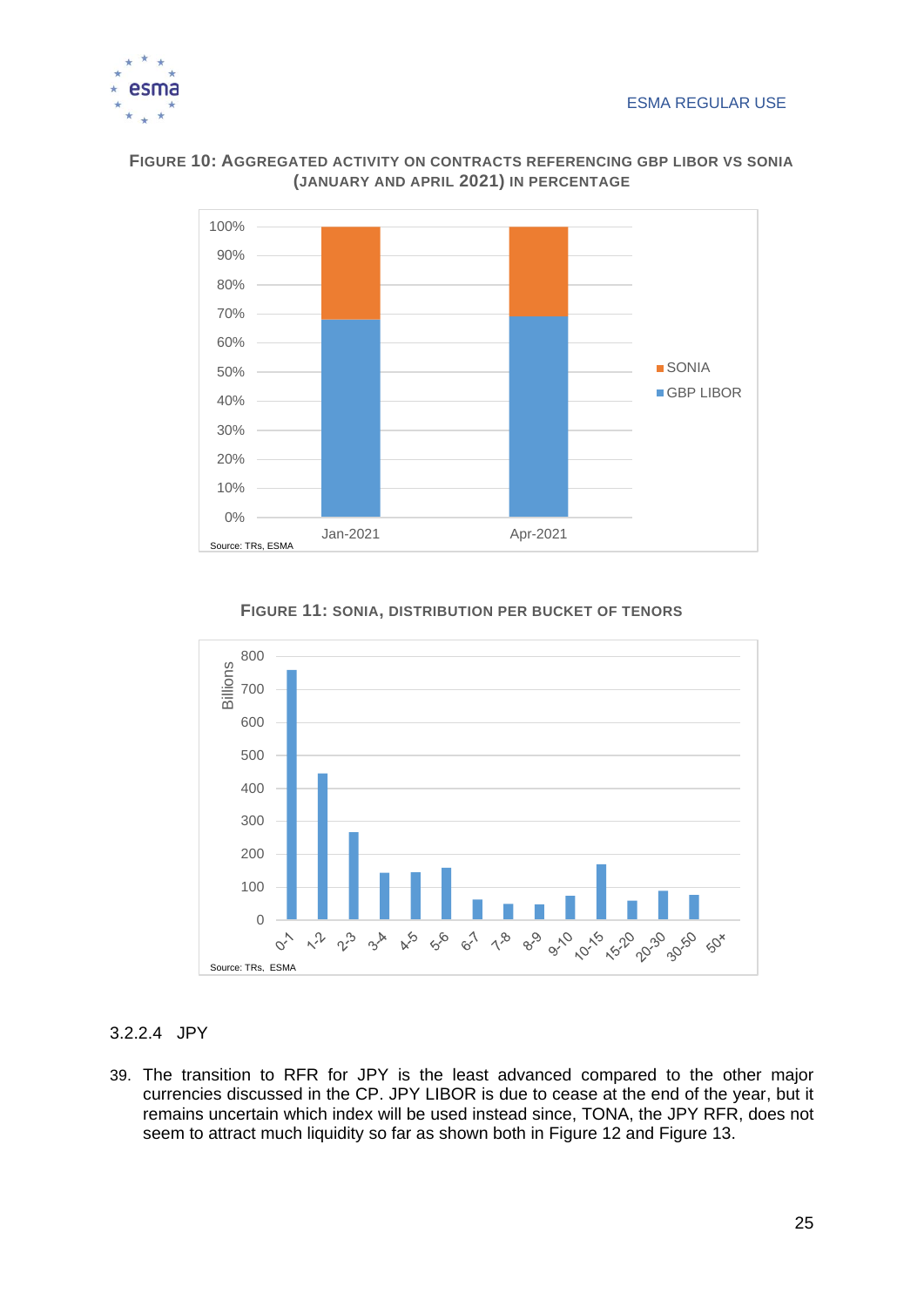**FIGURE 10: AGGREGATED ACTIVITY ON CONTRACTS REFERENCING GBP LIBOR VS SONIA (JANUARY AND APRIL 2021) IN PERCENTAGE**

**FIGURE 11: SONIA, DISTRIBUTION PER BUCKET OF TENORS**

### 3.2.2.4 JPY

39. The transition to RFR for JPY is the least advanced compared to the other major currencies discussed in the CP. JPY LIBOR is due to cease at the end of the year, but it remains uncertain which index will be used instead since, TONA, the JPY RFR, does not seem to attract much liquidity so far as shown both in Figure 12 and Figure 13.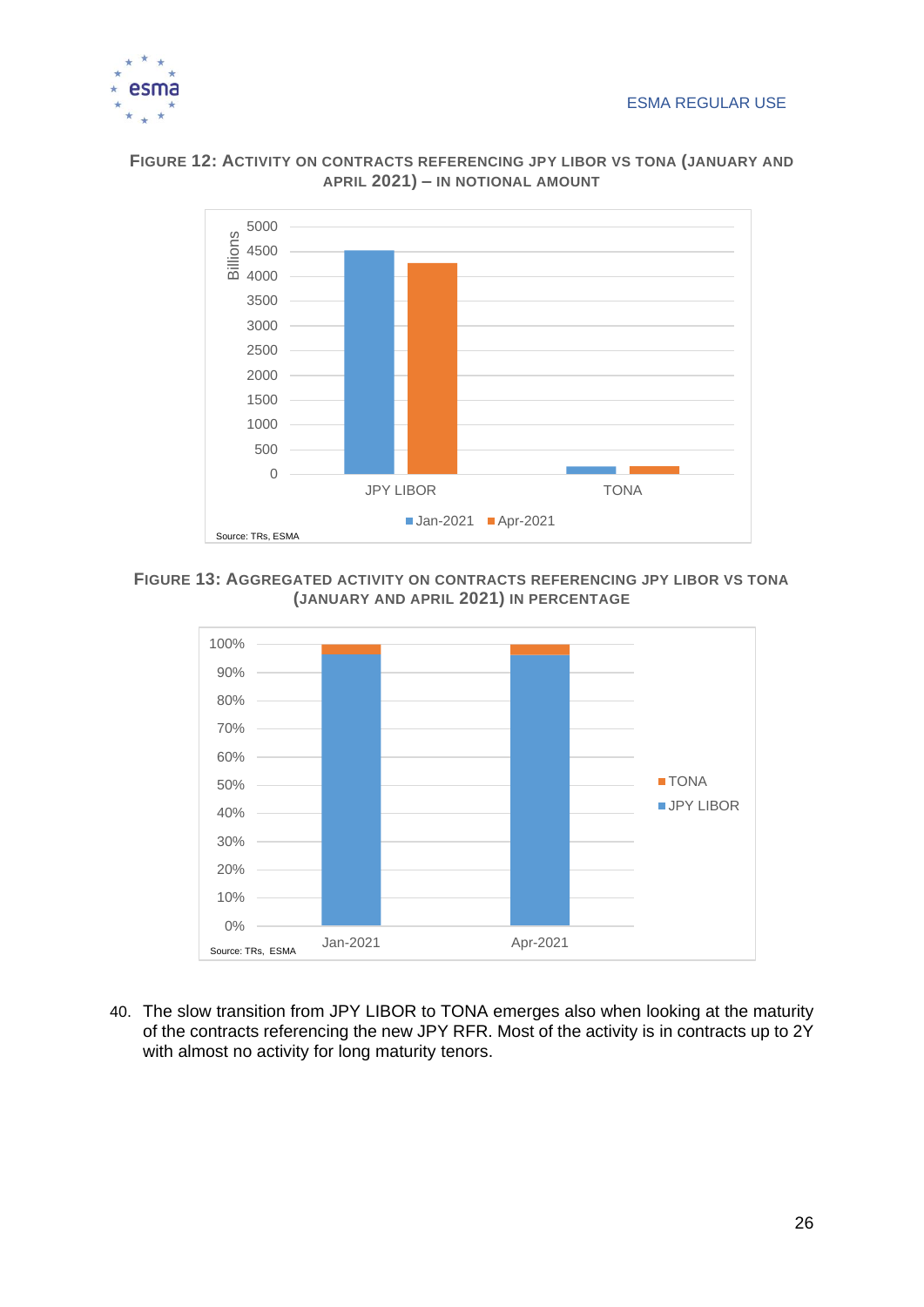**FIGURE 12: ACTIVITY ON CONTRACTS REFERENCING JPY LIBOR VS TONA (JANUARY AND APRIL 2021) – IN NOTIONAL AMOUNT**

Source: TRs, ESMA

**FIGURE 13: AGGREGATED ACTIVITY ON CONTRACTS REFERENCING JPY LIBOR VS TONA (JANUARY AND APRIL 2021) IN PERCENTAGE**

Source: TRs, ESMA

40. The slow transition from JPY LIBOR to TONA emerges also when looking at the maturity of the contracts referencing the new JPY RFR. Most of the activity is in contracts up to 2Y with almost no activity for long maturity tenors.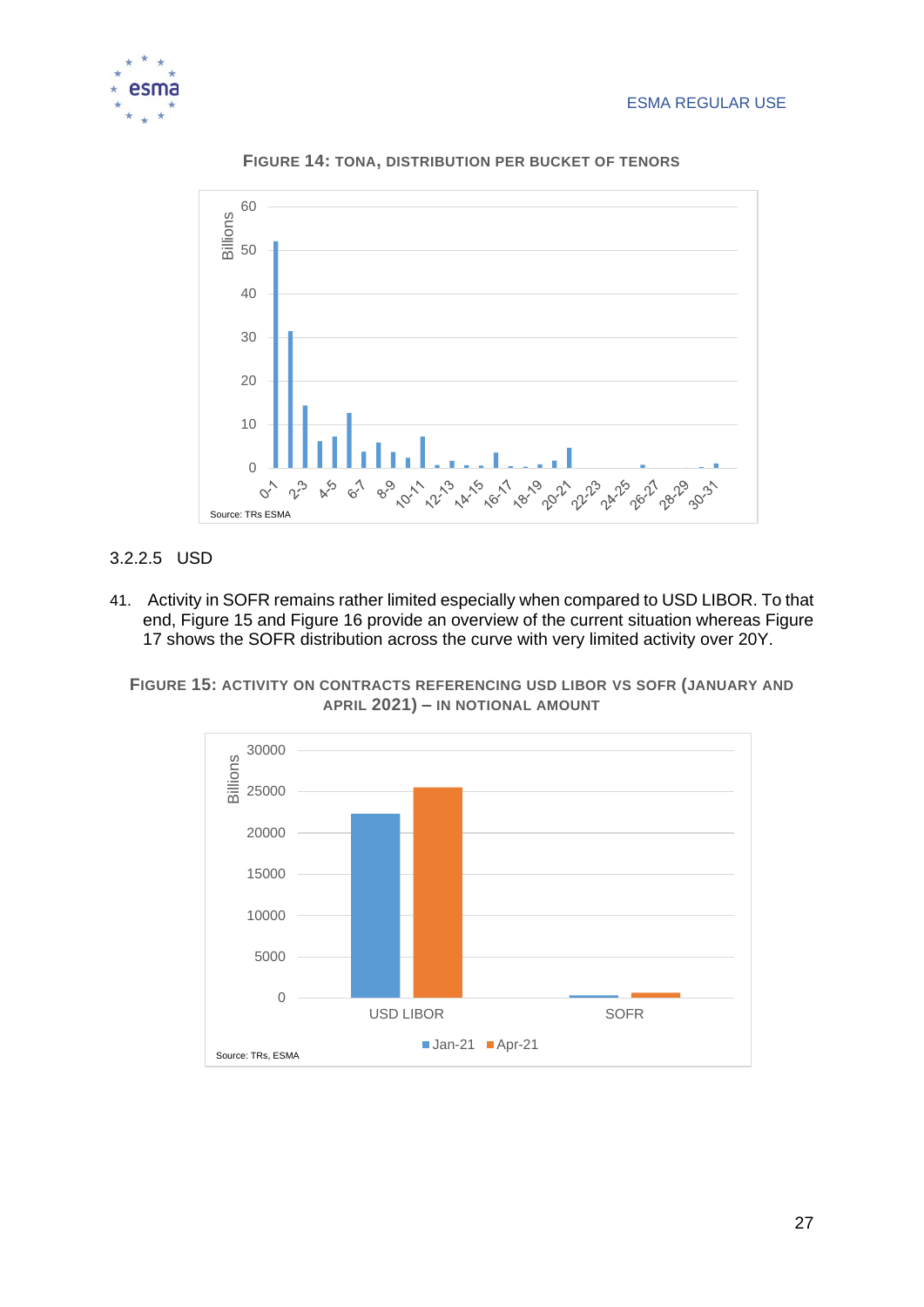**FIGURE 14: TONA, DISTRIBUTION PER BUCKET OF TENORS**

Source: TRs ESMA

### 3.2.2.5 USD

41. Activity in SOFR remains rather limited especially when compared to USD LIBOR. To that end, Figure 15 and Figure 16 provide an overview of the current situation whereas Figure 17 shows the SOFR distribution across the curve with very limited activity over 20Y.

**FIGURE 15: ACTIVITY ON CONTRACTS REFERENCING USD LIBOR VS SOFR (JANUARY AND APRIL 2021) – IN NOTIONAL AMOUNT**

Source: TRs, ESMA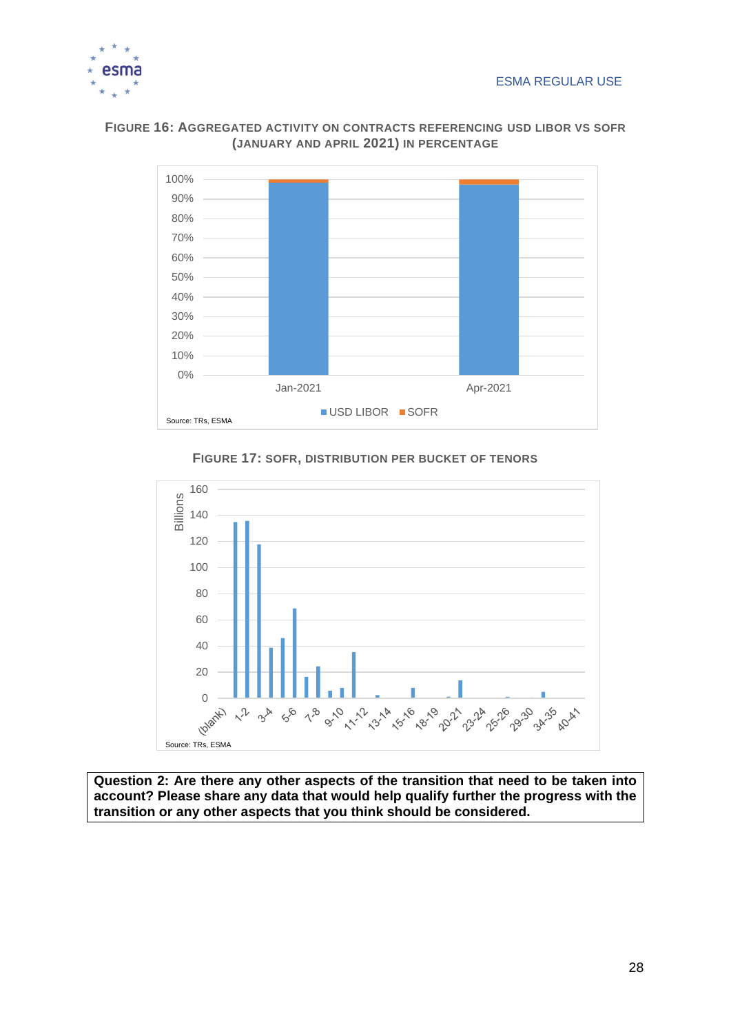**FIGURE 16: AGGREGATED ACTIVITY ON CONTRACTS REFERENCING USD LIBOR VS SOFR (JANUARY AND APRIL 2021) IN PERCENTAGE**

Source: TRs, ESMA

**FIGURE 17: SOFR, DISTRIBUTION PER BUCKET OF TENORS**

Source: TRs, ESMA

| **Question 2: Are there any other aspects of the transition that need to be taken into account? Please share any data that would help qualify further the progress with the transition or any other aspects that you think should be considered.** |
| --- |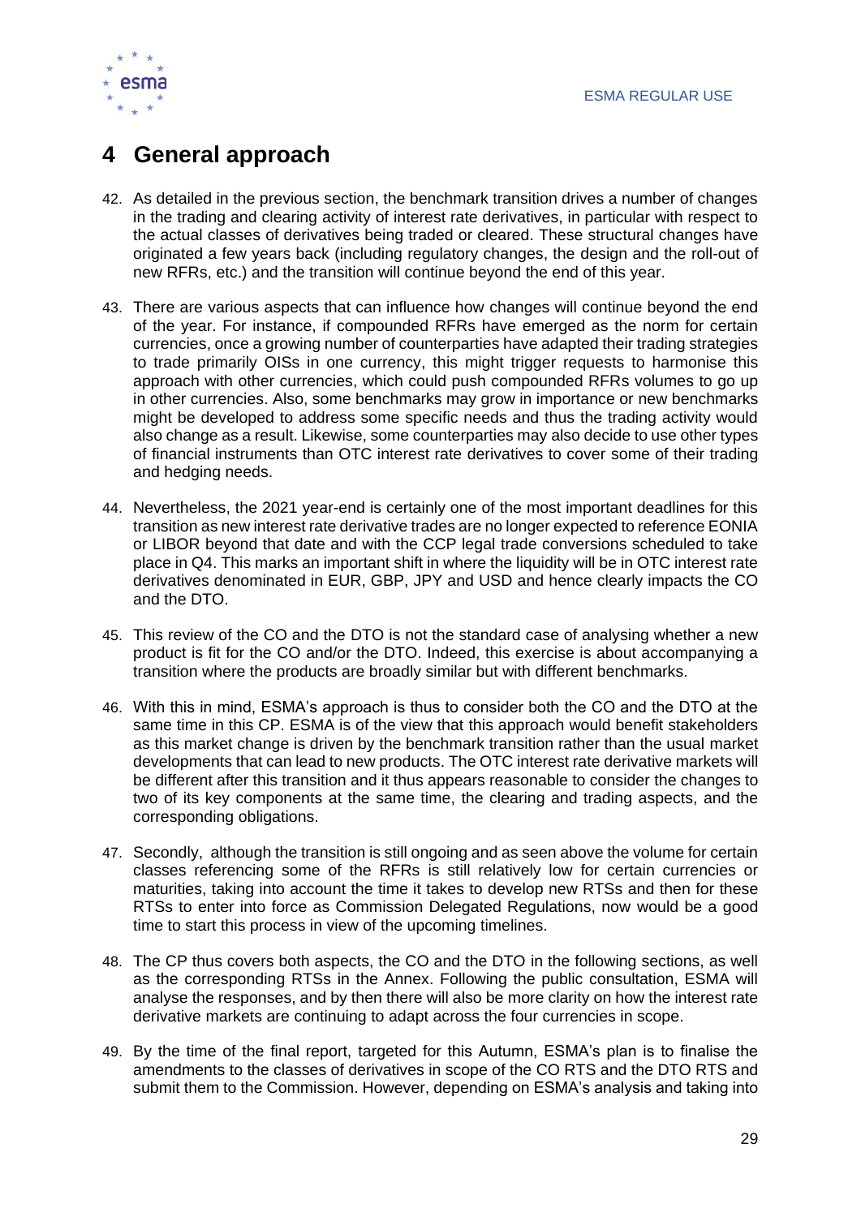# 4 General approach

42. As detailed in the previous section, the benchmark transition drives a number of changes in the trading and clearing activity of interest rate derivatives, in particular with respect to the actual classes of derivatives being traded or cleared. These structural changes have originated a few years back (including regulatory changes, the design and the roll-out of new RFRs, etc.) and the transition will continue beyond the end of this year.

43. There are various aspects that can influence how changes will continue beyond the end of the year. For instance, if compounded RFRs have emerged as the norm for certain currencies, once a growing number of counterparties have adapted their trading strategies to trade primarily OISs in one currency, this might trigger requests to harmonise this approach with other currencies, which could push compounded RFRs volumes to go up in other currencies. Also, some benchmarks may grow in importance or new benchmarks might be developed to address some specific needs and thus the trading activity would also change as a result. Likewise, some counterparties may also decide to use other types of financial instruments than OTC interest rate derivatives to cover some of their trading and hedging needs.

44. Nevertheless, the 2021 year-end is certainly one of the most important deadlines for this transition as new interest rate derivative trades are no longer expected to reference EONIA or LIBOR beyond that date and with the CCP legal trade conversions scheduled to take place in Q4. This marks an important shift in where the liquidity will be in OTC interest rate derivatives denominated in EUR, GBP, JPY and USD and hence clearly impacts the CO and the DTO.

45. This review of the CO and the DTO is not the standard case of analysing whether a new product is fit for the CO and/or the DTO. Indeed, this exercise is about accompanying a transition where the products are broadly similar but with different benchmarks.

46. With this in mind, ESMA's approach is thus to consider both the CO and the DTO at the same time in this CP. ESMA is of the view that this approach would benefit stakeholders as this market change is driven by the benchmark transition rather than the usual market developments that can lead to new products. The OTC interest rate derivative markets will be different after this transition and it thus appears reasonable to consider the changes to two of its key components at the same time, the clearing and trading aspects, and the corresponding obligations.

47. Secondly, although the transition is still ongoing and as seen above the volume for certain classes referencing some of the RFRs is still relatively low for certain currencies or maturities, taking into account the time it takes to develop new RTSs and then for these RTSs to enter into force as Commission Delegated Regulations, now would be a good time to start this process in view of the upcoming timelines.

48. The CP thus covers both aspects, the CO and the DTO in the following sections, as well as the corresponding RTSs in the Annex. Following the public consultation, ESMA will analyse the responses, and by then there will also be more clarity on how the interest rate derivative markets are continuing to adapt across the four currencies in scope.

49. By the time of the final report, targeted for this Autumn, ESMA's plan is to finalise the amendments to the classes of derivatives in scope of the CO RTS and the DTO RTS and submit them to the Commission. However, depending on ESMA's analysis and taking into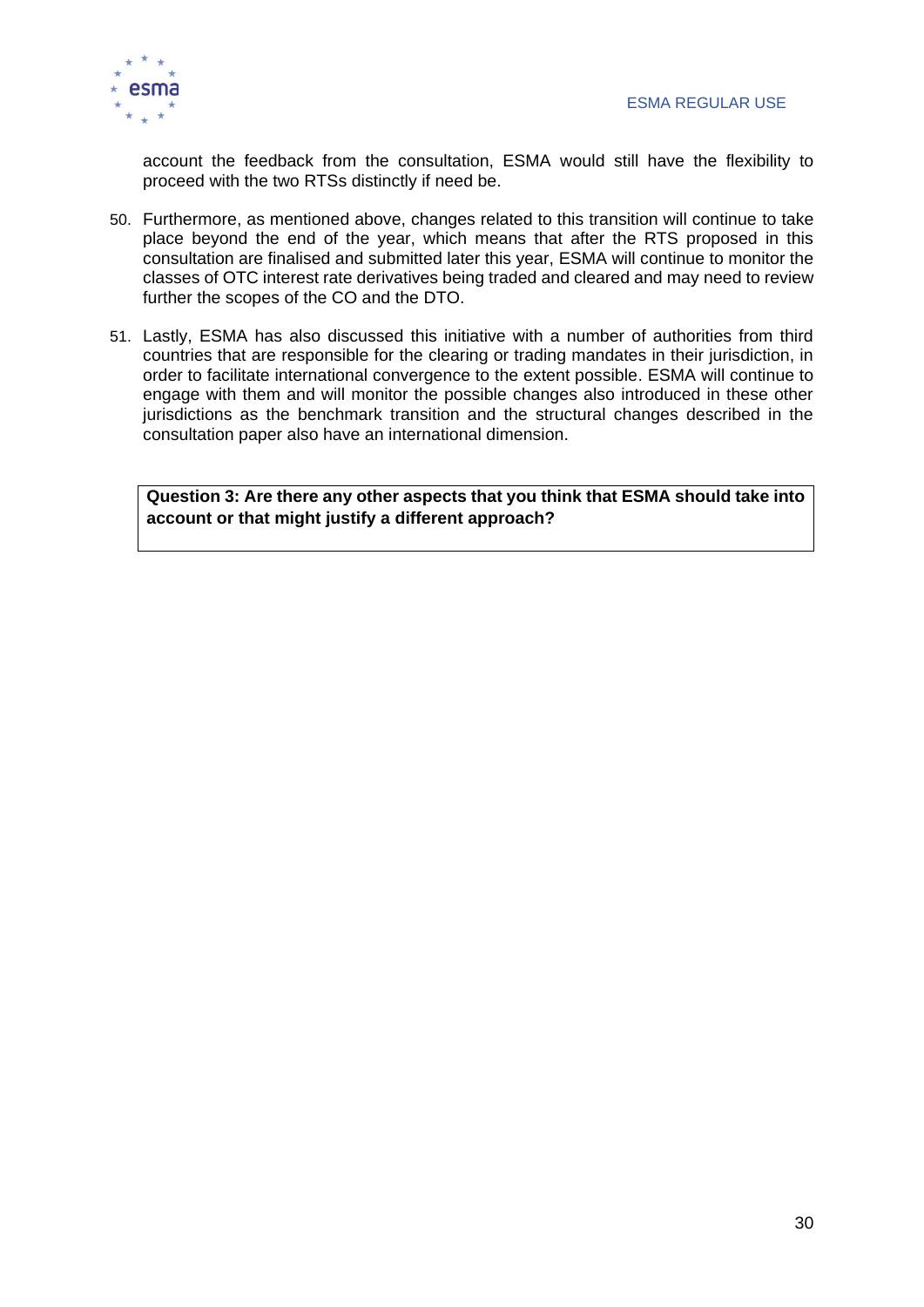account the feedback from the consultation, ESMA would still have the flexibility to proceed with the two RTSs distinctly if need be.

50. Furthermore, as mentioned above, changes related to this transition will continue to take place beyond the end of the year, which means that after the RTS proposed in this consultation are finalised and submitted later this year, ESMA will continue to monitor the classes of OTC interest rate derivatives being traded and cleared and may need to review further the scopes of the CO and the DTO.

51. Lastly, ESMA has also discussed this initiative with a number of authorities from third countries that are responsible for the clearing or trading mandates in their jurisdiction, in order to facilitate international convergence to the extent possible. ESMA will continue to engage with them and will monitor the possible changes also introduced in these other jurisdictions as the benchmark transition and the structural changes described in the consultation paper also have an international dimension.

**Question 3: Are there any other aspects that you think that ESMA should take into account or that might justify a different approach?**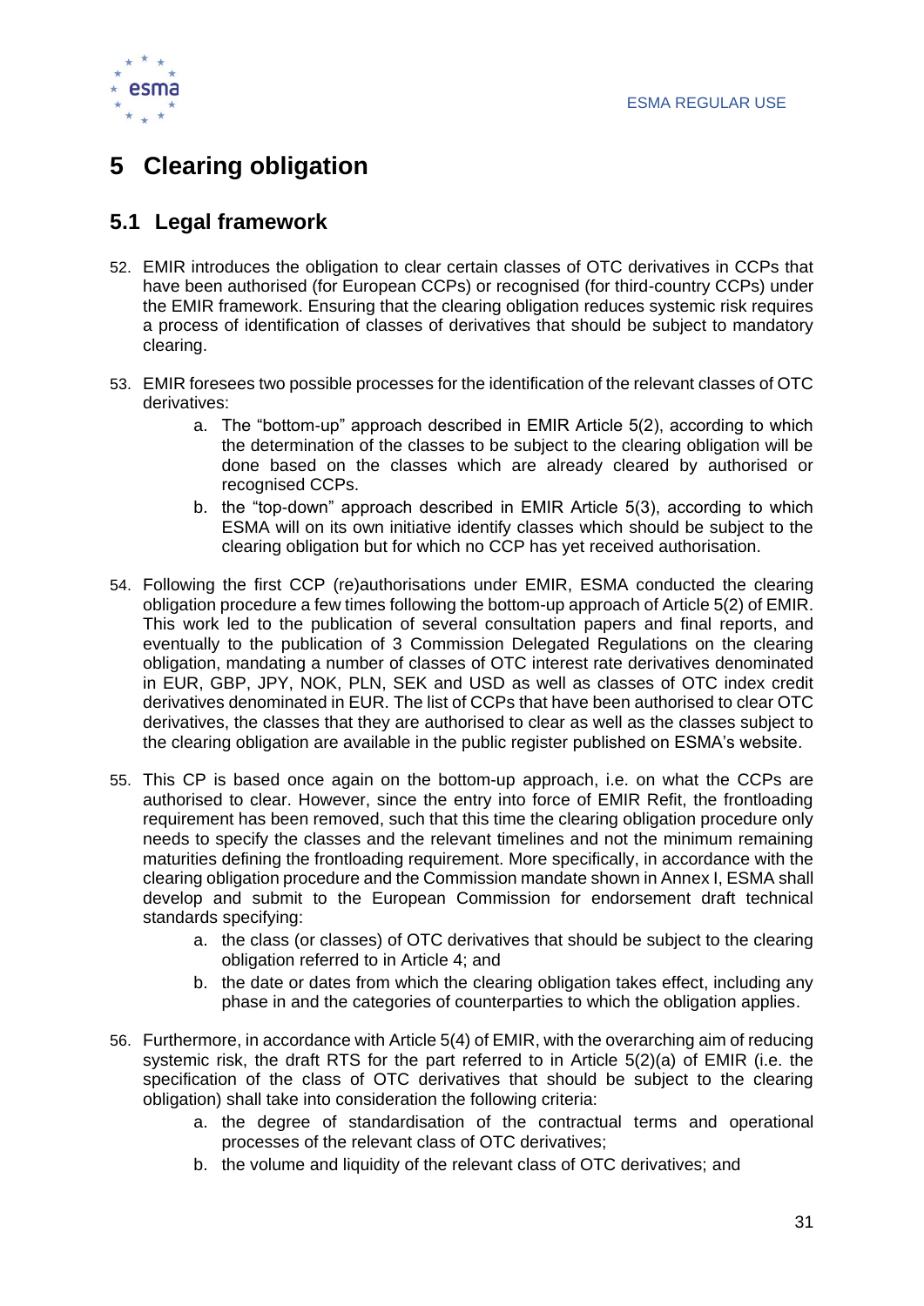# 5 Clearing obligation

## 5.1 Legal framework

52. EMIR introduces the obligation to clear certain classes of OTC derivatives in CCPs that have been authorised (for European CCPs) or recognised (for third-country CCPs) under the EMIR framework. Ensuring that the clearing obligation reduces systemic risk requires a process of identification of classes of derivatives that should be subject to mandatory clearing.

53. EMIR foresees two possible processes for the identification of the relevant classes of OTC derivatives:
    a. The "bottom-up" approach described in EMIR Article 5(2), according to which the determination of the classes to be subject to the clearing obligation will be done based on the classes which are already cleared by authorised or recognised CCPs.
    b. the "top-down" approach described in EMIR Article 5(3), according to which ESMA will on its own initiative identify classes which should be subject to the clearing obligation but for which no CCP has yet received authorisation.

54. Following the first CCP (re)authorisations under EMIR, ESMA conducted the clearing obligation procedure a few times following the bottom-up approach of Article 5(2) of EMIR. This work led to the publication of several consultation papers and final reports, and eventually to the publication of 3 Commission Delegated Regulations on the clearing obligation, mandating a number of classes of OTC interest rate derivatives denominated in EUR, GBP, JPY, NOK, PLN, SEK and USD as well as classes of OTC index credit derivatives denominated in EUR. The list of CCPs that have been authorised to clear OTC derivatives, the classes that they are authorised to clear as well as the classes subject to the clearing obligation are available in the public register published on ESMA's website.

55. This CP is based once again on the bottom-up approach, i.e. on what the CCPs are authorised to clear. However, since the entry into force of EMIR Refit, the frontloading requirement has been removed, such that this time the clearing obligation procedure only needs to specify the classes and the relevant timelines and not the minimum remaining maturities defining the frontloading requirement. More specifically, in accordance with the clearing obligation procedure and the Commission mandate shown in Annex I, ESMA shall develop and submit to the European Commission for endorsement draft technical standards specifying:
    a. the class (or classes) of OTC derivatives that should be subject to the clearing obligation referred to in Article 4; and
    b. the date or dates from which the clearing obligation takes effect, including any phase in and the categories of counterparties to which the obligation applies.

56. Furthermore, in accordance with Article 5(4) of EMIR, with the overarching aim of reducing systemic risk, the draft RTS for the part referred to in Article 5(2)(a) of EMIR (i.e. the specification of the class of OTC derivatives that should be subject to the clearing obligation) shall take into consideration the following criteria:
    a. the degree of standardisation of the contractual terms and operational processes of the relevant class of OTC derivatives;
    b. the volume and liquidity of the relevant class of OTC derivatives; and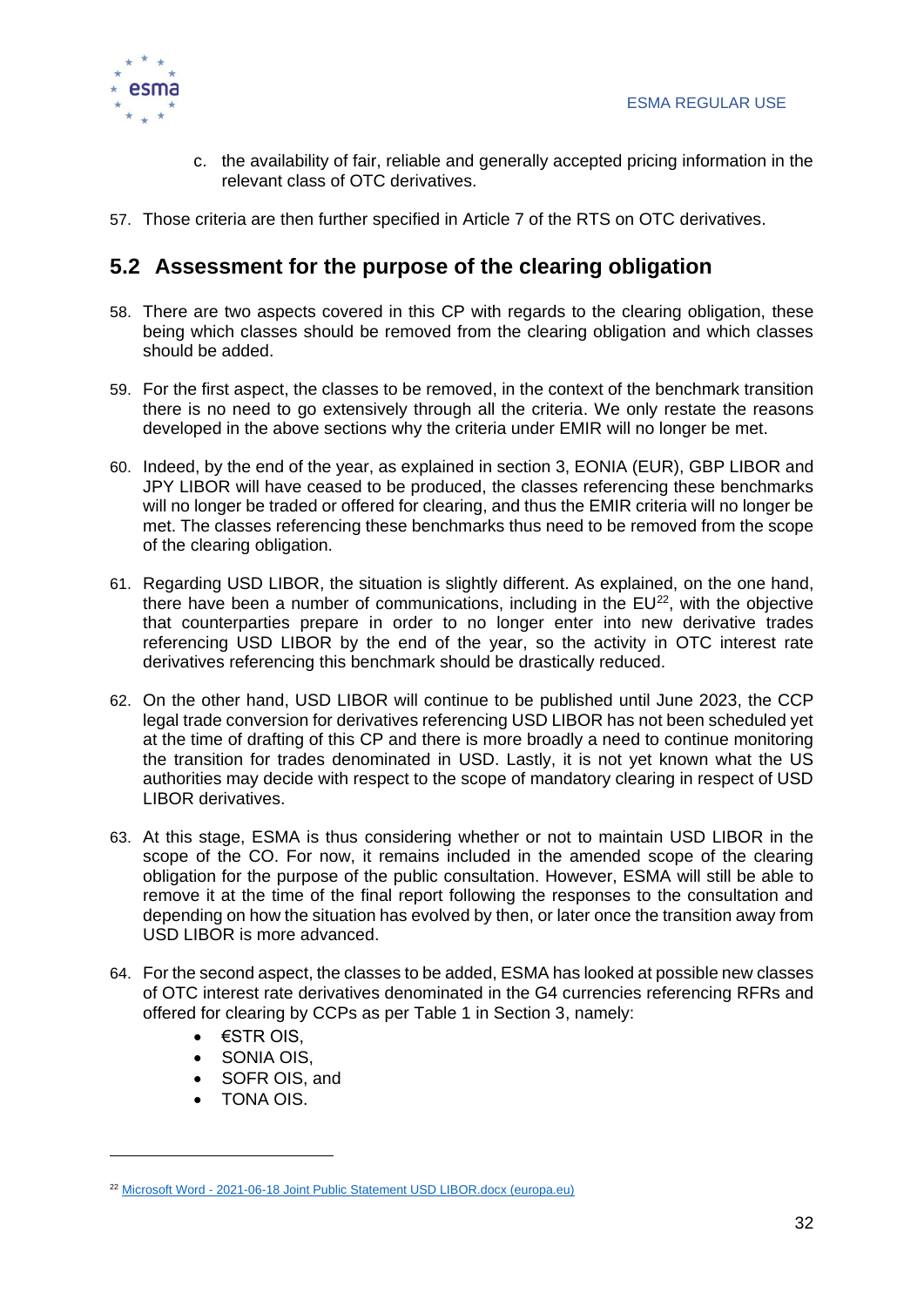c. the availability of fair, reliable and generally accepted pricing information in the relevant class of OTC derivatives.

57. Those criteria are then further specified in Article 7 of the RTS on OTC derivatives.

## 5.2 Assessment for the purpose of the clearing obligation

58. There are two aspects covered in this CP with regards to the clearing obligation, these being which classes should be removed from the clearing obligation and which classes should be added.

59. For the first aspect, the classes to be removed, in the context of the benchmark transition there is no need to go extensively through all the criteria. We only restate the reasons developed in the above sections why the criteria under EMIR will no longer be met.

60. Indeed, by the end of the year, as explained in section 3, EONIA (EUR), GBP LIBOR and JPY LIBOR will have ceased to be produced, the classes referencing these benchmarks will no longer be traded or offered for clearing, and thus the EMIR criteria will no longer be met. The classes referencing these benchmarks thus need to be removed from the scope of the clearing obligation.

61. Regarding USD LIBOR, the situation is slightly different. As explained, on the one hand, there have been a number of communications, including in the EU[22], with the objective that counterparties prepare in order to no longer enter into new derivative trades referencing USD LIBOR by the end of the year, so the activity in OTC interest rate derivatives referencing this benchmark should be drastically reduced.

62. On the other hand, USD LIBOR will continue to be published until June 2023, the CCP legal trade conversion for derivatives referencing USD LIBOR has not been scheduled yet at the time of drafting of this CP and there is more broadly a need to continue monitoring the transition for trades denominated in USD. Lastly, it is not yet known what the US authorities may decide with respect to the scope of mandatory clearing in respect of USD LIBOR derivatives.

63. At this stage, ESMA is thus considering whether or not to maintain USD LIBOR in the scope of the CO. For now, it remains included in the amended scope of the clearing obligation for the purpose of the public consultation. However, ESMA will still be able to remove it at the time of the final report following the responses to the consultation and depending on how the situation has evolved by then, or later once the transition away from USD LIBOR is more advanced.

64. For the second aspect, the classes to be added, ESMA has looked at possible new classes of OTC interest rate derivatives denominated in the G4 currencies referencing RFRs and offered for clearing by CCPs as per Table 1 in Section 3, namely:
    - €STR OIS,
    - SONIA OIS,
    - SOFR OIS, and
    - TONA OIS.

---

[22] Microsoft Word - 2021-06-18 Joint Public Statement USD LIBOR.docx (europa.eu)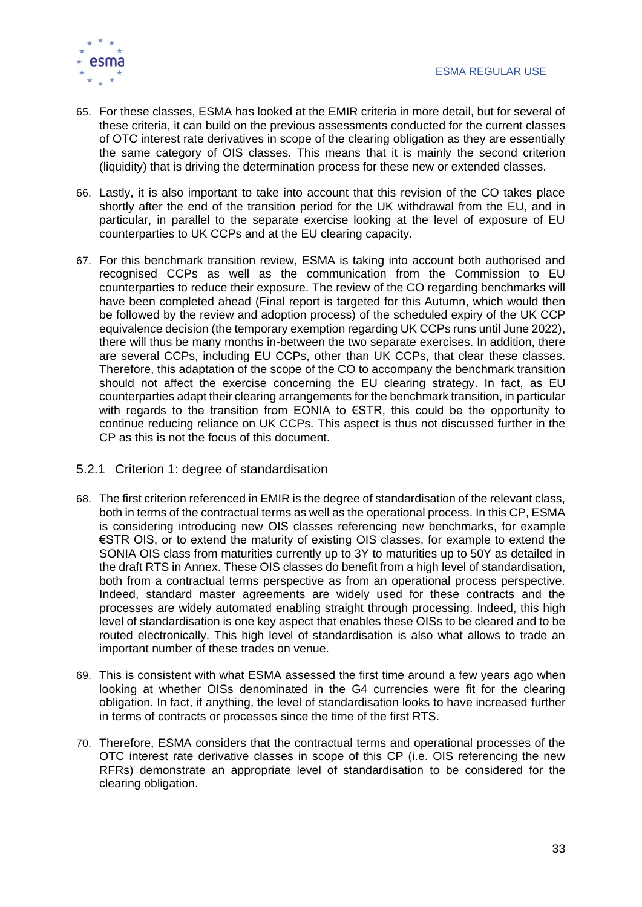65. For these classes, ESMA has looked at the EMIR criteria in more detail, but for several of these criteria, it can build on the previous assessments conducted for the current classes of OTC interest rate derivatives in scope of the clearing obligation as they are essentially the same category of OIS classes. This means that it is mainly the second criterion (liquidity) that is driving the determination process for these new or extended classes.

66. Lastly, it is also important to take into account that this revision of the CO takes place shortly after the end of the transition period for the UK withdrawal from the EU, and in particular, in parallel to the separate exercise looking at the level of exposure of EU counterparties to UK CCPs and at the EU clearing capacity.

67. For this benchmark transition review, ESMA is taking into account both authorised and recognised CCPs as well as the communication from the Commission to EU counterparties to reduce their exposure. The review of the CO regarding benchmarks will have been completed ahead (Final report is targeted for this Autumn, which would then be followed by the review and adoption process) of the scheduled expiry of the UK CCP equivalence decision (the temporary exemption regarding UK CCPs runs until June 2022), there will thus be many months in-between the two separate exercises. In addition, there are several CCPs, including EU CCPs, other than UK CCPs, that clear these classes. Therefore, this adaptation of the scope of the CO to accompany the benchmark transition should not affect the exercise concerning the EU clearing strategy. In fact, as EU counterparties adapt their clearing arrangements for the benchmark transition, in particular with regards to the transition from EONIA to €STR, this could be the opportunity to continue reducing reliance on UK CCPs. This aspect is thus not discussed further in the CP as this is not the focus of this document.

### 5.2.1 Criterion 1: degree of standardisation

68. The first criterion referenced in EMIR is the degree of standardisation of the relevant class, both in terms of the contractual terms as well as the operational process. In this CP, ESMA is considering introducing new OIS classes referencing new benchmarks, for example €STR OIS, or to extend the maturity of existing OIS classes, for example to extend the SONIA OIS class from maturities currently up to 3Y to maturities up to 50Y as detailed in the draft RTS in Annex. These OIS classes do benefit from a high level of standardisation, both from a contractual terms perspective as from an operational process perspective. Indeed, standard master agreements are widely used for these contracts and the processes are widely automated enabling straight through processing. Indeed, this high level of standardisation is one key aspect that enables these OISs to be cleared and to be routed electronically. This high level of standardisation is also what allows to trade an important number of these trades on venue.

69. This is consistent with what ESMA assessed the first time around a few years ago when looking at whether OISs denominated in the G4 currencies were fit for the clearing obligation. In fact, if anything, the level of standardisation looks to have increased further in terms of contracts or processes since the time of the first RTS.

70. Therefore, ESMA considers that the contractual terms and operational processes of the OTC interest rate derivative classes in scope of this CP (i.e. OIS referencing the new RFRs) demonstrate an appropriate level of standardisation to be considered for the clearing obligation.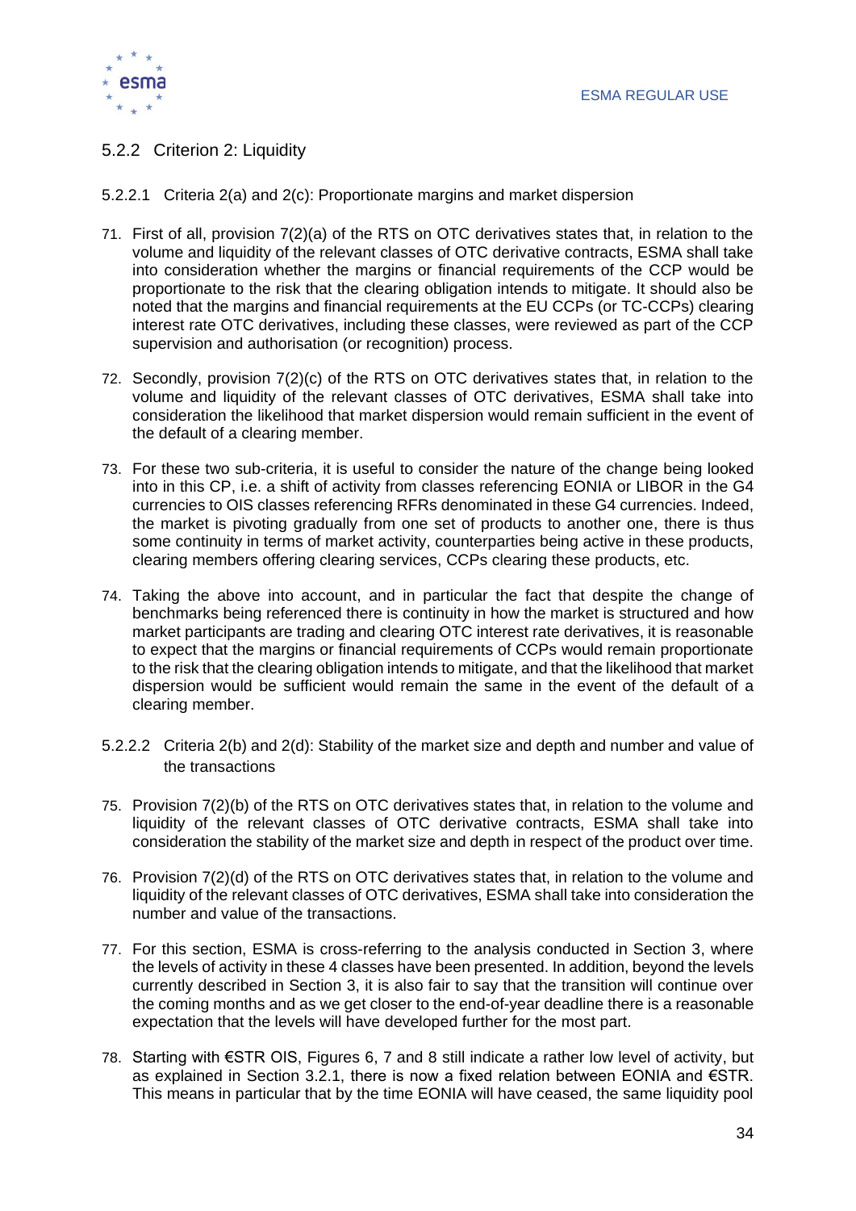### 5.2.2 Criterion 2: Liquidity

#### 5.2.2.1 Criteria 2(a) and 2(c): Proportionate margins and market dispersion

71. First of all, provision 7(2)(a) of the RTS on OTC derivatives states that, in relation to the volume and liquidity of the relevant classes of OTC derivative contracts, ESMA shall take into consideration whether the margins or financial requirements of the CCP would be proportionate to the risk that the clearing obligation intends to mitigate. It should also be noted that the margins and financial requirements at the EU CCPs (or TC-CCPs) clearing interest rate OTC derivatives, including these classes, were reviewed as part of the CCP supervision and authorisation (or recognition) process.

72. Secondly, provision 7(2)(c) of the RTS on OTC derivatives states that, in relation to the volume and liquidity of the relevant classes of OTC derivatives, ESMA shall take into consideration the likelihood that market dispersion would remain sufficient in the event of the default of a clearing member.

73. For these two sub-criteria, it is useful to consider the nature of the change being looked into in this CP, i.e. a shift of activity from classes referencing EONIA or LIBOR in the G4 currencies to OIS classes referencing RFRs denominated in these G4 currencies. Indeed, the market is pivoting gradually from one set of products to another one, there is thus some continuity in terms of market activity, counterparties being active in these products, clearing members offering clearing services, CCPs clearing these products, etc.

74. Taking the above into account, and in particular the fact that despite the change of benchmarks being referenced there is continuity in how the market is structured and how market participants are trading and clearing OTC interest rate derivatives, it is reasonable to expect that the margins or financial requirements of CCPs would remain proportionate to the risk that the clearing obligation intends to mitigate, and that the likelihood that market dispersion would be sufficient would remain the same in the event of the default of a clearing member.

#### 5.2.2.2 Criteria 2(b) and 2(d): Stability of the market size and depth and number and value of the transactions

75. Provision 7(2)(b) of the RTS on OTC derivatives states that, in relation to the volume and liquidity of the relevant classes of OTC derivative contracts, ESMA shall take into consideration the stability of the market size and depth in respect of the product over time.

76. Provision 7(2)(d) of the RTS on OTC derivatives states that, in relation to the volume and liquidity of the relevant classes of OTC derivatives, ESMA shall take into consideration the number and value of the transactions.

77. For this section, ESMA is cross-referring to the analysis conducted in Section 3, where the levels of activity in these 4 classes have been presented. In addition, beyond the levels currently described in Section 3, it is also fair to say that the transition will continue over the coming months and as we get closer to the end-of-year deadline there is a reasonable expectation that the levels will have developed further for the most part.

78. Starting with €STR OIS, Figures 6, 7 and 8 still indicate a rather low level of activity, but as explained in Section 3.2.1, there is now a fixed relation between EONIA and €STR. This means in particular that by the time EONIA will have ceased, the same liquidity pool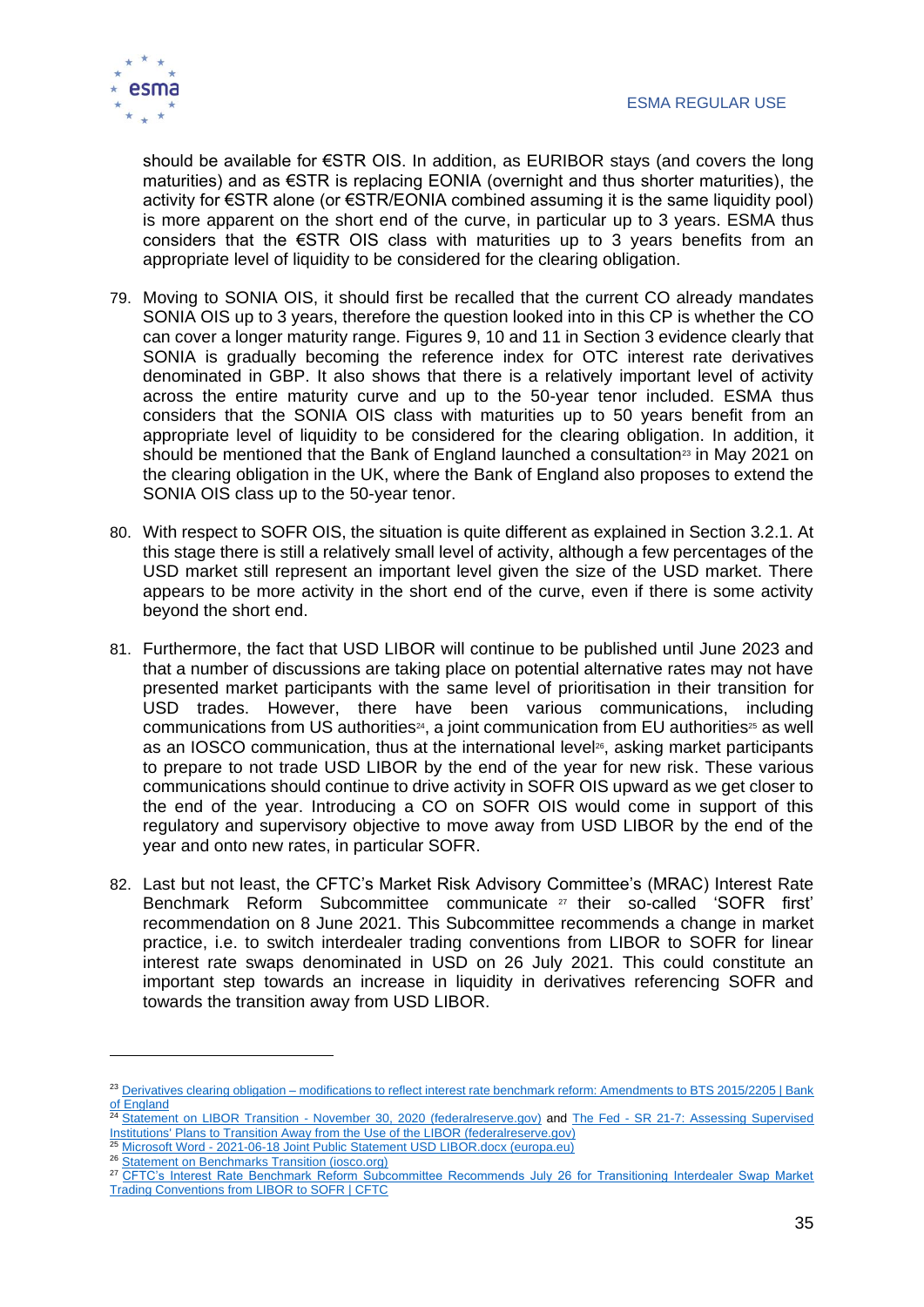should be available for €STR OIS. In addition, as EURIBOR stays (and covers the long maturities) and as €STR is replacing EONIA (overnight and thus shorter maturities), the activity for €STR alone (or €STR/EONIA combined assuming it is the same liquidity pool) is more apparent on the short end of the curve, in particular up to 3 years. ESMA thus considers that the €STR OIS class with maturities up to 3 years benefits from an appropriate level of liquidity to be considered for the clearing obligation.

79. Moving to SONIA OIS, it should first be recalled that the current CO already mandates SONIA OIS up to 3 years, therefore the question looked into in this CP is whether the CO can cover a longer maturity range. Figures 9, 10 and 11 in Section 3 evidence clearly that SONIA is gradually becoming the reference index for OTC interest rate derivatives denominated in GBP. It also shows that there is a relatively important level of activity across the entire maturity curve and up to the 50-year tenor included. ESMA thus considers that the SONIA OIS class with maturities up to 50 years benefit from an appropriate level of liquidity to be considered for the clearing obligation. In addition, it should be mentioned that the Bank of England launched a consultation[23] in May 2021 on the clearing obligation in the UK, where the Bank of England also proposes to extend the SONIA OIS class up to the 50-year tenor.

80. With respect to SOFR OIS, the situation is quite different as explained in Section 3.2.1. At this stage there is still a relatively small level of activity, although a few percentages of the USD market still represent an important level given the size of the USD market. There appears to be more activity in the short end of the curve, even if there is some activity beyond the short end.

81. Furthermore, the fact that USD LIBOR will continue to be published until June 2023 and that a number of discussions are taking place on potential alternative rates may not have presented market participants with the same level of prioritisation in their transition for USD trades. However, there have been various communications, including communications from US authorities[24], a joint communication from EU authorities[25] as well as an IOSCO communication, thus at the international level[26], asking market participants to prepare to not trade USD LIBOR by the end of the year for new risk. These various communications should continue to drive activity in SOFR OIS upward as we get closer to the end of the year. Introducing a CO on SOFR OIS would come in support of this regulatory and supervisory objective to move away from USD LIBOR by the end of the year and onto new rates, in particular SOFR.

82. Last but not least, the CFTC's Market Risk Advisory Committee's (MRAC) Interest Rate Benchmark Reform Subcommittee communicate [27] their so-called 'SOFR first' recommendation on 8 June 2021. This Subcommittee recommends a change in market practice, i.e. to switch interdealer trading conventions from LIBOR to SOFR for linear interest rate swaps denominated in USD on 26 July 2021. This could constitute an important step towards an increase in liquidity in derivatives referencing SOFR and towards the transition away from USD LIBOR.

---

[23] Derivatives clearing obligation – modifications to reflect interest rate benchmark reform: Amendments to BTS 2015/2205 | Bank of England

[24] Statement on LIBOR Transition - November 30, 2020 (federalreserve.gov) and The Fed - SR 21-7: Assessing Supervised Institutions' Plans to Transition Away from the Use of the LIBOR (federalreserve.gov)

[25] Microsoft Word - 2021-06-18 Joint Public Statement USD LIBOR.docx (europa.eu)

[26] Statement on Benchmarks Transition (iosco.org)

[27] CFTC's Interest Rate Benchmark Reform Subcommittee Recommends July 26 for Transitioning Interdealer Swap Market Trading Conventions from LIBOR to SOFR | CFTC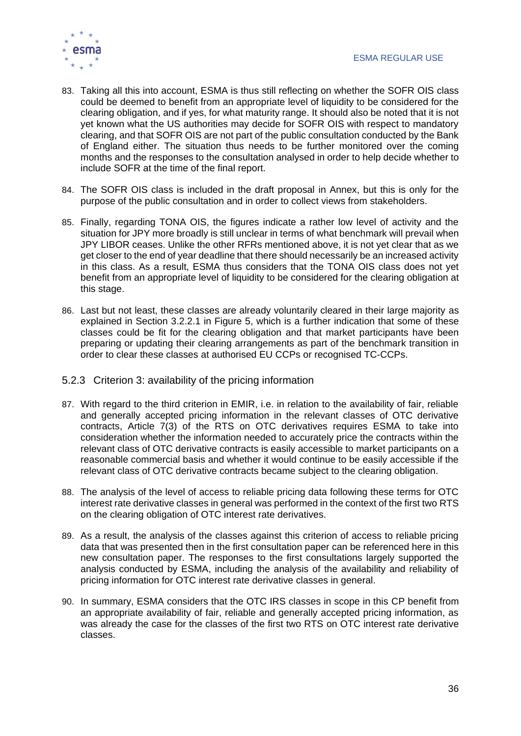83. Taking all this into account, ESMA is thus still reflecting on whether the SOFR OIS class could be deemed to benefit from an appropriate level of liquidity to be considered for the clearing obligation, and if yes, for what maturity range. It should also be noted that it is not yet known what the US authorities may decide for SOFR OIS with respect to mandatory clearing, and that SOFR OIS are not part of the public consultation conducted by the Bank of England either. The situation thus needs to be further monitored over the coming months and the responses to the consultation analysed in order to help decide whether to include SOFR at the time of the final report.

84. The SOFR OIS class is included in the draft proposal in Annex, but this is only for the purpose of the public consultation and in order to collect views from stakeholders.

85. Finally, regarding TONA OIS, the figures indicate a rather low level of activity and the situation for JPY more broadly is still unclear in terms of what benchmark will prevail when JPY LIBOR ceases. Unlike the other RFRs mentioned above, it is not yet clear that as we get closer to the end of year deadline that there should necessarily be an increased activity in this class. As a result, ESMA thus considers that the TONA OIS class does not yet benefit from an appropriate level of liquidity to be considered for the clearing obligation at this stage.

86. Last but not least, these classes are already voluntarily cleared in their large majority as explained in Section 3.2.2.1 in Figure 5, which is a further indication that some of these classes could be fit for the clearing obligation and that market participants have been preparing or updating their clearing arrangements as part of the benchmark transition in order to clear these classes at authorised EU CCPs or recognised TC-CCPs.

### 5.2.3 Criterion 3: availability of the pricing information

87. With regard to the third criterion in EMIR, i.e. in relation to the availability of fair, reliable and generally accepted pricing information in the relevant classes of OTC derivative contracts, Article 7(3) of the RTS on OTC derivatives requires ESMA to take into consideration whether the information needed to accurately price the contracts within the relevant class of OTC derivative contracts is easily accessible to market participants on a reasonable commercial basis and whether it would continue to be easily accessible if the relevant class of OTC derivative contracts became subject to the clearing obligation.

88. The analysis of the level of access to reliable pricing data following these terms for OTC interest rate derivative classes in general was performed in the context of the first two RTS on the clearing obligation of OTC interest rate derivatives.

89. As a result, the analysis of the classes against this criterion of access to reliable pricing data that was presented then in the first consultation paper can be referenced here in this new consultation paper. The responses to the first consultations largely supported the analysis conducted by ESMA, including the analysis of the availability and reliability of pricing information for OTC interest rate derivative classes in general.

90. In summary, ESMA considers that the OTC IRS classes in scope in this CP benefit from an appropriate availability of fair, reliable and generally accepted pricing information, as was already the case for the classes of the first two RTS on OTC interest rate derivative classes.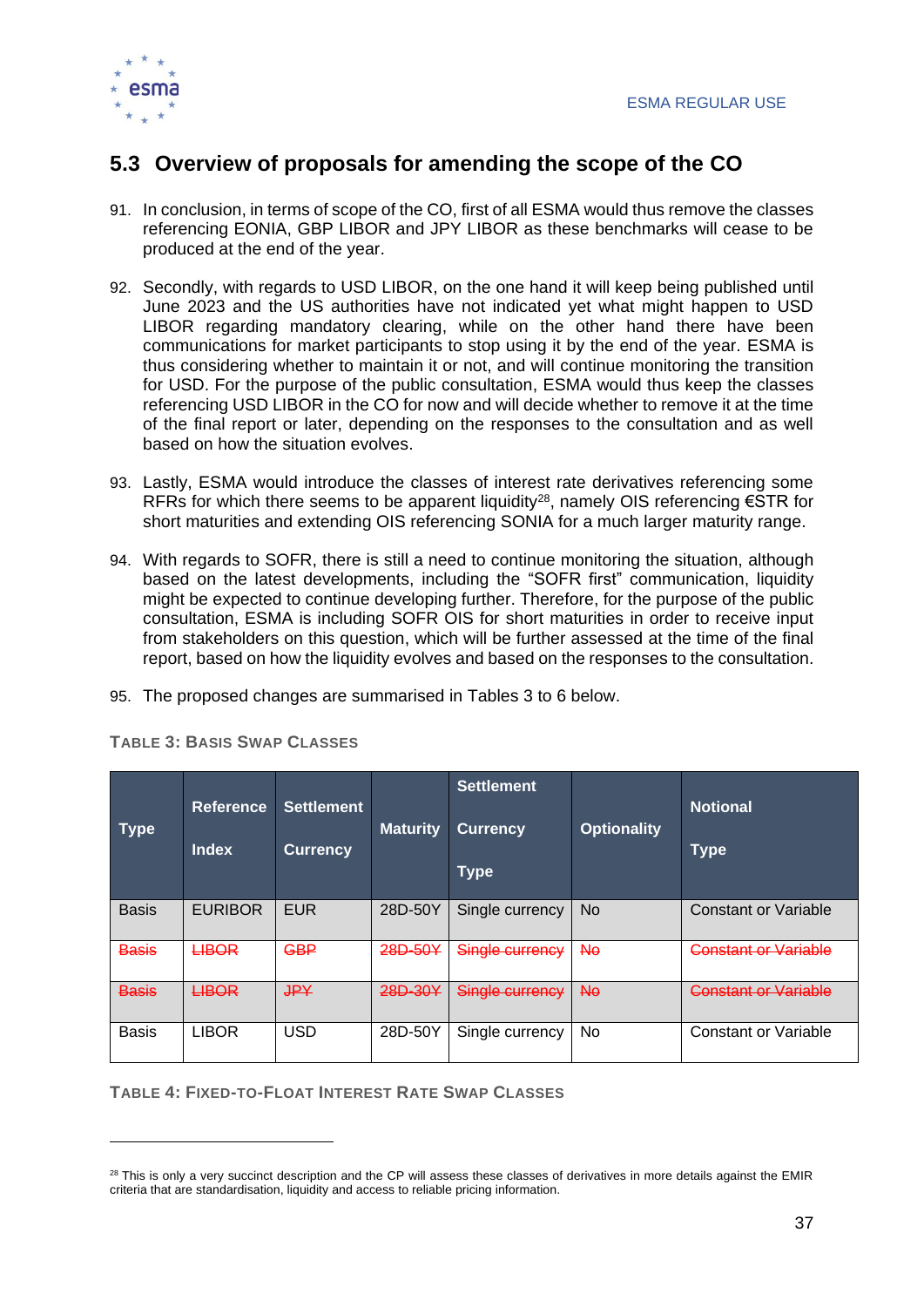## 5.3 Overview of proposals for amending the scope of the CO

91. In conclusion, in terms of scope of the CO, first of all ESMA would thus remove the classes referencing EONIA, GBP LIBOR and JPY LIBOR as these benchmarks will cease to be produced at the end of the year.

92. Secondly, with regards to USD LIBOR, on the one hand it will keep being published until June 2023 and the US authorities have not indicated yet what might happen to USD LIBOR regarding mandatory clearing, while on the other hand there have been communications for market participants to stop using it by the end of the year. ESMA is thus considering whether to maintain it or not, and will continue monitoring the transition for USD. For the purpose of the public consultation, ESMA would thus keep the classes referencing USD LIBOR in the CO for now and will decide whether to remove it at the time of the final report or later, depending on the responses to the consultation and as well based on how the situation evolves.

93. Lastly, ESMA would introduce the classes of interest rate derivatives referencing some RFRs for which there seems to be apparent liquidity[28], namely OIS referencing €STR for short maturities and extending OIS referencing SONIA for a much larger maturity range.

94. With regards to SOFR, there is still a need to continue monitoring the situation, although based on the latest developments, including the "SOFR first" communication, liquidity might be expected to continue developing further. Therefore, for the purpose of the public consultation, ESMA is including SOFR OIS for short maturities in order to receive input from stakeholders on this question, which will be further assessed at the time of the final report, based on how the liquidity evolves and based on the responses to the consultation.

95. The proposed changes are summarised in Tables 3 to 6 below.

**Table 3: Basis Swap Classes**

| Type | Reference Index | Settlement Currency | Maturity | Settlement Currency Type | Optionality | Notional Type |
|---|---|---|---|---|---|---|
| Basis | EURIBOR | EUR | 28D-50Y | Single currency | No | Constant or Variable |
| ~~Basis~~ | ~~LIBOR~~ | ~~GBP~~ | ~~28D-50Y~~ | ~~Single currency~~ | ~~No~~ | ~~Constant or Variable~~ |
| ~~Basis~~ | ~~LIBOR~~ | ~~JPY~~ | ~~28D-30Y~~ | ~~Single currency~~ | ~~No~~ | ~~Constant or Variable~~ |
| Basis | LIBOR | USD | 28D-50Y | Single currency | No | Constant or Variable |

**Table 4: Fixed-to-Float Interest Rate Swap Classes**

[28] This is only a very succinct description and the CP will assess these classes of derivatives in more details against the EMIR criteria that are standardisation, liquidity and access to reliable pricing information.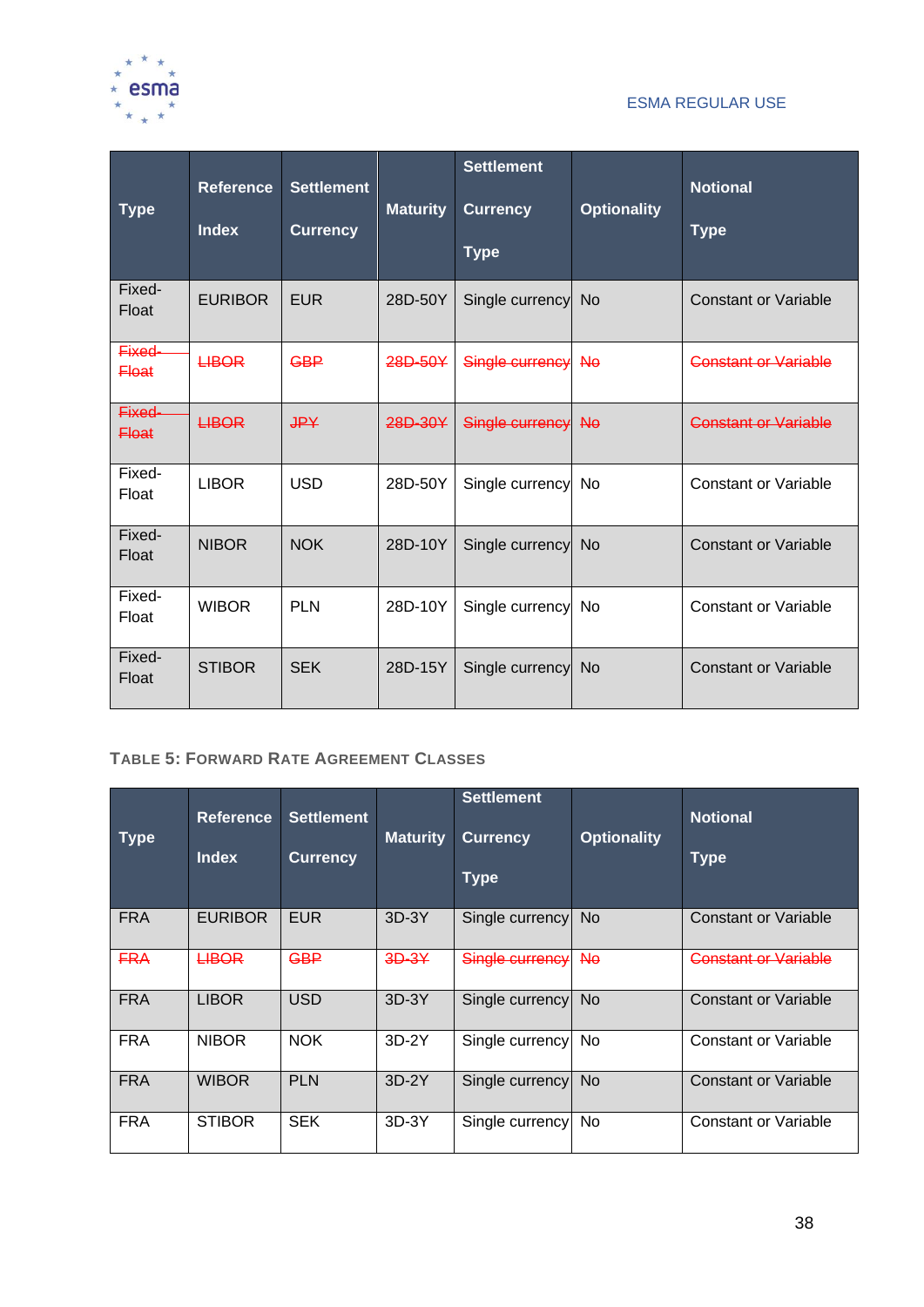| Type | Reference Index | Settlement Currency | Maturity | Settlement Currency Type | Optionality | Notional Type |
|---|---|---|---|---|---|---|
| Fixed-Float | EURIBOR | EUR | 28D-50Y | Single currency | No | Constant or Variable |
| ~~Fixed-Float~~ | ~~LIBOR~~ | ~~GBP~~ | ~~28D-50Y~~ | ~~Single currency~~ | ~~No~~ | ~~Constant or Variable~~ |
| ~~Fixed-Float~~ | ~~LIBOR~~ | ~~JPY~~ | ~~28D-30Y~~ | ~~Single currency~~ | ~~No~~ | ~~Constant or Variable~~ |
| Fixed-Float | LIBOR | USD | 28D-50Y | Single currency | No | Constant or Variable |
| Fixed-Float | NIBOR | NOK | 28D-10Y | Single currency | No | Constant or Variable |
| Fixed-Float | WIBOR | PLN | 28D-10Y | Single currency | No | Constant or Variable |
| Fixed-Float | STIBOR | SEK | 28D-15Y | Single currency | No | Constant or Variable |

**Table 5: Forward Rate Agreement Classes**

| Type | Reference Index | Settlement Currency | Maturity | Settlement Currency Type | Optionality | Notional Type |
|---|---|---|---|---|---|---|
| FRA | EURIBOR | EUR | 3D-3Y | Single currency | No | Constant or Variable |
| ~~FRA~~ | ~~LIBOR~~ | ~~GBP~~ | ~~3D-3Y~~ | ~~Single currency~~ | ~~No~~ | ~~Constant or Variable~~ |
| FRA | LIBOR | USD | 3D-3Y | Single currency | No | Constant or Variable |
| FRA | NIBOR | NOK | 3D-2Y | Single currency | No | Constant or Variable |
| FRA | WIBOR | PLN | 3D-2Y | Single currency | No | Constant or Variable |
| FRA | STIBOR | SEK | 3D-3Y | Single currency | No | Constant or Variable |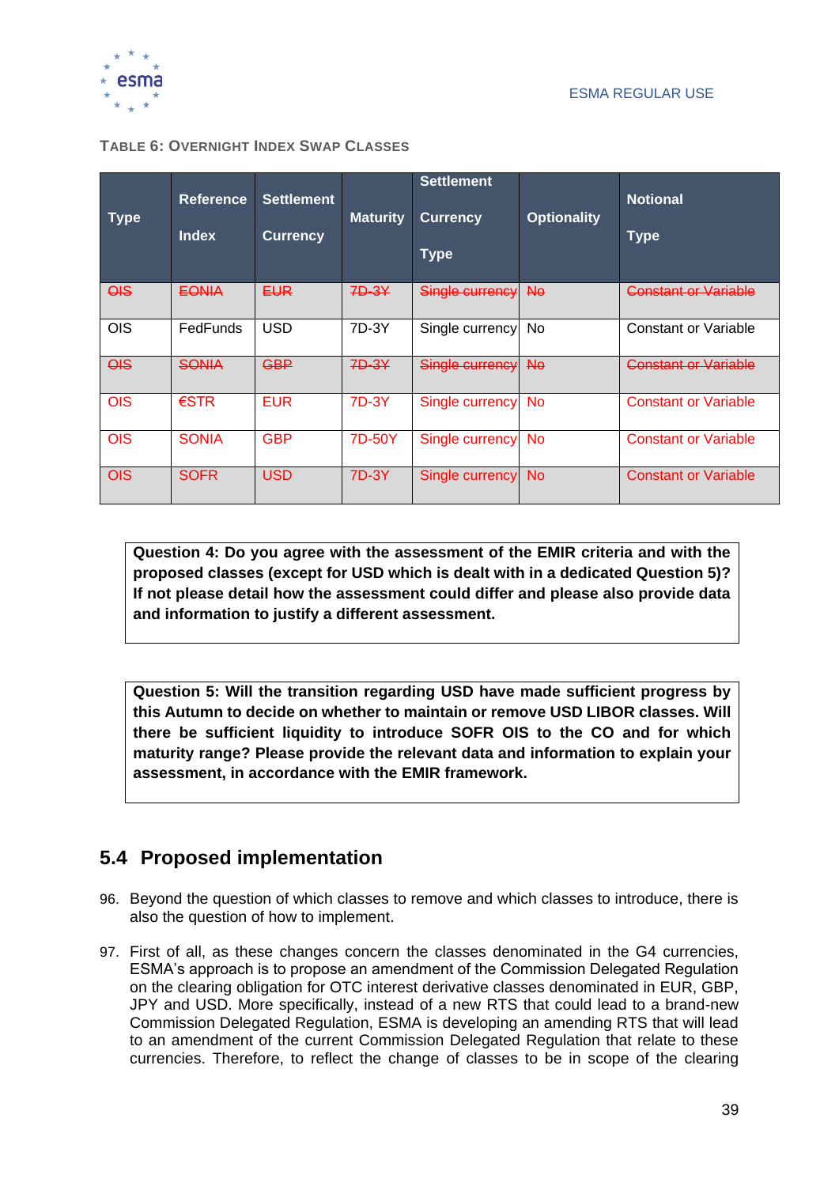**TABLE 6: OVERNIGHT INDEX SWAP CLASSES**

| Type | Reference Index | Settlement Currency | Maturity | Settlement Currency Type | Optionality | Notional Type |
|---|---|---|---|---|---|---|
| ~~OIS~~ | ~~EONIA~~ | ~~EUR~~ | ~~7D-3Y~~ | ~~Single currency~~ | ~~No~~ | ~~Constant or Variable~~ |
| OIS | FedFunds | USD | 7D-3Y | Single currency | No | Constant or Variable |
| ~~OIS~~ | ~~SONIA~~ | ~~GBP~~ | ~~7D-3Y~~ | ~~Single currency~~ | ~~No~~ | ~~Constant or Variable~~ |
| OIS | €STR | EUR | 7D-3Y | Single currency | No | Constant or Variable |
| OIS | SONIA | GBP | 7D-50Y | Single currency | No | Constant or Variable |
| OIS | SOFR | USD | 7D-3Y | Single currency | No | Constant or Variable |

**Question 4: Do you agree with the assessment of the EMIR criteria and with the proposed classes (except for USD which is dealt with in a dedicated Question 5)? If not please detail how the assessment could differ and please also provide data and information to justify a different assessment.**

**Question 5: Will the transition regarding USD have made sufficient progress by this Autumn to decide on whether to maintain or remove USD LIBOR classes. Will there be sufficient liquidity to introduce SOFR OIS to the CO and for which maturity range? Please provide the relevant data and information to explain your assessment, in accordance with the EMIR framework.**

## 5.4 Proposed implementation

96. Beyond the question of which classes to remove and which classes to introduce, there is also the question of how to implement.

97. First of all, as these changes concern the classes denominated in the G4 currencies, ESMA's approach is to propose an amendment of the Commission Delegated Regulation on the clearing obligation for OTC interest derivative classes denominated in EUR, GBP, JPY and USD. More specifically, instead of a new RTS that could lead to a brand-new Commission Delegated Regulation, ESMA is developing an amending RTS that will lead to an amendment of the current Commission Delegated Regulation that relate to these currencies. Therefore, to reflect the change of classes to be in scope of the clearing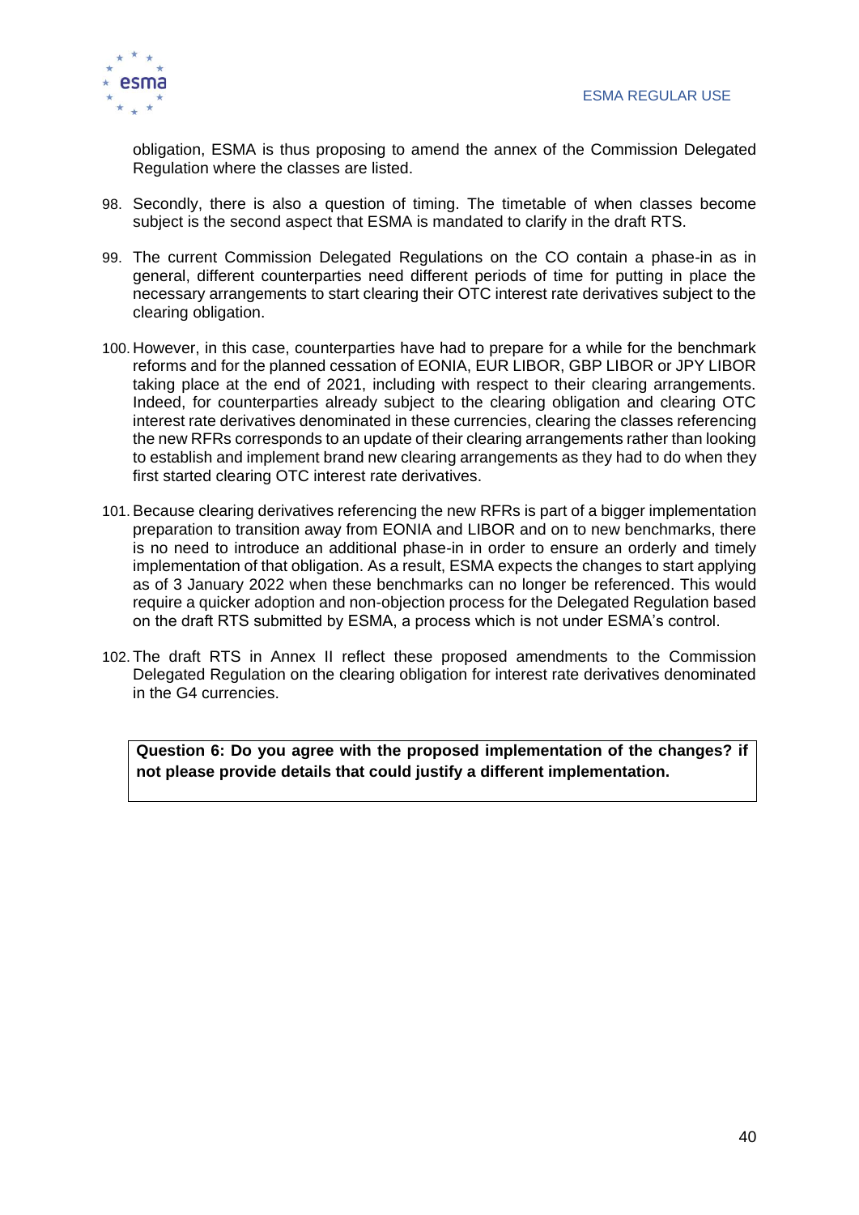obligation, ESMA is thus proposing to amend the annex of the Commission Delegated Regulation where the classes are listed.

98. Secondly, there is also a question of timing. The timetable of when classes become subject is the second aspect that ESMA is mandated to clarify in the draft RTS.

99. The current Commission Delegated Regulations on the CO contain a phase-in as in general, different counterparties need different periods of time for putting in place the necessary arrangements to start clearing their OTC interest rate derivatives subject to the clearing obligation.

100. However, in this case, counterparties have had to prepare for a while for the benchmark reforms and for the planned cessation of EONIA, EUR LIBOR, GBP LIBOR or JPY LIBOR taking place at the end of 2021, including with respect to their clearing arrangements. Indeed, for counterparties already subject to the clearing obligation and clearing OTC interest rate derivatives denominated in these currencies, clearing the classes referencing the new RFRs corresponds to an update of their clearing arrangements rather than looking to establish and implement brand new clearing arrangements as they had to do when they first started clearing OTC interest rate derivatives.

101. Because clearing derivatives referencing the new RFRs is part of a bigger implementation preparation to transition away from EONIA and LIBOR and on to new benchmarks, there is no need to introduce an additional phase-in in order to ensure an orderly and timely implementation of that obligation. As a result, ESMA expects the changes to start applying as of 3 January 2022 when these benchmarks can no longer be referenced. This would require a quicker adoption and non-objection process for the Delegated Regulation based on the draft RTS submitted by ESMA, a process which is not under ESMA's control.

102. The draft RTS in Annex II reflect these proposed amendments to the Commission Delegated Regulation on the clearing obligation for interest rate derivatives denominated in the G4 currencies.

**Question 6: Do you agree with the proposed implementation of the changes? if not please provide details that could justify a different implementation.**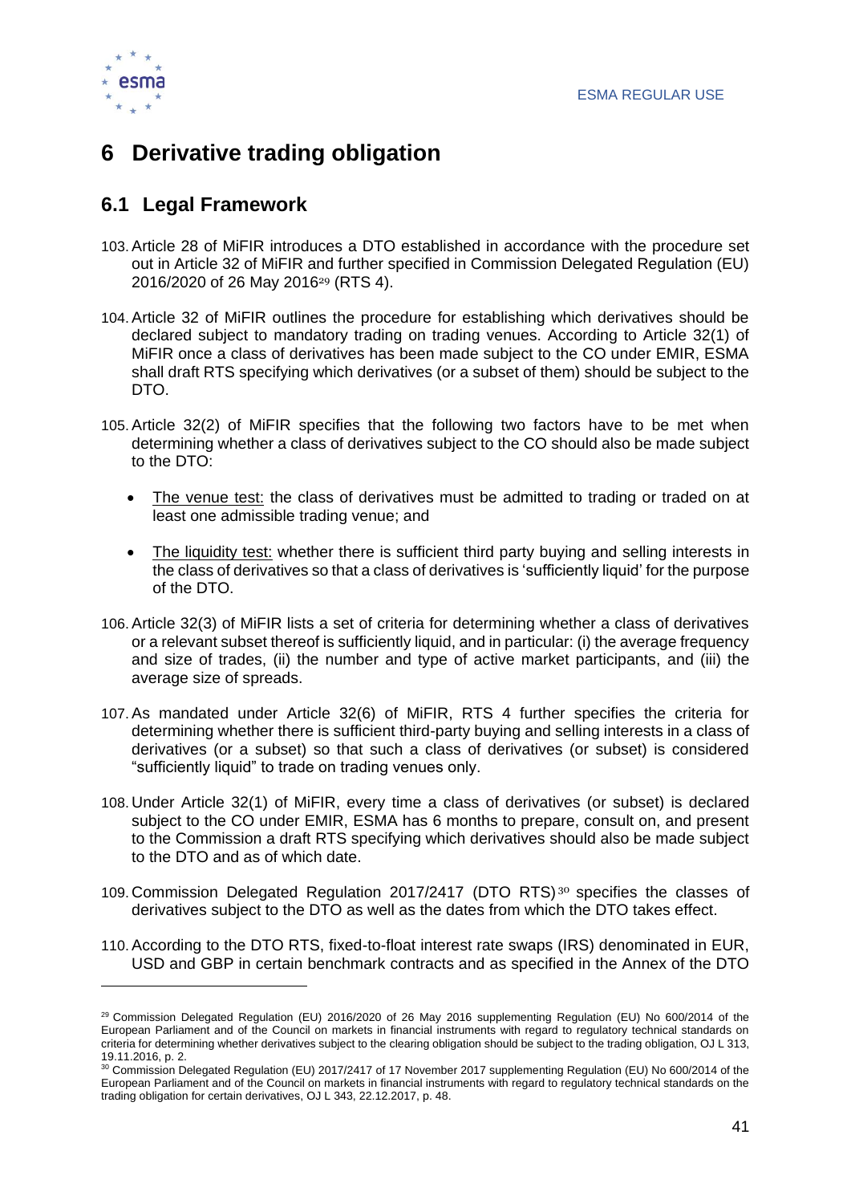# 6 Derivative trading obligation

## 6.1 Legal Framework

103. Article 28 of MiFIR introduces a DTO established in accordance with the procedure set out in Article 32 of MiFIR and further specified in Commission Delegated Regulation (EU) 2016/2020 of 26 May 2016[29] (RTS 4).

104. Article 32 of MiFIR outlines the procedure for establishing which derivatives should be declared subject to mandatory trading on trading venues. According to Article 32(1) of MiFIR once a class of derivatives has been made subject to the CO under EMIR, ESMA shall draft RTS specifying which derivatives (or a subset of them) should be subject to the DTO.

105. Article 32(2) of MiFIR specifies that the following two factors have to be met when determining whether a class of derivatives subject to the CO should also be made subject to the DTO:

- The venue test: the class of derivatives must be admitted to trading or traded on at least one admissible trading venue; and
- The liquidity test: whether there is sufficient third party buying and selling interests in the class of derivatives so that a class of derivatives is 'sufficiently liquid' for the purpose of the DTO.

106. Article 32(3) of MiFIR lists a set of criteria for determining whether a class of derivatives or a relevant subset thereof is sufficiently liquid, and in particular: (i) the average frequency and size of trades, (ii) the number and type of active market participants, and (iii) the average size of spreads.

107. As mandated under Article 32(6) of MiFIR, RTS 4 further specifies the criteria for determining whether there is sufficient third-party buying and selling interests in a class of derivatives (or a subset) so that such a class of derivatives (or subset) is considered "sufficiently liquid" to trade on trading venues only.

108. Under Article 32(1) of MiFIR, every time a class of derivatives (or subset) is declared subject to the CO under EMIR, ESMA has 6 months to prepare, consult on, and present to the Commission a draft RTS specifying which derivatives should also be made subject to the DTO and as of which date.

109. Commission Delegated Regulation 2017/2417 (DTO RTS)[30] specifies the classes of derivatives subject to the DTO as well as the dates from which the DTO takes effect.

110. According to the DTO RTS, fixed-to-float interest rate swaps (IRS) denominated in EUR, USD and GBP in certain benchmark contracts and as specified in the Annex of the DTO

---

[29] Commission Delegated Regulation (EU) 2016/2020 of 26 May 2016 supplementing Regulation (EU) No 600/2014 of the European Parliament and of the Council on markets in financial instruments with regard to regulatory technical standards on criteria for determining whether derivatives subject to the clearing obligation should be subject to the trading obligation, OJ L 313, 19.11.2016, p. 2.

[30] Commission Delegated Regulation (EU) 2017/2417 of 17 November 2017 supplementing Regulation (EU) No 600/2014 of the European Parliament and of the Council on markets in financial instruments with regard to regulatory technical standards on the trading obligation for certain derivatives, OJ L 343, 22.12.2017, p. 48.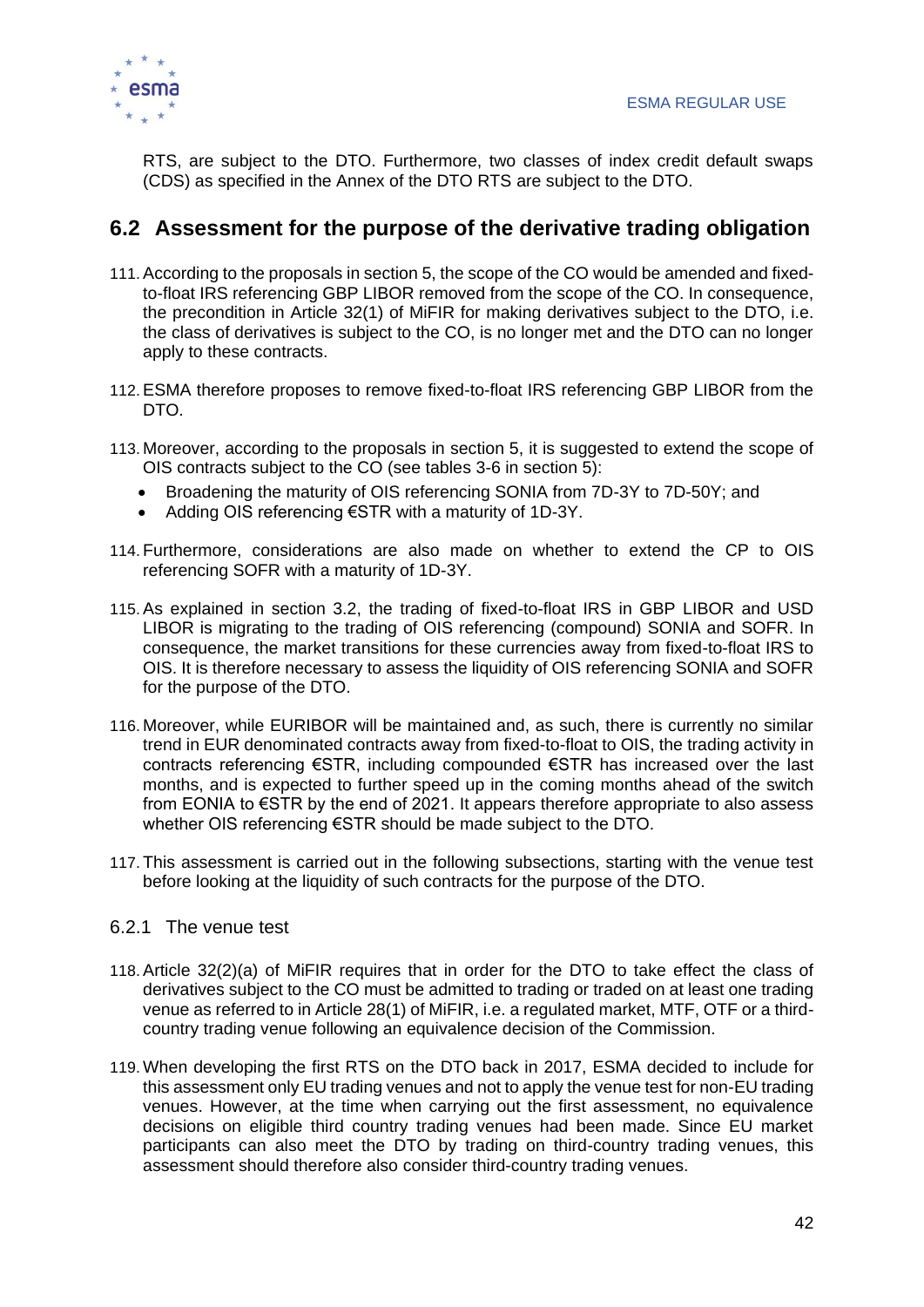RTS, are subject to the DTO. Furthermore, two classes of index credit default swaps (CDS) as specified in the Annex of the DTO RTS are subject to the DTO.

## 6.2 Assessment for the purpose of the derivative trading obligation

111. According to the proposals in section 5, the scope of the CO would be amended and fixed-to-float IRS referencing GBP LIBOR removed from the scope of the CO. In consequence, the precondition in Article 32(1) of MiFIR for making derivatives subject to the DTO, i.e. the class of derivatives is subject to the CO, is no longer met and the DTO can no longer apply to these contracts.

112. ESMA therefore proposes to remove fixed-to-float IRS referencing GBP LIBOR from the DTO.

113. Moreover, according to the proposals in section 5, it is suggested to extend the scope of OIS contracts subject to the CO (see tables 3-6 in section 5):
    - Broadening the maturity of OIS referencing SONIA from 7D-3Y to 7D-50Y; and
    - Adding OIS referencing €STR with a maturity of 1D-3Y.

114. Furthermore, considerations are also made on whether to extend the CP to OIS referencing SOFR with a maturity of 1D-3Y.

115. As explained in section 3.2, the trading of fixed-to-float IRS in GBP LIBOR and USD LIBOR is migrating to the trading of OIS referencing (compound) SONIA and SOFR. In consequence, the market transitions for these currencies away from fixed-to-float IRS to OIS. It is therefore necessary to assess the liquidity of OIS referencing SONIA and SOFR for the purpose of the DTO.

116. Moreover, while EURIBOR will be maintained and, as such, there is currently no similar trend in EUR denominated contracts away from fixed-to-float to OIS, the trading activity in contracts referencing €STR, including compounded €STR has increased over the last months, and is expected to further speed up in the coming months ahead of the switch from EONIA to €STR by the end of 2021. It appears therefore appropriate to also assess whether OIS referencing €STR should be made subject to the DTO.

117. This assessment is carried out in the following subsections, starting with the venue test before looking at the liquidity of such contracts for the purpose of the DTO.

### 6.2.1 The venue test

118. Article 32(2)(a) of MiFIR requires that in order for the DTO to take effect the class of derivatives subject to the CO must be admitted to trading or traded on at least one trading venue as referred to in Article 28(1) of MiFIR, i.e. a regulated market, MTF, OTF or a third-country trading venue following an equivalence decision of the Commission.

119. When developing the first RTS on the DTO back in 2017, ESMA decided to include for this assessment only EU trading venues and not to apply the venue test for non-EU trading venues. However, at the time when carrying out the first assessment, no equivalence decisions on eligible third country trading venues had been made. Since EU market participants can also meet the DTO by trading on third-country trading venues, this assessment should therefore also consider third-country trading venues.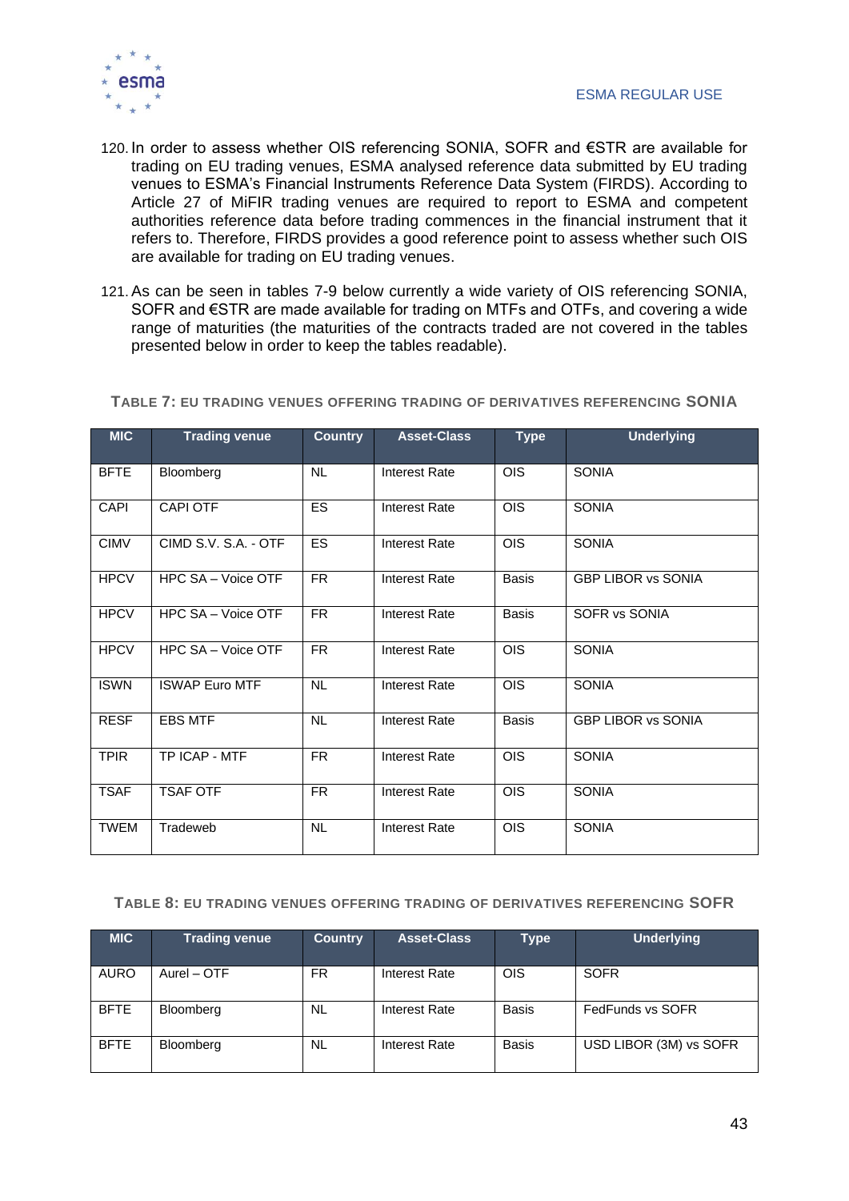120. In order to assess whether OIS referencing SONIA, SOFR and €STR are available for trading on EU trading venues, ESMA analysed reference data submitted by EU trading venues to ESMA's Financial Instruments Reference Data System (FIRDS). According to Article 27 of MiFIR trading venues are required to report to ESMA and competent authorities reference data before trading commences in the financial instrument that it refers to. Therefore, FIRDS provides a good reference point to assess whether such OIS are available for trading on EU trading venues.

121. As can be seen in tables 7-9 below currently a wide variety of OIS referencing SONIA, SOFR and €STR are made available for trading on MTFs and OTFs, and covering a wide range of maturities (the maturities of the contracts traded are not covered in the tables presented below in order to keep the tables readable).

**TABLE 7: EU TRADING VENUES OFFERING TRADING OF DERIVATIVES REFERENCING SONIA**

| MIC | Trading venue | Country | Asset-Class | Type | Underlying |
|---|---|---|---|---|---|
| BFTE | Bloomberg | NL | Interest Rate | OIS | SONIA |
| CAPI | CAPI OTF | ES | Interest Rate | OIS | SONIA |
| CIMV | CIMD S.V. S.A. - OTF | ES | Interest Rate | OIS | SONIA |
| HPCV | HPC SA – Voice OTF | FR | Interest Rate | Basis | GBP LIBOR vs SONIA |
| HPCV | HPC SA – Voice OTF | FR | Interest Rate | Basis | SOFR vs SONIA |
| HPCV | HPC SA – Voice OTF | FR | Interest Rate | OIS | SONIA |
| ISWN | ISWAP Euro MTF | NL | Interest Rate | OIS | SONIA |
| RESF | EBS MTF | NL | Interest Rate | Basis | GBP LIBOR vs SONIA |
| TPIR | TP ICAP - MTF | FR | Interest Rate | OIS | SONIA |
| TSAF | TSAF OTF | FR | Interest Rate | OIS | SONIA |
| TWEM | Tradeweb | NL | Interest Rate | OIS | SONIA |

**TABLE 8: EU TRADING VENUES OFFERING TRADING OF DERIVATIVES REFERENCING SOFR**

| MIC | Trading venue | Country | Asset-Class | Type | Underlying |
|---|---|---|---|---|---|
| AURO | Aurel – OTF | FR | Interest Rate | OIS | SOFR |
| BFTE | Bloomberg | NL | Interest Rate | Basis | FedFunds vs SOFR |
| BFTE | Bloomberg | NL | Interest Rate | Basis | USD LIBOR (3M) vs SOFR |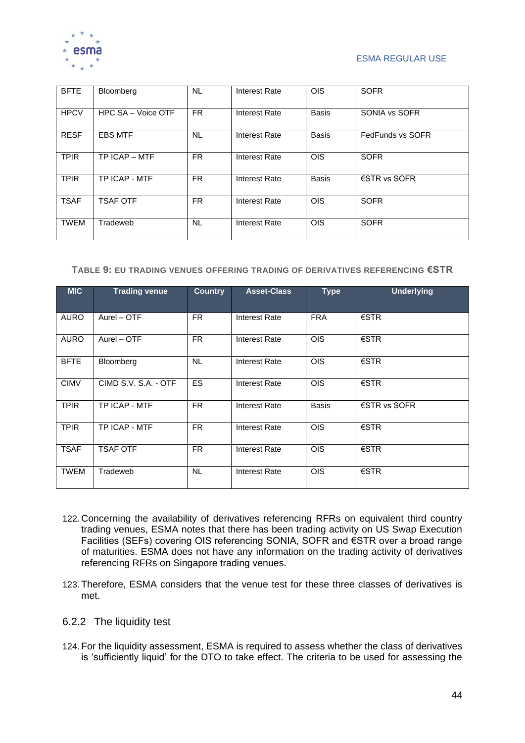| BFTE | Bloomberg | NL | Interest Rate | OIS | SOFR |
|---|---|---|---|---|---|
| HPCV | HPC SA – Voice OTF | FR | Interest Rate | Basis | SONIA vs SOFR |
| RESF | EBS MTF | NL | Interest Rate | Basis | FedFunds vs SOFR |
| TPIR | TP ICAP – MTF | FR | Interest Rate | OIS | SOFR |
| TPIR | TP ICAP - MTF | FR | Interest Rate | Basis | €STR vs SOFR |
| TSAF | TSAF OTF | FR | Interest Rate | OIS | SOFR |
| TWEM | Tradeweb | NL | Interest Rate | OIS | SOFR |

**TABLE 9: EU TRADING VENUES OFFERING TRADING OF DERIVATIVES REFERENCING €STR**

| MIC | Trading venue | Country | Asset-Class | Type | Underlying |
|---|---|---|---|---|---|
| AURO | Aurel – OTF | FR | Interest Rate | FRA | €STR |
| AURO | Aurel – OTF | FR | Interest Rate | OIS | €STR |
| BFTE | Bloomberg | NL | Interest Rate | OIS | €STR |
| CIMV | CIMD S.V. S.A. - OTF | ES | Interest Rate | OIS | €STR |
| TPIR | TP ICAP - MTF | FR | Interest Rate | Basis | €STR vs SOFR |
| TPIR | TP ICAP - MTF | FR | Interest Rate | OIS | €STR |
| TSAF | TSAF OTF | FR | Interest Rate | OIS | €STR |
| TWEM | Tradeweb | NL | Interest Rate | OIS | €STR |

122. Concerning the availability of derivatives referencing RFRs on equivalent third country trading venues, ESMA notes that there has been trading activity on US Swap Execution Facilities (SEFs) covering OIS referencing SONIA, SOFR and €STR over a broad range of maturities. ESMA does not have any information on the trading activity of derivatives referencing RFRs on Singapore trading venues.

123. Therefore, ESMA considers that the venue test for these three classes of derivatives is met.

### 6.2.2 The liquidity test

124. For the liquidity assessment, ESMA is required to assess whether the class of derivatives is 'sufficiently liquid' for the DTO to take effect. The criteria to be used for assessing the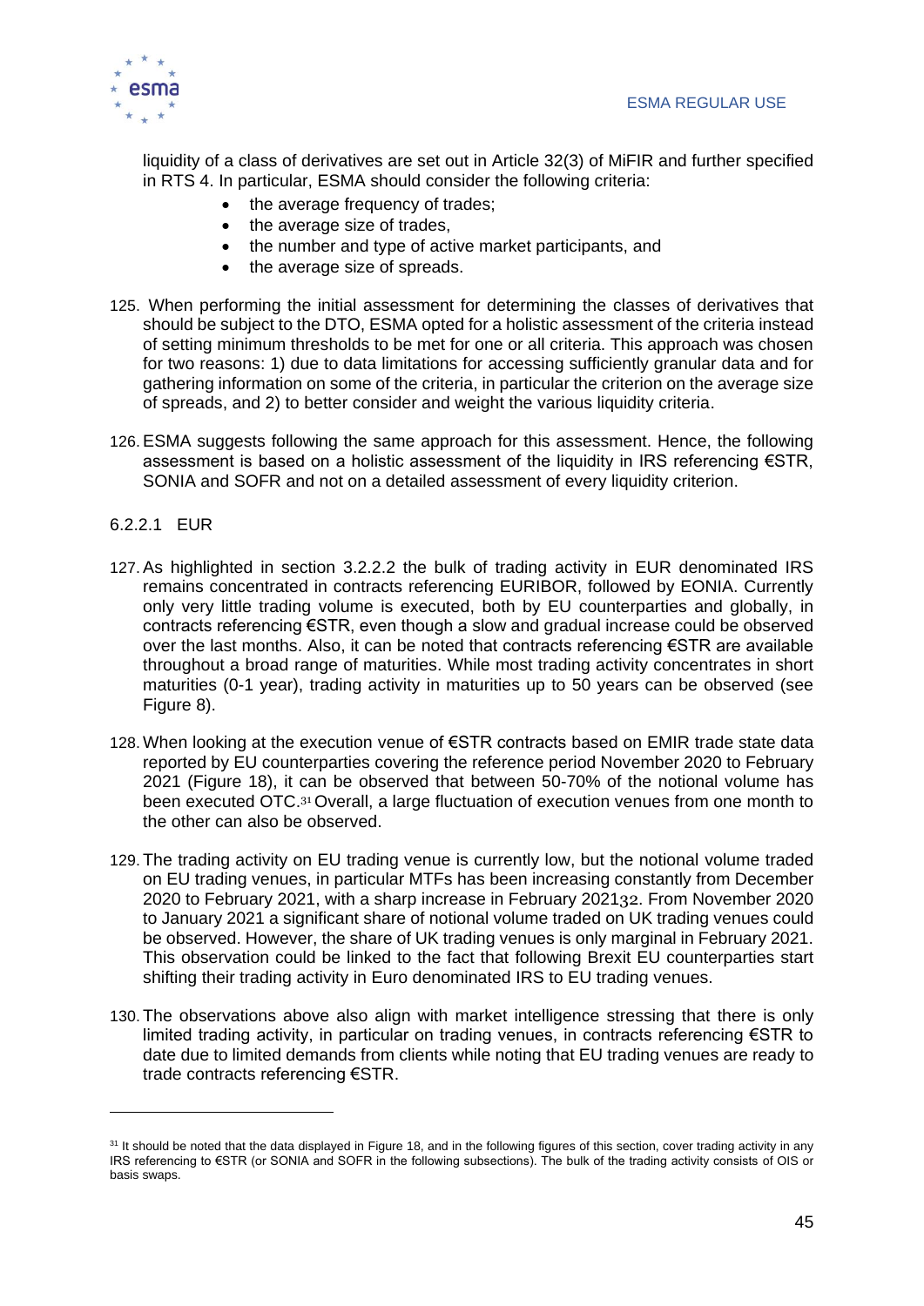liquidity of a class of derivatives are set out in Article 32(3) of MiFIR and further specified in RTS 4. In particular, ESMA should consider the following criteria:

- the average frequency of trades;
- the average size of trades,
- the number and type of active market participants, and
- the average size of spreads.

125. When performing the initial assessment for determining the classes of derivatives that should be subject to the DTO, ESMA opted for a holistic assessment of the criteria instead of setting minimum thresholds to be met for one or all criteria. This approach was chosen for two reasons: 1) due to data limitations for accessing sufficiently granular data and for gathering information on some of the criteria, in particular the criterion on the average size of spreads, and 2) to better consider and weight the various liquidity criteria.

126. ESMA suggests following the same approach for this assessment. Hence, the following assessment is based on a holistic assessment of the liquidity in IRS referencing €STR, SONIA and SOFR and not on a detailed assessment of every liquidity criterion.

#### 6.2.2.1 EUR

127. As highlighted in section 3.2.2.2 the bulk of trading activity in EUR denominated IRS remains concentrated in contracts referencing EURIBOR, followed by EONIA. Currently only very little trading volume is executed, both by EU counterparties and globally, in contracts referencing €STR, even though a slow and gradual increase could be observed over the last months. Also, it can be noted that contracts referencing €STR are available throughout a broad range of maturities. While most trading activity concentrates in short maturities (0-1 year), trading activity in maturities up to 50 years can be observed (see Figure 8).

128. When looking at the execution venue of €STR contracts based on EMIR trade state data reported by EU counterparties covering the reference period November 2020 to February 2021 (Figure 18), it can be observed that between 50-70% of the notional volume has been executed OTC.[31] Overall, a large fluctuation of execution venues from one month to the other can also be observed.

129. The trading activity on EU trading venue is currently low, but the notional volume traded on EU trading venues, in particular MTFs has been increasing constantly from December 2020 to February 2021, with a sharp increase in February 2021[32]. From November 2020 to January 2021 a significant share of notional volume traded on UK trading venues could be observed. However, the share of UK trading venues is only marginal in February 2021. This observation could be linked to the fact that following Brexit EU counterparties start shifting their trading activity in Euro denominated IRS to EU trading venues.

130. The observations above also align with market intelligence stressing that there is only limited trading activity, in particular on trading venues, in contracts referencing €STR to date due to limited demands from clients while noting that EU trading venues are ready to trade contracts referencing €STR.

---

[31] It should be noted that the data displayed in Figure 18, and in the following figures of this section, cover trading activity in any IRS referencing to €STR (or SONIA and SOFR in the following subsections). The bulk of the trading activity consists of OIS or basis swaps.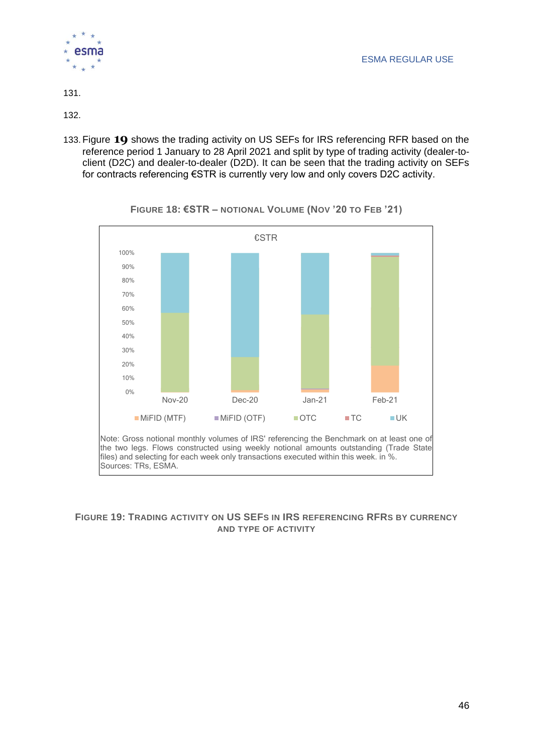131.

132.

133. Figure 19 shows the trading activity on US SEFs for IRS referencing RFR based on the reference period 1 January to 28 April 2021 and split by type of trading activity (dealer-to-client (D2C) and dealer-to-dealer (D2D). It can be seen that the trading activity on SEFs for contracts referencing €STR is currently very low and only covers D2C activity.

**FIGURE 18: €STR – NOTIONAL VOLUME (NOV '20 TO FEB '21)**

€STR

Legend: MiFID (MTF), MiFID (OTF), OTC, TC, UK

Months: Nov-20, Dec-20, Jan-21, Feb-21

Note: Gross notional monthly volumes of IRS' referencing the Benchmark on at least one of the two legs. Flows constructed using weekly notional amounts outstanding (Trade State files) and selecting for each week only transactions executed within this week. in %.
Sources: TRs, ESMA.

**FIGURE 19: TRADING ACTIVITY ON US SEFS IN IRS REFERENCING RFRS BY CURRENCY AND TYPE OF ACTIVITY**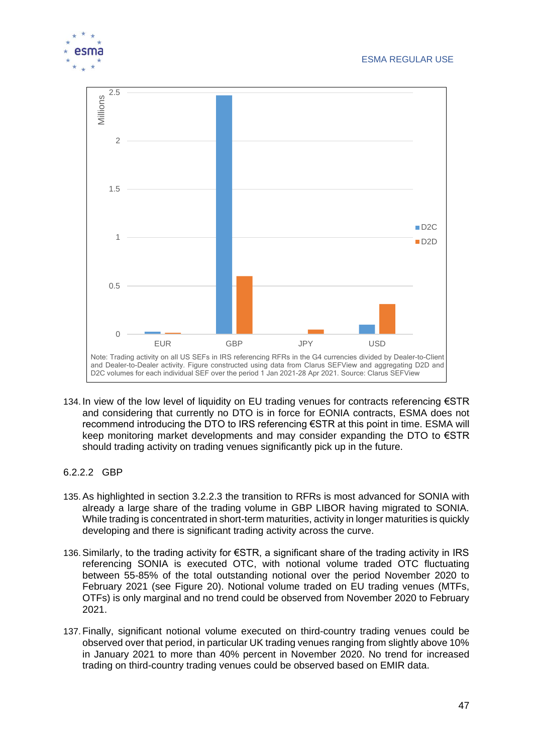Note: Trading activity on all US SEFs in IRS referencing RFRs in the G4 currencies divided by Dealer-to-Client and Dealer-to-Dealer activity. Figure constructed using data from Clarus SEFView and aggregating D2D and D2C volumes for each individual SEF over the period 1 Jan 2021-28 Apr 2021. Source: Clarus SEFView

134. In view of the low level of liquidity on EU trading venues for contracts referencing €STR and considering that currently no DTO is in force for EONIA contracts, ESMA does not recommend introducing the DTO to IRS referencing €STR at this point in time. ESMA will keep monitoring market developments and may consider expanding the DTO to €STR should trading activity on trading venues significantly pick up in the future.

#### 6.2.2.2 GBP

135. As highlighted in section 3.2.2.3 the transition to RFRs is most advanced for SONIA with already a large share of the trading volume in GBP LIBOR having migrated to SONIA. While trading is concentrated in short-term maturities, activity in longer maturities is quickly developing and there is significant trading activity across the curve.

136. Similarly, to the trading activity for €STR, a significant share of the trading activity in IRS referencing SONIA is executed OTC, with notional volume traded OTC fluctuating between 55-85% of the total outstanding notional over the period November 2020 to February 2021 (see Figure 20). Notional volume traded on EU trading venues (MTFs, OTFs) is only marginal and no trend could be observed from November 2020 to February 2021.

137. Finally, significant notional volume executed on third-country trading venues could be observed over that period, in particular UK trading venues ranging from slightly above 10% in January 2021 to more than 40% percent in November 2020. No trend for increased trading on third-country trading venues could be observed based on EMIR data.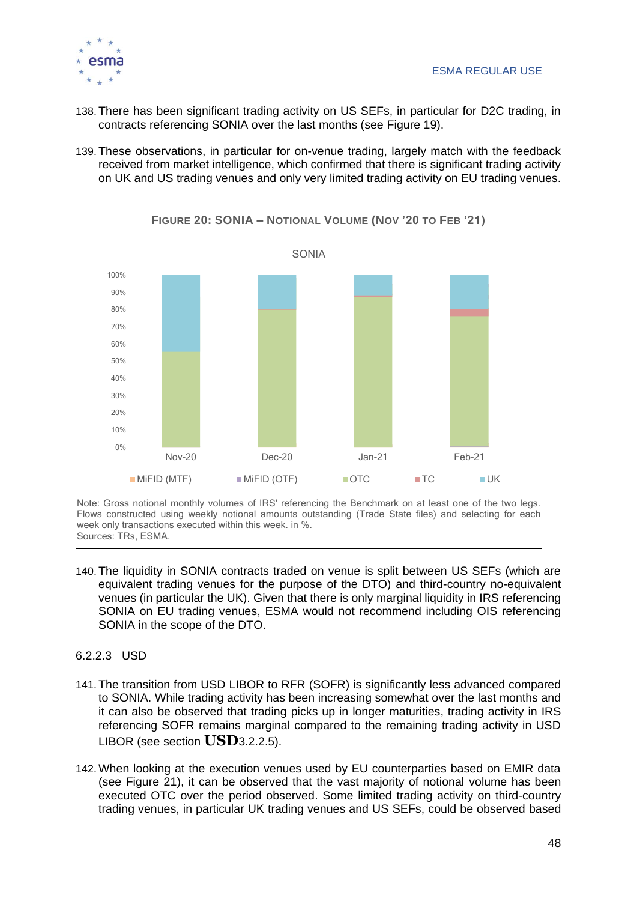138. There has been significant trading activity on US SEFs, in particular for D2C trading, in contracts referencing SONIA over the last months (see Figure 19).

139. These observations, in particular for on-venue trading, largely match with the feedback received from market intelligence, which confirmed that there is significant trading activity on UK and US trading venues and only very limited trading activity on EU trading venues.

**FIGURE 20: SONIA – NOTIONAL VOLUME (NOV '20 TO FEB '21)**

Note: Gross notional monthly volumes of IRS' referencing the Benchmark on at least one of the two legs. Flows constructed using weekly notional amounts outstanding (Trade State files) and selecting for each week only transactions executed within this week. in %.
Sources: TRs, ESMA.

140. The liquidity in SONIA contracts traded on venue is split between US SEFs (which are equivalent trading venues for the purpose of the DTO) and third-country no-equivalent venues (in particular the UK). Given that there is only marginal liquidity in IRS referencing SONIA on EU trading venues, ESMA would not recommend including OIS referencing SONIA in the scope of the DTO.

#### 6.2.2.3 USD

141. The transition from USD LIBOR to RFR (SOFR) is significantly less advanced compared to SONIA. While trading activity has been increasing somewhat over the last months and it can also be observed that trading picks up in longer maturities, trading activity in IRS referencing SOFR remains marginal compared to the remaining trading activity in USD LIBOR (see section USD3.2.2.5).

142. When looking at the execution venues used by EU counterparties based on EMIR data (see Figure 21), it can be observed that the vast majority of notional volume has been executed OTC over the period observed. Some limited trading activity on third-country trading venues, in particular UK trading venues and US SEFs, could be observed based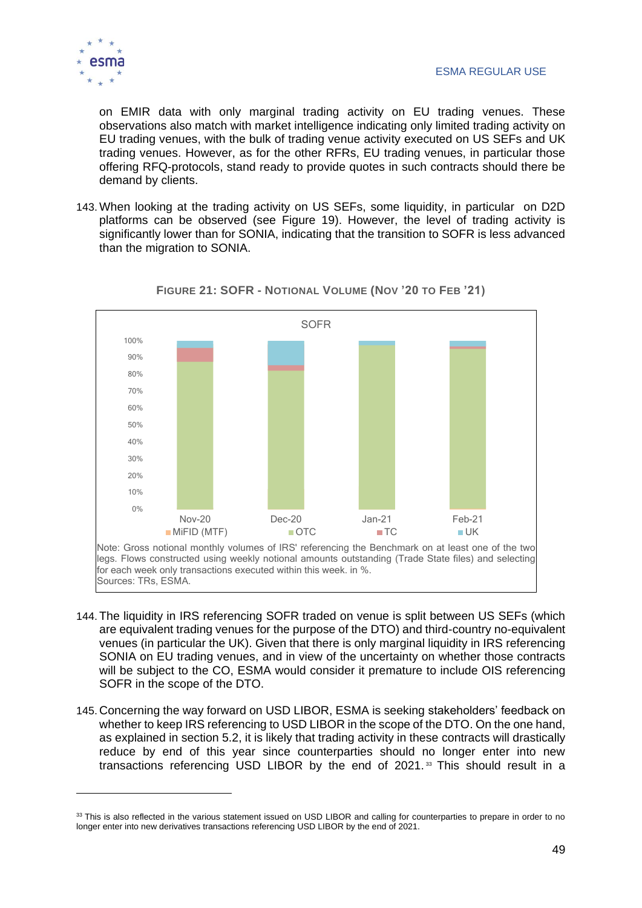on EMIR data with only marginal trading activity on EU trading venues. These observations also match with market intelligence indicating only limited trading activity on EU trading venues, with the bulk of trading venue activity executed on US SEFs and UK trading venues. However, as for the other RFRs, EU trading venues, in particular those offering RFQ-protocols, stand ready to provide quotes in such contracts should there be demand by clients.

143. When looking at the trading activity on US SEFs, some liquidity, in particular on D2D platforms can be observed (see Figure 19). However, the level of trading activity is significantly lower than for SONIA, indicating that the transition to SOFR is less advanced than the migration to SONIA.

**FIGURE 21: SOFR - NOTIONAL VOLUME (NOV '20 TO FEB '21)**

SOFR

100%
90%
80%
70%
60%
50%
40%
30%
20%
10%
0%

Nov-20 Dec-20 Jan-21 Feb-21

MiFID (MTF) OTC TC UK

Note: Gross notional monthly volumes of IRS' referencing the Benchmark on at least one of the two legs. Flows constructed using weekly notional amounts outstanding (Trade State files) and selecting for each week only transactions executed within this week. in %.
Sources: TRs, ESMA.

144. The liquidity in IRS referencing SOFR traded on venue is split between US SEFs (which are equivalent trading venues for the purpose of the DTO) and third-country no-equivalent venues (in particular the UK). Given that there is only marginal liquidity in IRS referencing SONIA on EU trading venues, and in view of the uncertainty on whether those contracts will be subject to the CO, ESMA would consider it premature to include OIS referencing SOFR in the scope of the DTO.

145. Concerning the way forward on USD LIBOR, ESMA is seeking stakeholders' feedback on whether to keep IRS referencing to USD LIBOR in the scope of the DTO. On the one hand, as explained in section 5.2, it is likely that trading activity in these contracts will drastically reduce by end of this year since counterparties should no longer enter into new transactions referencing USD LIBOR by the end of 2021.[33] This should result in a

[33] This is also reflected in the various statement issued on USD LIBOR and calling for counterparties to prepare in order to no longer enter into new derivatives transactions referencing USD LIBOR by the end of 2021.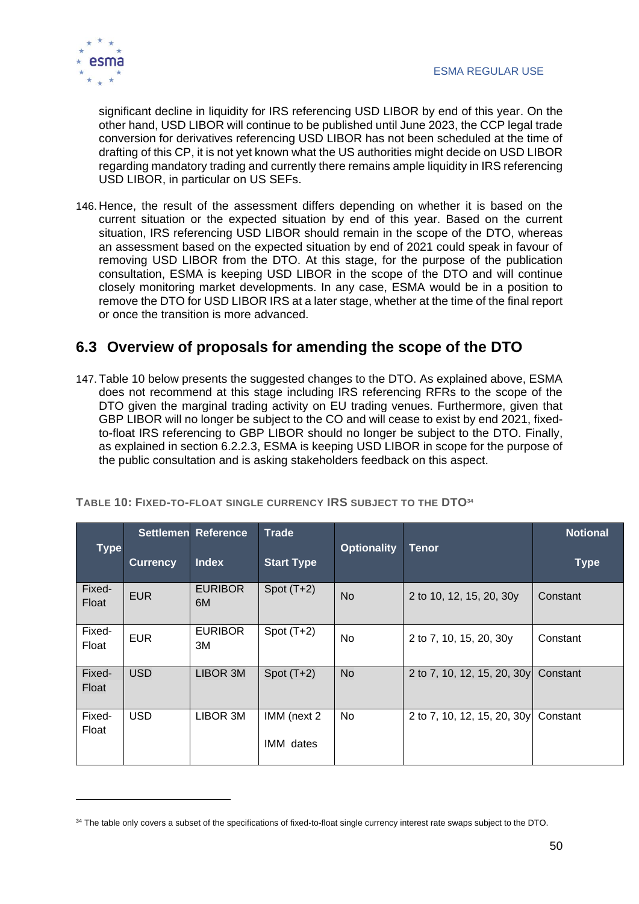significant decline in liquidity for IRS referencing USD LIBOR by end of this year. On the other hand, USD LIBOR will continue to be published until June 2023, the CCP legal trade conversion for derivatives referencing USD LIBOR has not been scheduled at the time of drafting of this CP, it is not yet known what the US authorities might decide on USD LIBOR regarding mandatory trading and currently there remains ample liquidity in IRS referencing USD LIBOR, in particular on US SEFs.

146. Hence, the result of the assessment differs depending on whether it is based on the current situation or the expected situation by end of this year. Based on the current situation, IRS referencing USD LIBOR should remain in the scope of the DTO, whereas an assessment based on the expected situation by end of 2021 could speak in favour of removing USD LIBOR from the DTO. At this stage, for the purpose of the publication consultation, ESMA is keeping USD LIBOR in the scope of the DTO and will continue closely monitoring market developments. In any case, ESMA would be in a position to remove the DTO for USD LIBOR IRS at a later stage, whether at the time of the final report or once the transition is more advanced.

## 6.3 Overview of proposals for amending the scope of the DTO

147. Table 10 below presents the suggested changes to the DTO. As explained above, ESMA does not recommend at this stage including IRS referencing RFRs to the scope of the DTO given the marginal trading activity on EU trading venues. Furthermore, given that GBP LIBOR will no longer be subject to the CO and will cease to exist by end 2021, fixed-to-float IRS referencing to GBP LIBOR should no longer be subject to the DTO. Finally, as explained in section 6.2.2.3, ESMA is keeping USD LIBOR in scope for the purpose of the public consultation and is asking stakeholders feedback on this aspect.

**TABLE 10: FIXED-TO-FLOAT SINGLE CURRENCY IRS SUBJECT TO THE DTO**[34]

| Type | Settlemen Currency | Reference Index | Trade Start Type | Optionality | Tenor | Notional Type |
|---|---|---|---|---|---|---|
| Fixed-Float | EUR | EURIBOR 6M | Spot (T+2) | No | 2 to 10, 12, 15, 20, 30y | Constant |
| Fixed-Float | EUR | EURIBOR 3M | Spot (T+2) | No | 2 to 7, 10, 15, 20, 30y | Constant |
| Fixed-Float | USD | LIBOR 3M | Spot (T+2) | No | 2 to 7, 10, 12, 15, 20, 30y | Constant |
| Fixed-Float | USD | LIBOR 3M | IMM (next 2 IMM dates | No | 2 to 7, 10, 12, 15, 20, 30y | Constant |

[34] The table only covers a subset of the specifications of fixed-to-float single currency interest rate swaps subject to the DTO.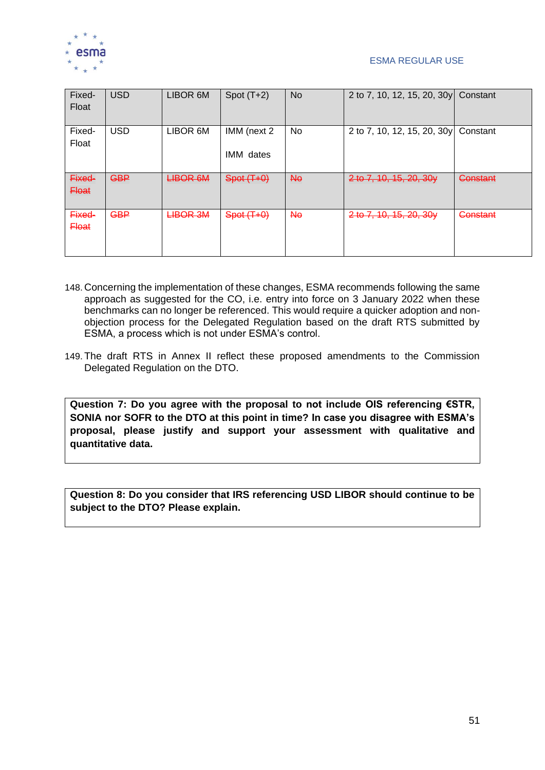| Fixed-Float | USD | LIBOR 6M | Spot (T+2) | No | 2 to 7, 10, 12, 15, 20, 30y | Constant |
|---|---|---|---|---|---|---|
| Fixed-Float | USD | LIBOR 6M | IMM (next 2 IMM dates | No | 2 to 7, 10, 12, 15, 20, 30y | Constant |
| ~~Fixed-Float~~ | ~~GBP~~ | ~~LIBOR 6M~~ | ~~Spot (T+0)~~ | ~~No~~ | ~~2 to 7, 10, 15, 20, 30y~~ | ~~Constant~~ |
| ~~Fixed-Float~~ | ~~GBP~~ | ~~LIBOR 3M~~ | ~~Spot (T+0)~~ | ~~No~~ | ~~2 to 7, 10, 15, 20, 30y~~ | ~~Constant~~ |

148. Concerning the implementation of these changes, ESMA recommends following the same approach as suggested for the CO, i.e. entry into force on 3 January 2022 when these benchmarks can no longer be referenced. This would require a quicker adoption and non-objection process for the Delegated Regulation based on the draft RTS submitted by ESMA, a process which is not under ESMA's control.

149. The draft RTS in Annex II reflect these proposed amendments to the Commission Delegated Regulation on the DTO.

**Question 7: Do you agree with the proposal to not include OIS referencing €STR, SONIA nor SOFR to the DTO at this point in time? In case you disagree with ESMA's proposal, please justify and support your assessment with qualitative and quantitative data.**

**Question 8: Do you consider that IRS referencing USD LIBOR should continue to be subject to the DTO? Please explain.**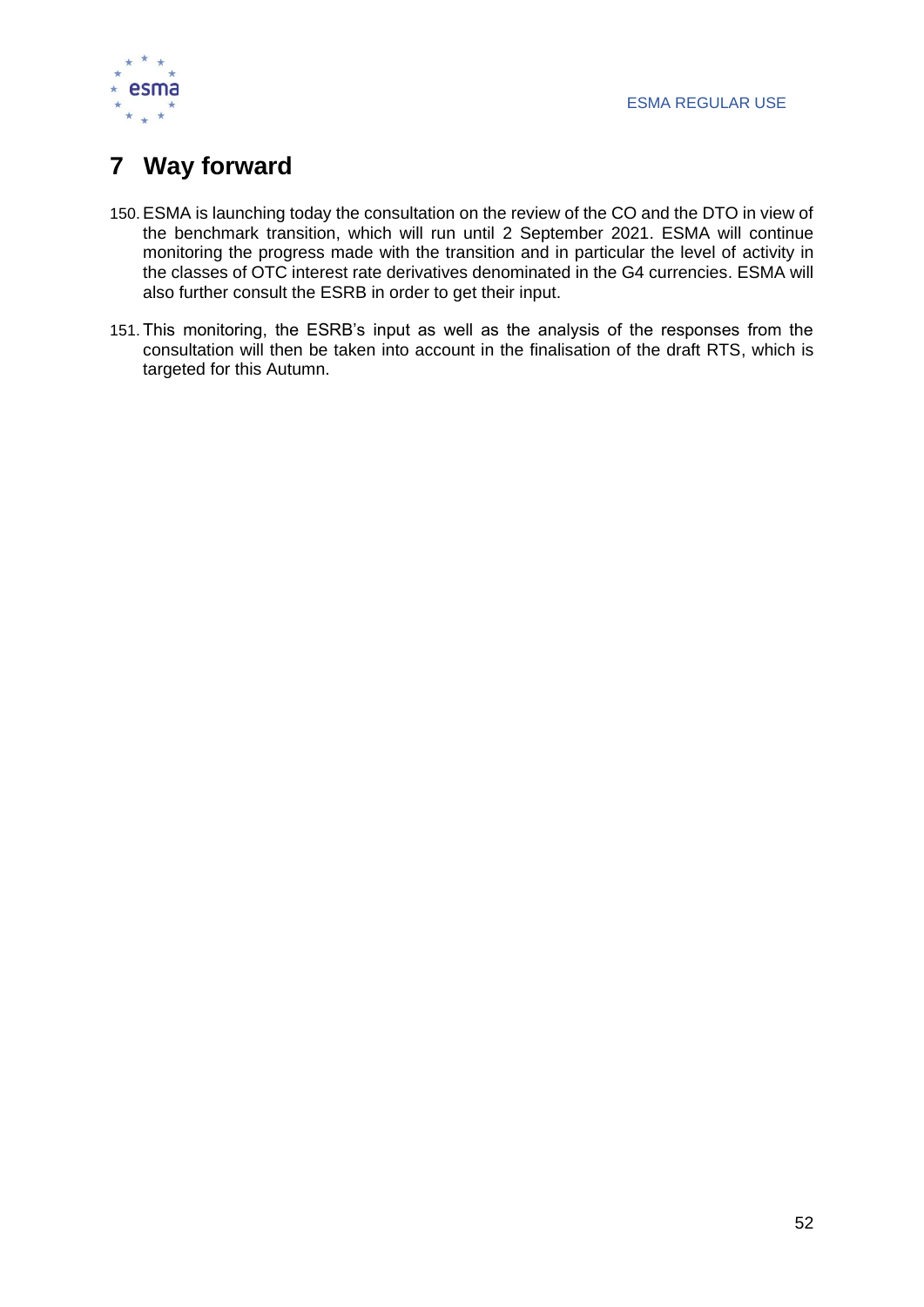# 7 Way forward

150. ESMA is launching today the consultation on the review of the CO and the DTO in view of the benchmark transition, which will run until 2 September 2021. ESMA will continue monitoring the progress made with the transition and in particular the level of activity in the classes of OTC interest rate derivatives denominated in the G4 currencies. ESMA will also further consult the ESRB in order to get their input.

151. This monitoring, the ESRB's input as well as the analysis of the responses from the consultation will then be taken into account in the finalisation of the draft RTS, which is targeted for this Autumn.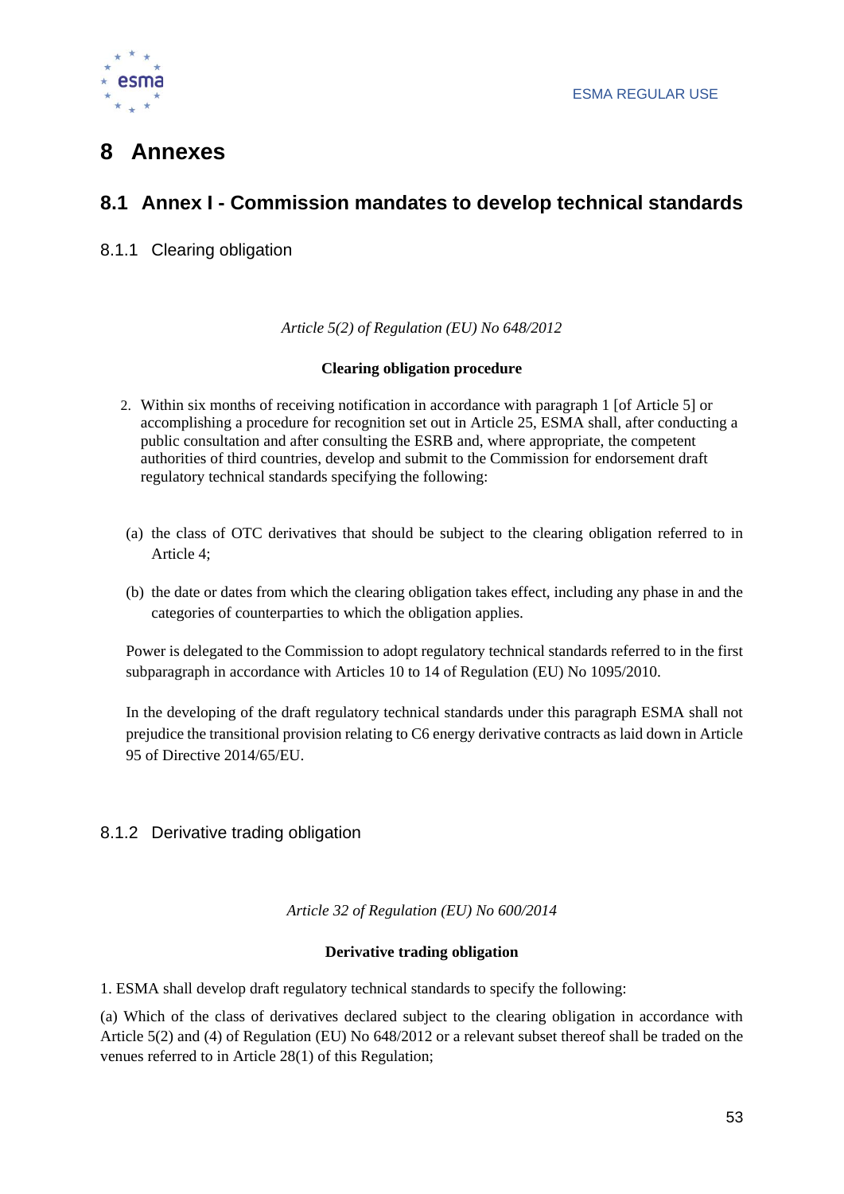# 8 Annexes

## 8.1 Annex I - Commission mandates to develop technical standards

### 8.1.1 Clearing obligation

*Article 5(2) of Regulation (EU) No 648/2012*

**Clearing obligation procedure**

2. Within six months of receiving notification in accordance with paragraph 1 [of Article 5] or accomplishing a procedure for recognition set out in Article 25, ESMA shall, after conducting a public consultation and after consulting the ESRB and, where appropriate, the competent authorities of third countries, develop and submit to the Commission for endorsement draft regulatory technical standards specifying the following:

(a) the class of OTC derivatives that should be subject to the clearing obligation referred to in Article 4;

(b) the date or dates from which the clearing obligation takes effect, including any phase in and the categories of counterparties to which the obligation applies.

Power is delegated to the Commission to adopt regulatory technical standards referred to in the first subparagraph in accordance with Articles 10 to 14 of Regulation (EU) No 1095/2010.

In the developing of the draft regulatory technical standards under this paragraph ESMA shall not prejudice the transitional provision relating to C6 energy derivative contracts as laid down in Article 95 of Directive 2014/65/EU.

### 8.1.2 Derivative trading obligation

*Article 32 of Regulation (EU) No 600/2014*

**Derivative trading obligation**

1. ESMA shall develop draft regulatory technical standards to specify the following:

(a) Which of the class of derivatives declared subject to the clearing obligation in accordance with Article 5(2) and (4) of Regulation (EU) No 648/2012 or a relevant subset thereof shall be traded on the venues referred to in Article 28(1) of this Regulation;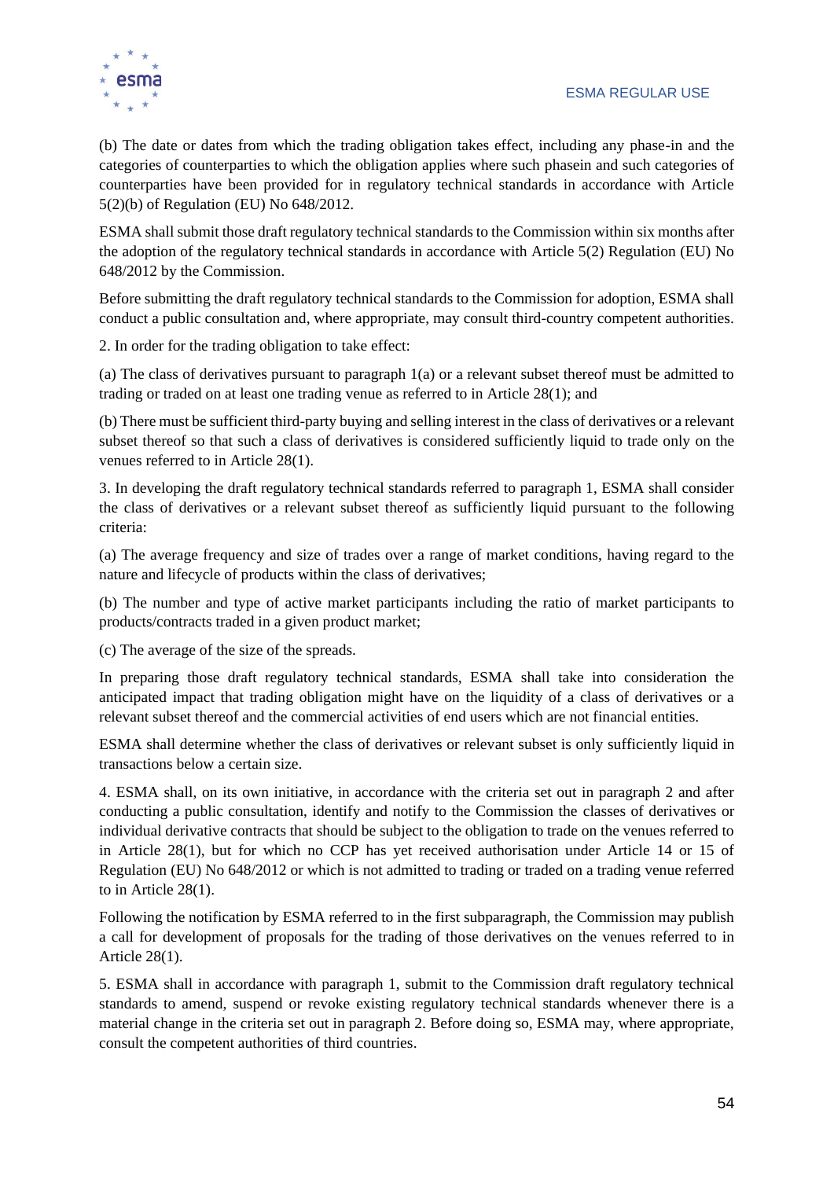(b) The date or dates from which the trading obligation takes effect, including any phase-in and the categories of counterparties to which the obligation applies where such phasein and such categories of counterparties have been provided for in regulatory technical standards in accordance with Article 5(2)(b) of Regulation (EU) No 648/2012.

ESMA shall submit those draft regulatory technical standards to the Commission within six months after the adoption of the regulatory technical standards in accordance with Article 5(2) Regulation (EU) No 648/2012 by the Commission.

Before submitting the draft regulatory technical standards to the Commission for adoption, ESMA shall conduct a public consultation and, where appropriate, may consult third-country competent authorities.

2. In order for the trading obligation to take effect:

(a) The class of derivatives pursuant to paragraph 1(a) or a relevant subset thereof must be admitted to trading or traded on at least one trading venue as referred to in Article 28(1); and

(b) There must be sufficient third-party buying and selling interest in the class of derivatives or a relevant subset thereof so that such a class of derivatives is considered sufficiently liquid to trade only on the venues referred to in Article 28(1).

3. In developing the draft regulatory technical standards referred to paragraph 1, ESMA shall consider the class of derivatives or a relevant subset thereof as sufficiently liquid pursuant to the following criteria:

(a) The average frequency and size of trades over a range of market conditions, having regard to the nature and lifecycle of products within the class of derivatives;

(b) The number and type of active market participants including the ratio of market participants to products/contracts traded in a given product market;

(c) The average of the size of the spreads.

In preparing those draft regulatory technical standards, ESMA shall take into consideration the anticipated impact that trading obligation might have on the liquidity of a class of derivatives or a relevant subset thereof and the commercial activities of end users which are not financial entities.

ESMA shall determine whether the class of derivatives or relevant subset is only sufficiently liquid in transactions below a certain size.

4. ESMA shall, on its own initiative, in accordance with the criteria set out in paragraph 2 and after conducting a public consultation, identify and notify to the Commission the classes of derivatives or individual derivative contracts that should be subject to the obligation to trade on the venues referred to in Article 28(1), but for which no CCP has yet received authorisation under Article 14 or 15 of Regulation (EU) No 648/2012 or which is not admitted to trading or traded on a trading venue referred to in Article 28(1).

Following the notification by ESMA referred to in the first subparagraph, the Commission may publish a call for development of proposals for the trading of those derivatives on the venues referred to in Article 28(1).

5. ESMA shall in accordance with paragraph 1, submit to the Commission draft regulatory technical standards to amend, suspend or revoke existing regulatory technical standards whenever there is a material change in the criteria set out in paragraph 2. Before doing so, ESMA may, where appropriate, consult the competent authorities of third countries.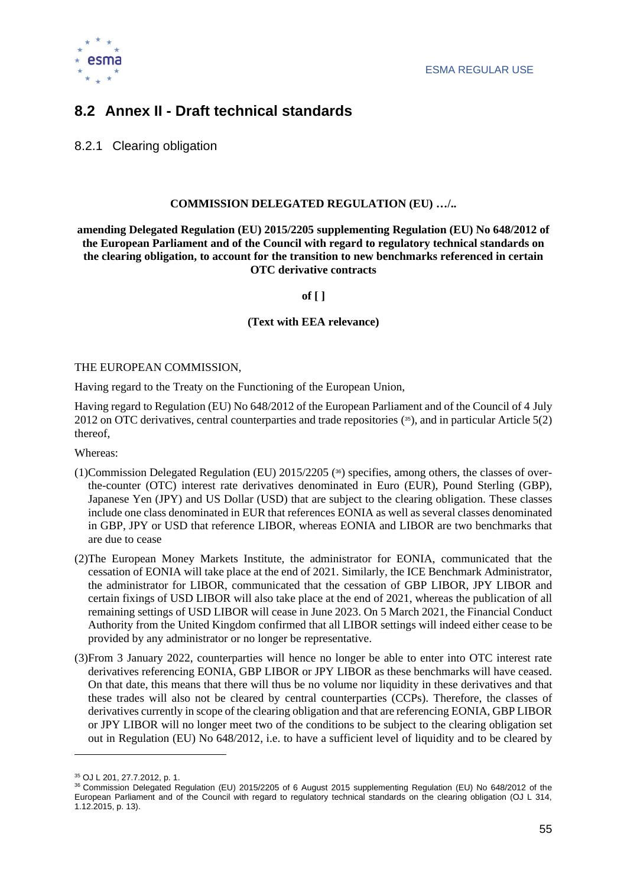## 8.2 Annex II - Draft technical standards

### 8.2.1 Clearing obligation

**COMMISSION DELEGATED REGULATION (EU) …/..**

**amending Delegated Regulation (EU) 2015/2205 supplementing Regulation (EU) No 648/2012 of the European Parliament and of the Council with regard to regulatory technical standards on the clearing obligation, to account for the transition to new benchmarks referenced in certain OTC derivative contracts**

**of [ ]**

**(Text with EEA relevance)**

THE EUROPEAN COMMISSION,

Having regard to the Treaty on the Functioning of the European Union,

Having regard to Regulation (EU) No 648/2012 of the European Parliament and of the Council of 4 July 2012 on OTC derivatives, central counterparties and trade repositories ([35]), and in particular Article 5(2) thereof,

Whereas:

(1)Commission Delegated Regulation (EU) 2015/2205 ([36]) specifies, among others, the classes of over-the-counter (OTC) interest rate derivatives denominated in Euro (EUR), Pound Sterling (GBP), Japanese Yen (JPY) and US Dollar (USD) that are subject to the clearing obligation. These classes include one class denominated in EUR that references EONIA as well as several classes denominated in GBP, JPY or USD that reference LIBOR, whereas EONIA and LIBOR are two benchmarks that are due to cease

(2)The European Money Markets Institute, the administrator for EONIA, communicated that the cessation of EONIA will take place at the end of 2021. Similarly, the ICE Benchmark Administrator, the administrator for LIBOR, communicated that the cessation of GBP LIBOR, JPY LIBOR and certain fixings of USD LIBOR will also take place at the end of 2021, whereas the publication of all remaining settings of USD LIBOR will cease in June 2023. On 5 March 2021, the Financial Conduct Authority from the United Kingdom confirmed that all LIBOR settings will indeed either cease to be provided by any administrator or no longer be representative.

(3)From 3 January 2022, counterparties will hence no longer be able to enter into OTC interest rate derivatives referencing EONIA, GBP LIBOR or JPY LIBOR as these benchmarks will have ceased. On that date, this means that there will thus be no volume nor liquidity in these derivatives and that these trades will also not be cleared by central counterparties (CCPs). Therefore, the classes of derivatives currently in scope of the clearing obligation and that are referencing EONIA, GBP LIBOR or JPY LIBOR will no longer meet two of the conditions to be subject to the clearing obligation set out in Regulation (EU) No 648/2012, i.e. to have a sufficient level of liquidity and to be cleared by

---

[35] OJ L 201, 27.7.2012, p. 1.

[36] Commission Delegated Regulation (EU) 2015/2205 of 6 August 2015 supplementing Regulation (EU) No 648/2012 of the European Parliament and of the Council with regard to regulatory technical standards on the clearing obligation (OJ L 314, 1.12.2015, p. 13).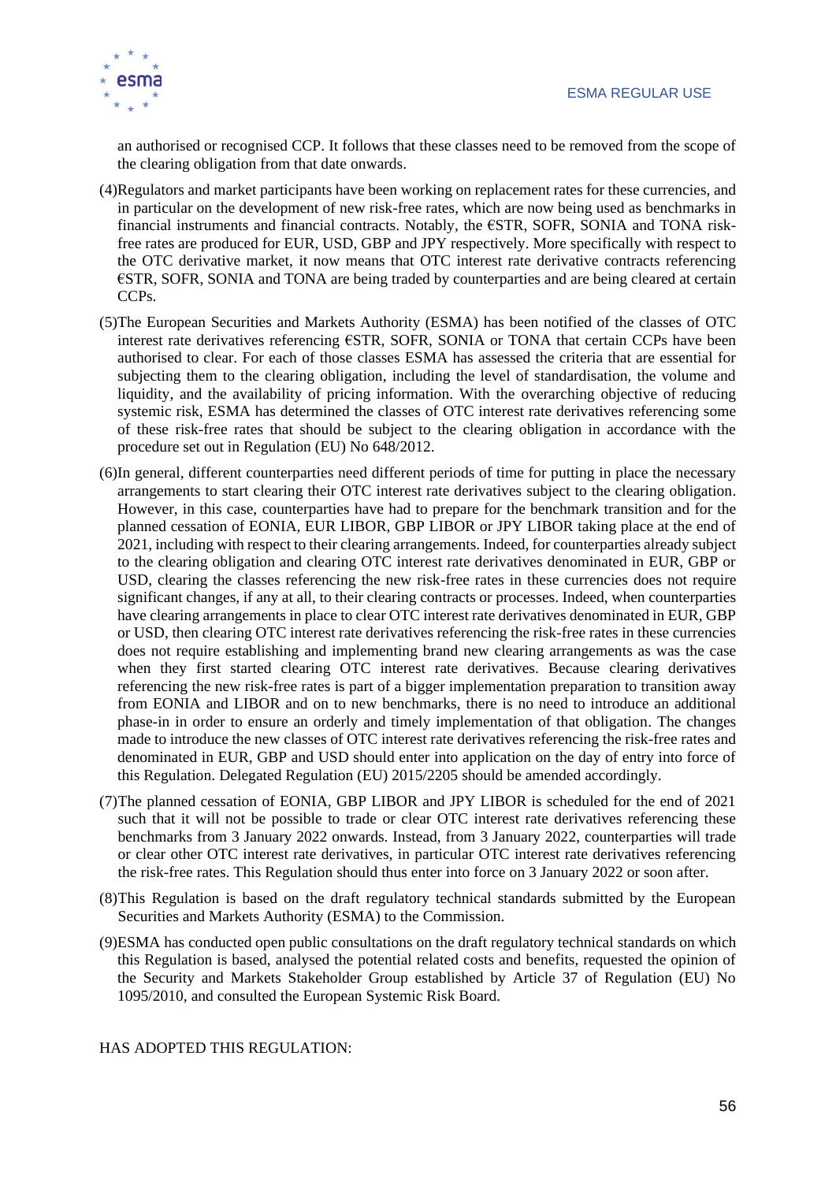an authorised or recognised CCP. It follows that these classes need to be removed from the scope of the clearing obligation from that date onwards.

(4) Regulators and market participants have been working on replacement rates for these currencies, and in particular on the development of new risk-free rates, which are now being used as benchmarks in financial instruments and financial contracts. Notably, the €STR, SOFR, SONIA and TONA risk-free rates are produced for EUR, USD, GBP and JPY respectively. More specifically with respect to the OTC derivative market, it now means that OTC interest rate derivative contracts referencing €STR, SOFR, SONIA and TONA are being traded by counterparties and are being cleared at certain CCPs.

(5) The European Securities and Markets Authority (ESMA) has been notified of the classes of OTC interest rate derivatives referencing €STR, SOFR, SONIA or TONA that certain CCPs have been authorised to clear. For each of those classes ESMA has assessed the criteria that are essential for subjecting them to the clearing obligation, including the level of standardisation, the volume and liquidity, and the availability of pricing information. With the overarching objective of reducing systemic risk, ESMA has determined the classes of OTC interest rate derivatives referencing some of these risk-free rates that should be subject to the clearing obligation in accordance with the procedure set out in Regulation (EU) No 648/2012.

(6) In general, different counterparties need different periods of time for putting in place the necessary arrangements to start clearing their OTC interest rate derivatives subject to the clearing obligation. However, in this case, counterparties have had to prepare for the benchmark transition and for the planned cessation of EONIA, EUR LIBOR, GBP LIBOR or JPY LIBOR taking place at the end of 2021, including with respect to their clearing arrangements. Indeed, for counterparties already subject to the clearing obligation and clearing OTC interest rate derivatives denominated in EUR, GBP or USD, clearing the classes referencing the new risk-free rates in these currencies does not require significant changes, if any at all, to their clearing contracts or processes. Indeed, when counterparties have clearing arrangements in place to clear OTC interest rate derivatives denominated in EUR, GBP or USD, then clearing OTC interest rate derivatives referencing the risk-free rates in these currencies does not require establishing and implementing brand new clearing arrangements as was the case when they first started clearing OTC interest rate derivatives. Because clearing derivatives referencing the new risk-free rates is part of a bigger implementation preparation to transition away from EONIA and LIBOR and on to new benchmarks, there is no need to introduce an additional phase-in in order to ensure an orderly and timely implementation of that obligation. The changes made to introduce the new classes of OTC interest rate derivatives referencing the risk-free rates and denominated in EUR, GBP and USD should enter into application on the day of entry into force of this Regulation. Delegated Regulation (EU) 2015/2205 should be amended accordingly.

(7) The planned cessation of EONIA, GBP LIBOR and JPY LIBOR is scheduled for the end of 2021 such that it will not be possible to trade or clear OTC interest rate derivatives referencing these benchmarks from 3 January 2022 onwards. Instead, from 3 January 2022, counterparties will trade or clear other OTC interest rate derivatives, in particular OTC interest rate derivatives referencing the risk-free rates. This Regulation should thus enter into force on 3 January 2022 or soon after.

(8) This Regulation is based on the draft regulatory technical standards submitted by the European Securities and Markets Authority (ESMA) to the Commission.

(9) ESMA has conducted open public consultations on the draft regulatory technical standards on which this Regulation is based, analysed the potential related costs and benefits, requested the opinion of the Security and Markets Stakeholder Group established by Article 37 of Regulation (EU) No 1095/2010, and consulted the European Systemic Risk Board.

HAS ADOPTED THIS REGULATION: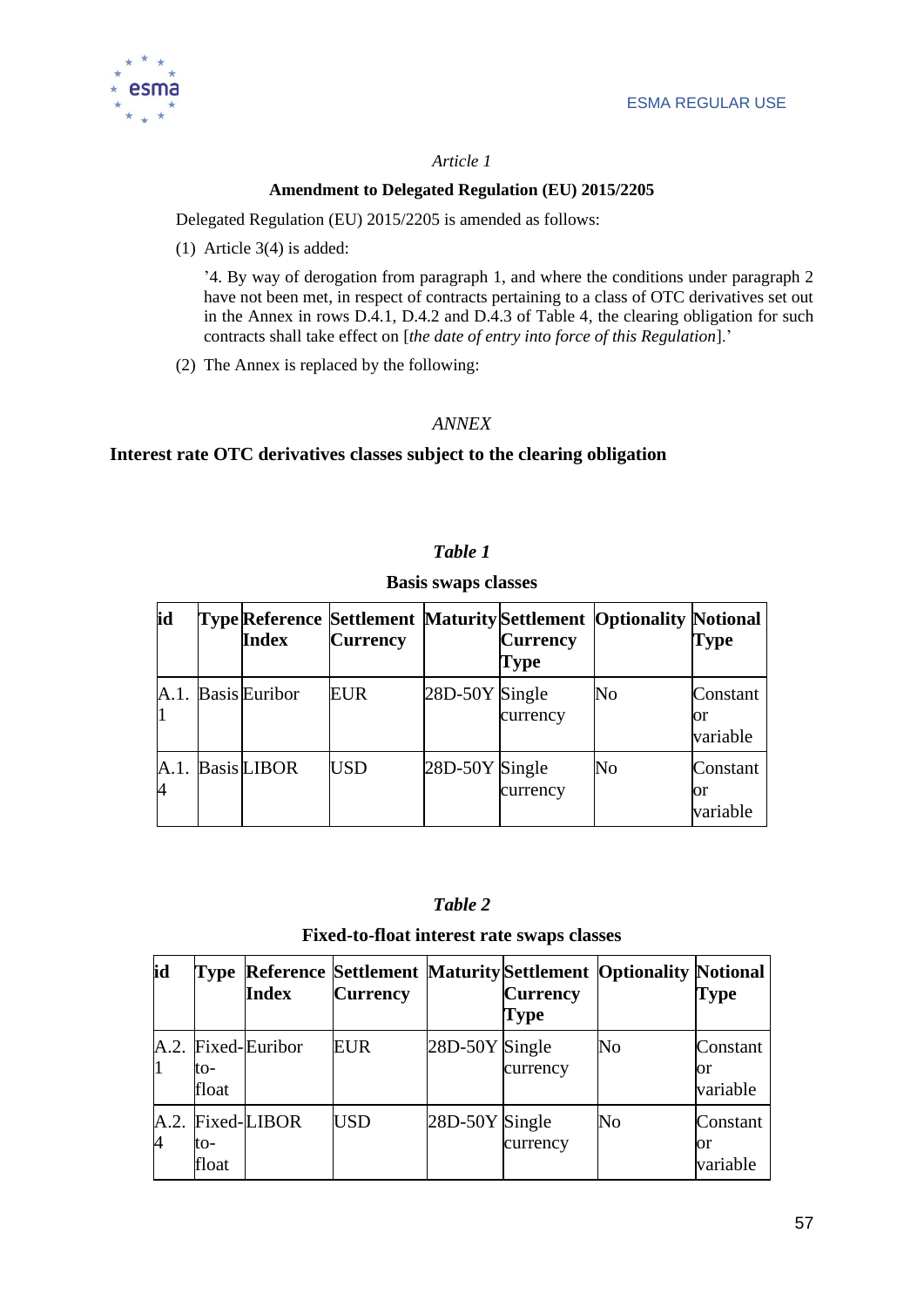*Article 1*

**Amendment to Delegated Regulation (EU) 2015/2205**

Delegated Regulation (EU) 2015/2205 is amended as follows:

(1) Article 3(4) is added:

'4. By way of derogation from paragraph 1, and where the conditions under paragraph 2 have not been met, in respect of contracts pertaining to a class of OTC derivatives set out in the Annex in rows D.4.1, D.4.2 and D.4.3 of Table 4, the clearing obligation for such contracts shall take effect on [*the date of entry into force of this Regulation*].'

(2) The Annex is replaced by the following:

*ANNEX*

**Interest rate OTC derivatives classes subject to the clearing obligation**

***Table 1***

**Basis swaps classes**

| id | Type | Reference Index | Settlement Currency | Maturity | Settlement Currency Type | Optionality | Notional Type |
|---|---|---|---|---|---|---|---|
| A.1.1 | Basis | Euribor | EUR | 28D-50Y | Single currency | No | Constant or variable |
| A.1.4 | Basis | LIBOR | USD | 28D-50Y | Single currency | No | Constant or variable |

***Table 2***

**Fixed-to-float interest rate swaps classes**

| id | Type | Reference Index | Settlement Currency | Maturity | Settlement Currency Type | Optionality | Notional Type |
|---|---|---|---|---|---|---|---|
| A.2.1 | Fixed-to-float | Euribor | EUR | 28D-50Y | Single currency | No | Constant or variable |
| A.2.4 | Fixed-to-float | LIBOR | USD | 28D-50Y | Single currency | No | Constant or variable |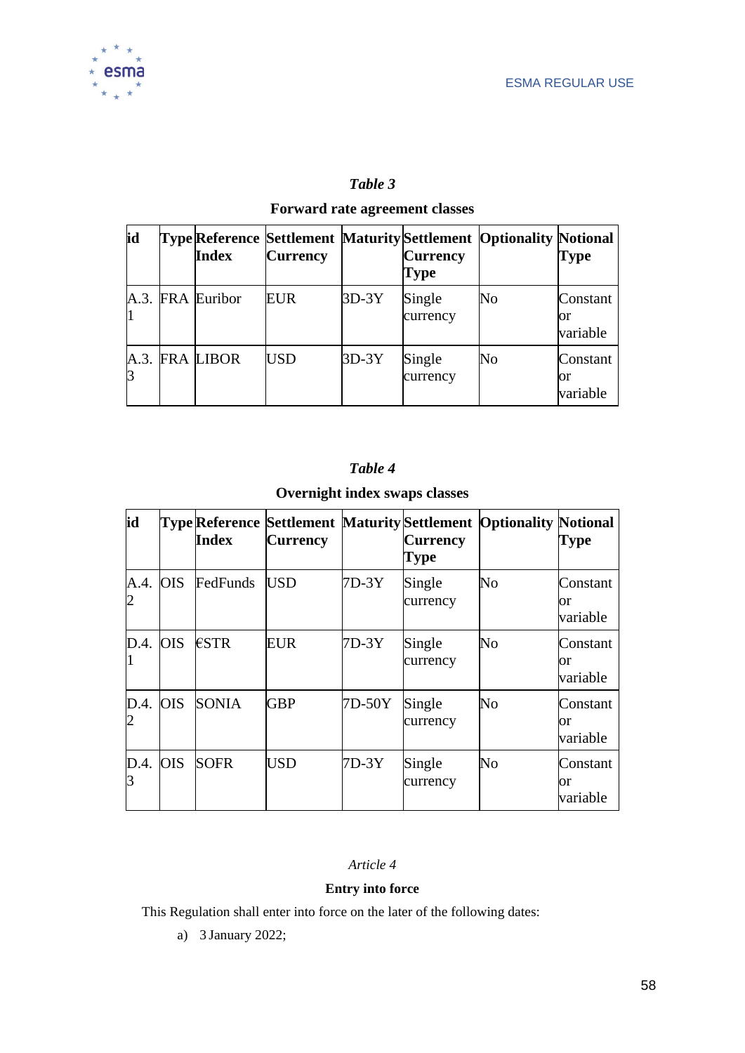*Table 3*

**Forward rate agreement classes**

| id | Type | Reference Index | Settlement Currency | Maturity | Settlement Currency Type | Optionality | Notional Type |
|---|---|---|---|---|---|---|---|
| A.3.1 | FRA | Euribor | EUR | 3D-3Y | Single currency | No | Constant or variable |
| A.3.3 | FRA | LIBOR | USD | 3D-3Y | Single currency | No | Constant or variable |

*Table 4*

**Overnight index swaps classes**

| id | Type | Reference Index | Settlement Currency | Maturity | Settlement Currency Type | Optionality | Notional Type |
|---|---|---|---|---|---|---|---|
| A.4.2 | OIS | FedFunds | USD | 7D-3Y | Single currency | No | Constant or variable |
| D.4.1 | OIS | €STR | EUR | 7D-3Y | Single currency | No | Constant or variable |
| D.4.2 | OIS | SONIA | GBP | 7D-50Y | Single currency | No | Constant or variable |
| D.4.3 | OIS | SOFR | USD | 7D-3Y | Single currency | No | Constant or variable |

*Article 4*

**Entry into force**

This Regulation shall enter into force on the later of the following dates:

a) 3 January 2022;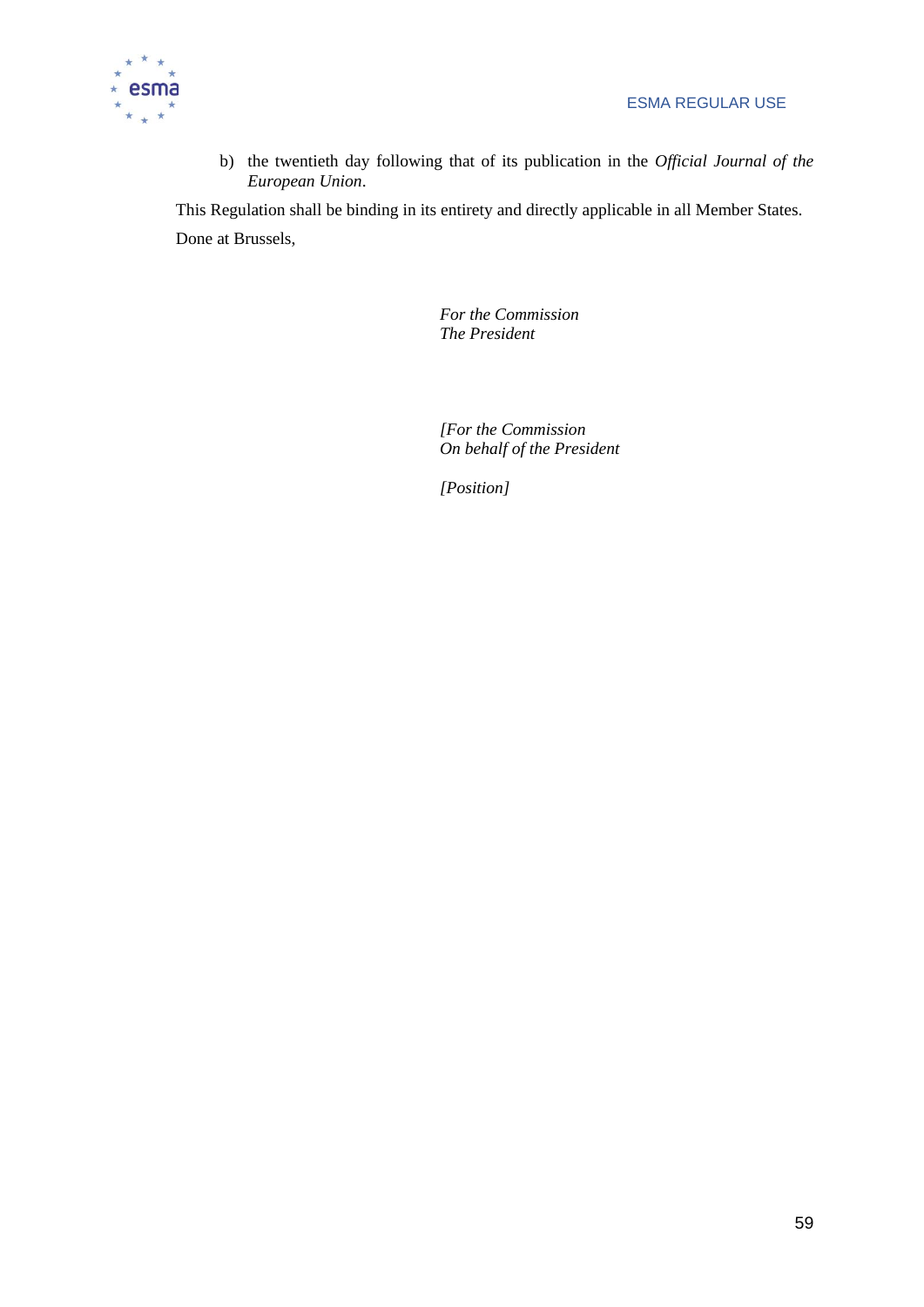b) the twentieth day following that of its publication in the *Official Journal of the European Union*.

This Regulation shall be binding in its entirety and directly applicable in all Member States.

Done at Brussels,

*For the Commission*
*The President*

*[For the Commission*
*On behalf of the President*

*[Position]*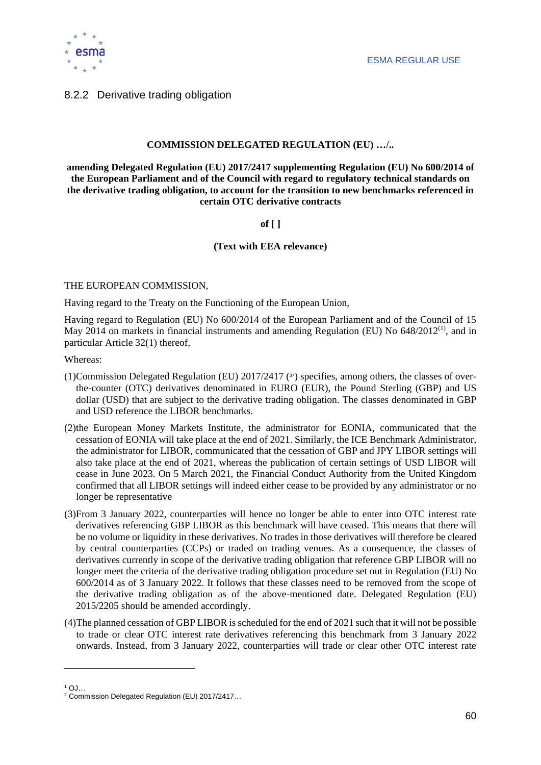### 8.2.2 Derivative trading obligation

**COMMISSION DELEGATED REGULATION (EU) …/..**

**amending Delegated Regulation (EU) 2017/2417 supplementing Regulation (EU) No 600/2014 of the European Parliament and of the Council with regard to regulatory technical standards on the derivative trading obligation, to account for the transition to new benchmarks referenced in certain OTC derivative contracts**

**of [ ]**

**(Text with EEA relevance)**

THE EUROPEAN COMMISSION,

Having regard to the Treaty on the Functioning of the European Union,

Having regard to Regulation (EU) No 600/2014 of the European Parliament and of the Council of 15 May 2014 on markets in financial instruments and amending Regulation (EU) No 648/2012[1], and in particular Article 32(1) thereof,

Whereas:

(1)Commission Delegated Regulation (EU) 2017/2417 ([37]) specifies, among others, the classes of over-the-counter (OTC) derivatives denominated in EURO (EUR), the Pound Sterling (GBP) and US dollar (USD) that are subject to the derivative trading obligation. The classes denominated in GBP and USD reference the LIBOR benchmarks.

(2)the European Money Markets Institute, the administrator for EONIA, communicated that the cessation of EONIA will take place at the end of 2021. Similarly, the ICE Benchmark Administrator, the administrator for LIBOR, communicated that the cessation of GBP and JPY LIBOR settings will also take place at the end of 2021, whereas the publication of certain settings of USD LIBOR will cease in June 2023. On 5 March 2021, the Financial Conduct Authority from the United Kingdom confirmed that all LIBOR settings will indeed either cease to be provided by any administrator or no longer be representative

(3)From 3 January 2022, counterparties will hence no longer be able to enter into OTC interest rate derivatives referencing GBP LIBOR as this benchmark will have ceased. This means that there will be no volume or liquidity in these derivatives. No trades in those derivatives will therefore be cleared by central counterparties (CCPs) or traded on trading venues. As a consequence, the classes of derivatives currently in scope of the derivative trading obligation that reference GBP LIBOR will no longer meet the criteria of the derivative trading obligation procedure set out in Regulation (EU) No 600/2014 as of 3 January 2022. It follows that these classes need to be removed from the scope of the derivative trading obligation as of the above-mentioned date. Delegated Regulation (EU) 2015/2205 should be amended accordingly.

(4)The planned cessation of GBP LIBOR is scheduled for the end of 2021 such that it will not be possible to trade or clear OTC interest rate derivatives referencing this benchmark from 3 January 2022 onwards. Instead, from 3 January 2022, counterparties will trade or clear other OTC interest rate

---

[1] OJ…

[2] Commission Delegated Regulation (EU) 2017/2417…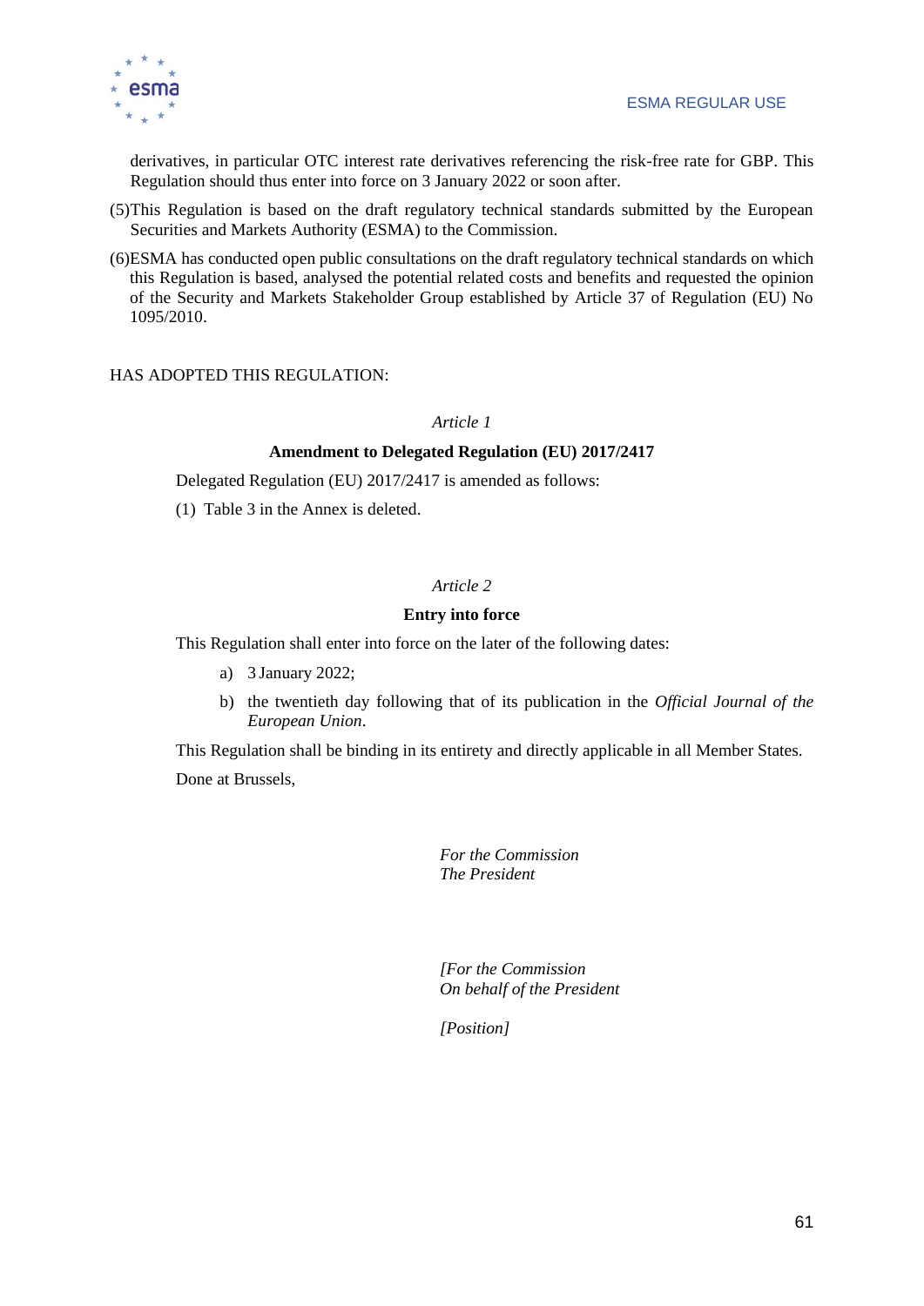derivatives, in particular OTC interest rate derivatives referencing the risk-free rate for GBP. This Regulation should thus enter into force on 3 January 2022 or soon after.

(5) This Regulation is based on the draft regulatory technical standards submitted by the European Securities and Markets Authority (ESMA) to the Commission.

(6) ESMA has conducted open public consultations on the draft regulatory technical standards on which this Regulation is based, analysed the potential related costs and benefits and requested the opinion of the Security and Markets Stakeholder Group established by Article 37 of Regulation (EU) No 1095/2010.

HAS ADOPTED THIS REGULATION:

*Article 1*

**Amendment to Delegated Regulation (EU) 2017/2417**

Delegated Regulation (EU) 2017/2417 is amended as follows:

(1) Table 3 in the Annex is deleted.

*Article 2*

**Entry into force**

This Regulation shall enter into force on the later of the following dates:

a) 3 January 2022;

b) the twentieth day following that of its publication in the *Official Journal of the European Union*.

This Regulation shall be binding in its entirety and directly applicable in all Member States.

Done at Brussels,

*For the Commission*
*The President*

*[For the Commission*
*On behalf of the President*

*[Position]*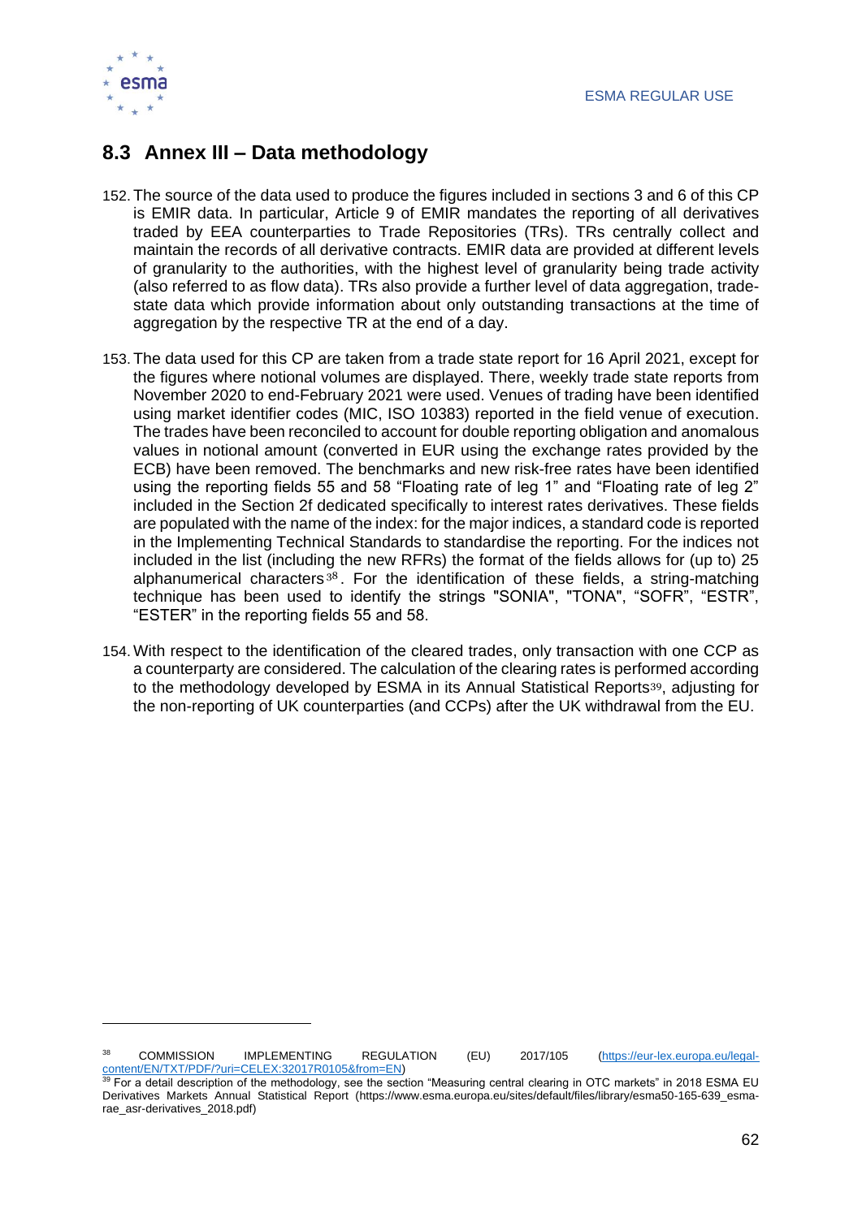## 8.3 Annex III – Data methodology

152. The source of the data used to produce the figures included in sections 3 and 6 of this CP is EMIR data. In particular, Article 9 of EMIR mandates the reporting of all derivatives traded by EEA counterparties to Trade Repositories (TRs). TRs centrally collect and maintain the records of all derivative contracts. EMIR data are provided at different levels of granularity to the authorities, with the highest level of granularity being trade activity (also referred to as flow data). TRs also provide a further level of data aggregation, trade-state data which provide information about only outstanding transactions at the time of aggregation by the respective TR at the end of a day.

153. The data used for this CP are taken from a trade state report for 16 April 2021, except for the figures where notional volumes are displayed. There, weekly trade state reports from November 2020 to end-February 2021 were used. Venues of trading have been identified using market identifier codes (MIC, ISO 10383) reported in the field venue of execution. The trades have been reconciled to account for double reporting obligation and anomalous values in notional amount (converted in EUR using the exchange rates provided by the ECB) have been removed. The benchmarks and new risk-free rates have been identified using the reporting fields 55 and 58 "Floating rate of leg 1" and "Floating rate of leg 2" included in the Section 2f dedicated specifically to interest rates derivatives. These fields are populated with the name of the index: for the major indices, a standard code is reported in the Implementing Technical Standards to standardise the reporting. For the indices not included in the list (including the new RFRs) the format of the fields allows for (up to) 25 alphanumerical characters[38]. For the identification of these fields, a string-matching technique has been used to identify the strings "SONIA", "TONA", "SOFR", "ESTR", "ESTER" in the reporting fields 55 and 58.

154. With respect to the identification of the cleared trades, only transaction with one CCP as a counterparty are considered. The calculation of the clearing rates is performed according to the methodology developed by ESMA in its Annual Statistical Reports[39], adjusting for the non-reporting of UK counterparties (and CCPs) after the UK withdrawal from the EU.

---

[38] COMMISSION IMPLEMENTING REGULATION (EU) 2017/105 (https://eur-lex.europa.eu/legal-content/EN/TXT/PDF/?uri=CELEX:32017R0105&from=EN)

[39] For a detail description of the methodology, see the section "Measuring central clearing in OTC markets" in 2018 ESMA EU Derivatives Markets Annual Statistical Report (https://www.esma.europa.eu/sites/default/files/library/esma50-165-639_esma-rae_asr-derivatives_2018.pdf)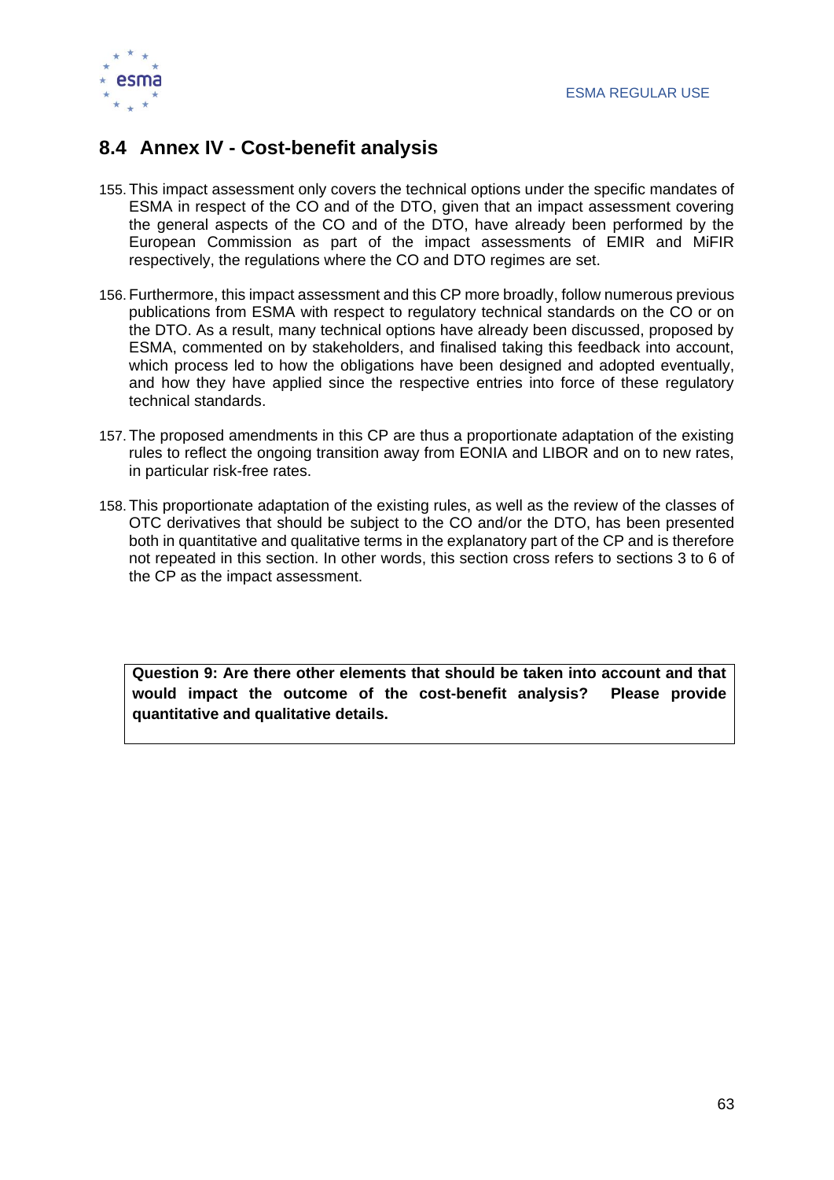## 8.4 Annex IV - Cost-benefit analysis

155. This impact assessment only covers the technical options under the specific mandates of ESMA in respect of the CO and of the DTO, given that an impact assessment covering the general aspects of the CO and of the DTO, have already been performed by the European Commission as part of the impact assessments of EMIR and MiFIR respectively, the regulations where the CO and DTO regimes are set.

156. Furthermore, this impact assessment and this CP more broadly, follow numerous previous publications from ESMA with respect to regulatory technical standards on the CO or on the DTO. As a result, many technical options have already been discussed, proposed by ESMA, commented on by stakeholders, and finalised taking this feedback into account, which process led to how the obligations have been designed and adopted eventually, and how they have applied since the respective entries into force of these regulatory technical standards.

157. The proposed amendments in this CP are thus a proportionate adaptation of the existing rules to reflect the ongoing transition away from EONIA and LIBOR and on to new rates, in particular risk-free rates.

158. This proportionate adaptation of the existing rules, as well as the review of the classes of OTC derivatives that should be subject to the CO and/or the DTO, has been presented both in quantitative and qualitative terms in the explanatory part of the CP and is therefore not repeated in this section. In other words, this section cross refers to sections 3 to 6 of the CP as the impact assessment.

**Question 9: Are there other elements that should be taken into account and that would impact the outcome of the cost-benefit analysis? Please provide quantitative and qualitative details.**